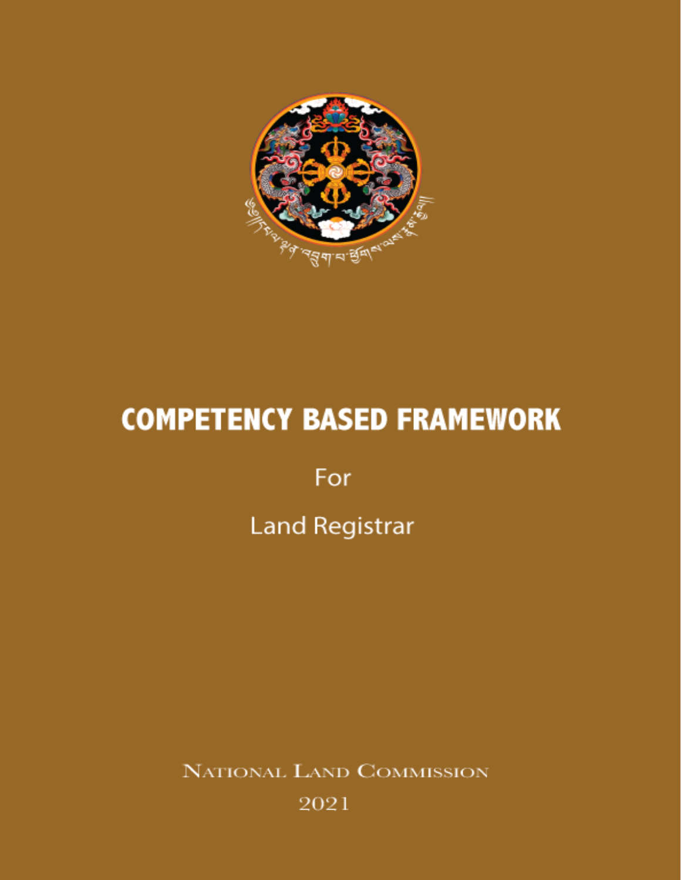# COMPETENCY BASED FRAMEWORK

For

Land Registrar

NATIONAL LAND COMMISSION

2021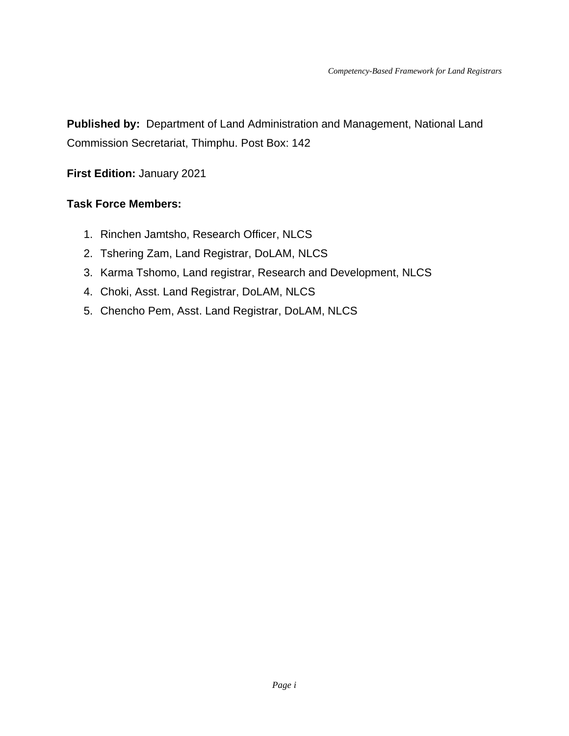**Published by:** Department of Land Administration and Management, National Land Commission Secretariat, Thimphu. Post Box: 142

**First Edition:** January 2021

**Task Force Members:**

1. Rinchen Jamtsho, Research Officer, NLCS
2. Tshering Zam, Land Registrar, DoLAM, NLCS
3. Karma Tshomo, Land registrar, Research and Development, NLCS
4. Choki, Asst. Land Registrar, DoLAM, NLCS
5. Chencho Pem, Asst. Land Registrar, DoLAM, NLCS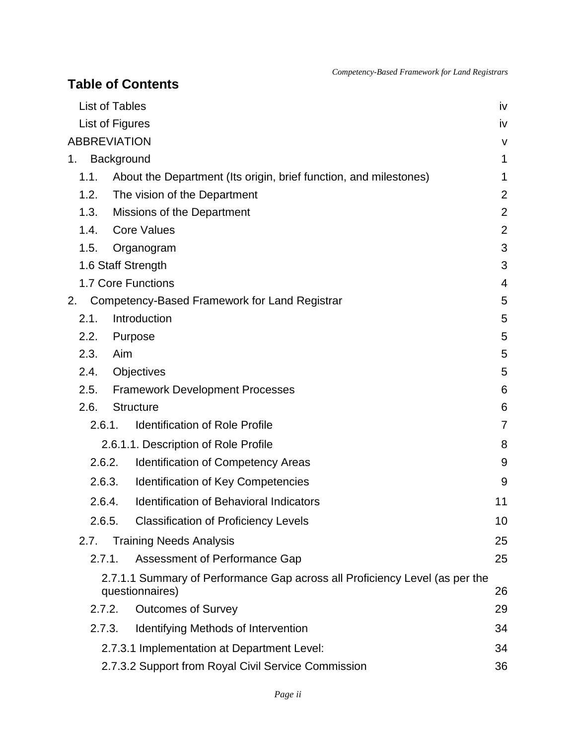# Table of Contents

| | |
|---|---|
| List of Tables | iv |
| List of Figures | iv |
| ABBREVIATION | v |
| 1. Background | 1 |
| 1.1. About the Department (Its origin, brief function, and milestones) | 1 |
| 1.2. The vision of the Department | 2 |
| 1.3. Missions of the Department | 2 |
| 1.4. Core Values | 2 |
| 1.5. Organogram | 3 |
| 1.6 Staff Strength | 3 |
| 1.7 Core Functions | 4 |
| 2. Competency-Based Framework for Land Registrar | 5 |
| 2.1. Introduction | 5 |
| 2.2. Purpose | 5 |
| 2.3. Aim | 5 |
| 2.4. Objectives | 5 |
| 2.5. Framework Development Processes | 6 |
| 2.6. Structure | 6 |
| 2.6.1. Identification of Role Profile | 7 |
| 2.6.1.1. Description of Role Profile | 8 |
| 2.6.2. Identification of Competency Areas | 9 |
| 2.6.3. Identification of Key Competencies | 9 |
| 2.6.4. Identification of Behavioral Indicators | 11 |
| 2.6.5. Classification of Proficiency Levels | 10 |
| 2.7. Training Needs Analysis | 25 |
| 2.7.1. Assessment of Performance Gap | 25 |
| 2.7.1.1 Summary of Performance Gap across all Proficiency Level (as per the questionnaires) | 26 |
| 2.7.2. Outcomes of Survey | 29 |
| 2.7.3. Identifying Methods of Intervention | 34 |
| 2.7.3.1 Implementation at Department Level: | 34 |
| 2.7.3.2 Support from Royal Civil Service Commission | 36 |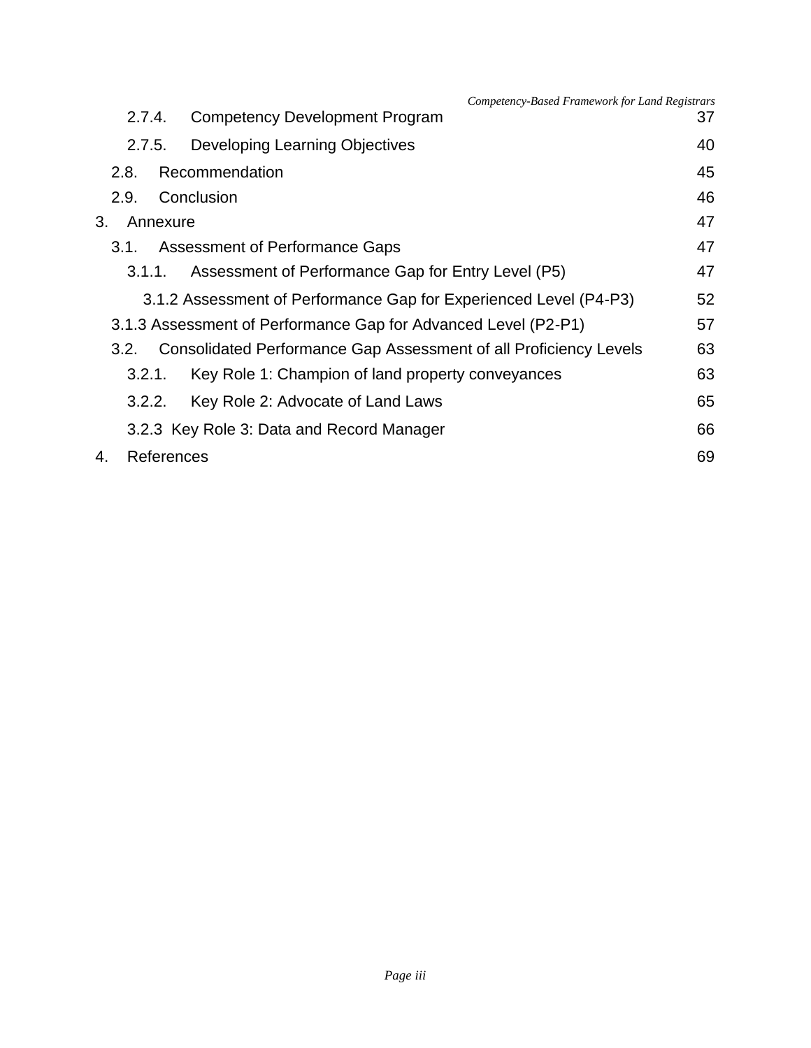| | |
|---|---|
| 2.7.4. Competency Development Program | 37 |
| 2.7.5. Developing Learning Objectives | 40 |
| 2.8. Recommendation | 45 |
| 2.9. Conclusion | 46 |
| 3. Annexure | 47 |
| 3.1. Assessment of Performance Gaps | 47 |
| 3.1.1. Assessment of Performance Gap for Entry Level (P5) | 47 |
| 3.1.2 Assessment of Performance Gap for Experienced Level (P4-P3) | 52 |
| 3.1.3 Assessment of Performance Gap for Advanced Level (P2-P1) | 57 |
| 3.2. Consolidated Performance Gap Assessment of all Proficiency Levels | 63 |
| 3.2.1. Key Role 1: Champion of land property conveyances | 63 |
| 3.2.2. Key Role 2: Advocate of Land Laws | 65 |
| 3.2.3 Key Role 3: Data and Record Manager | 66 |
| 4. References | 69 |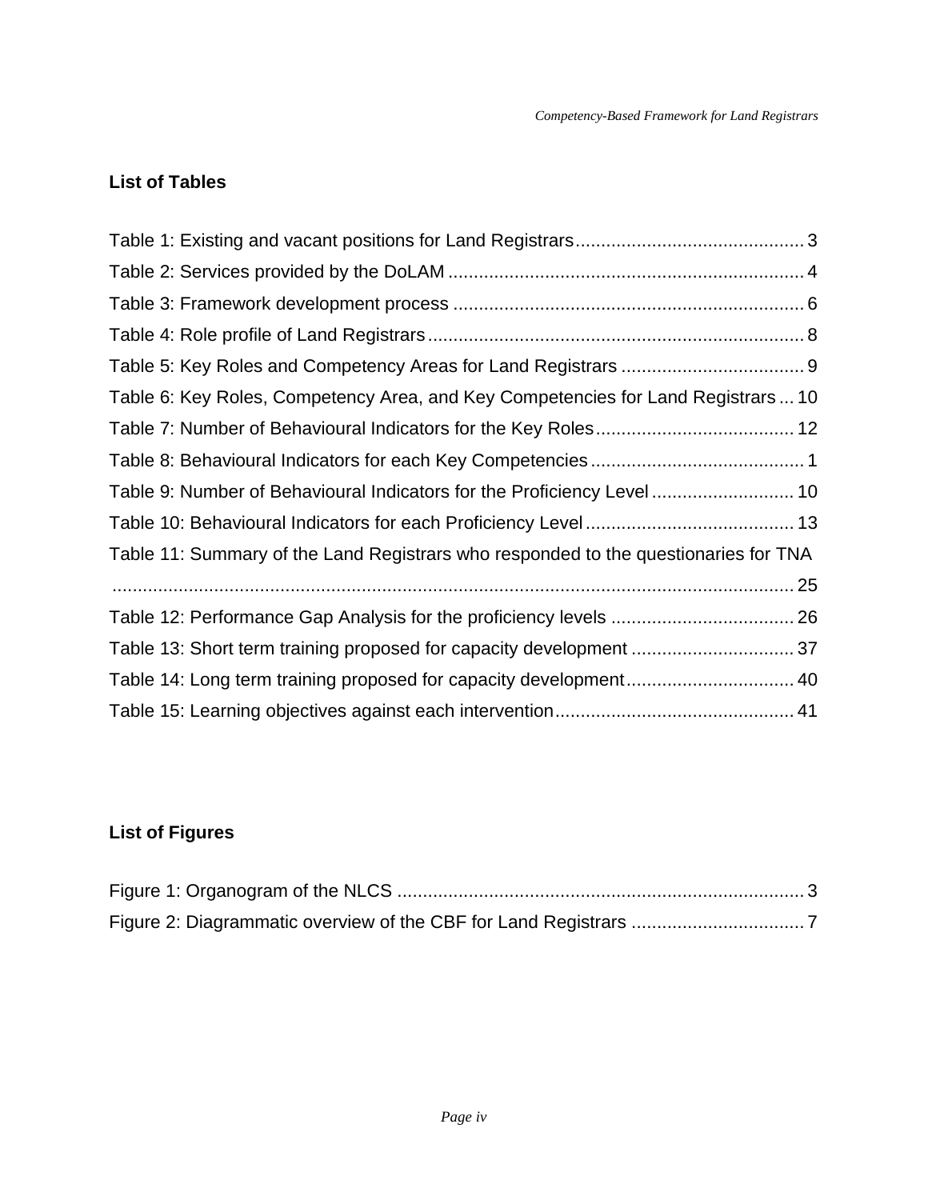## List of Tables

Table 1: Existing and vacant positions for Land Registrars............................................ 3
Table 2: Services provided by the DoLAM ...................................................................... 4
Table 3: Framework development process ..................................................................... 6
Table 4: Role profile of Land Registrars .......................................................................... 8
Table 5: Key Roles and Competency Areas for Land Registrars .................................... 9
Table 6: Key Roles, Competency Area, and Key Competencies for Land Registrars ... 10
Table 7: Number of Behavioural Indicators for the Key Roles ....................................... 12
Table 8: Behavioural Indicators for each Key Competencies .......................................... 1
Table 9: Number of Behavioural Indicators for the Proficiency Level ............................ 10
Table 10: Behavioural Indicators for each Proficiency Level ......................................... 13
Table 11: Summary of the Land Registrars who responded to the questionaries for TNA ........................................................................................................................... 25
Table 12: Performance Gap Analysis for the proficiency levels .................................... 26
Table 13: Short term training proposed for capacity development ................................ 37
Table 14: Long term training proposed for capacity development ................................. 40
Table 15: Learning objectives against each intervention ............................................... 41

## List of Figures

Figure 1: Organogram of the NLCS ................................................................................ 3
Figure 2: Diagrammatic overview of the CBF for Land Registrars .................................. 7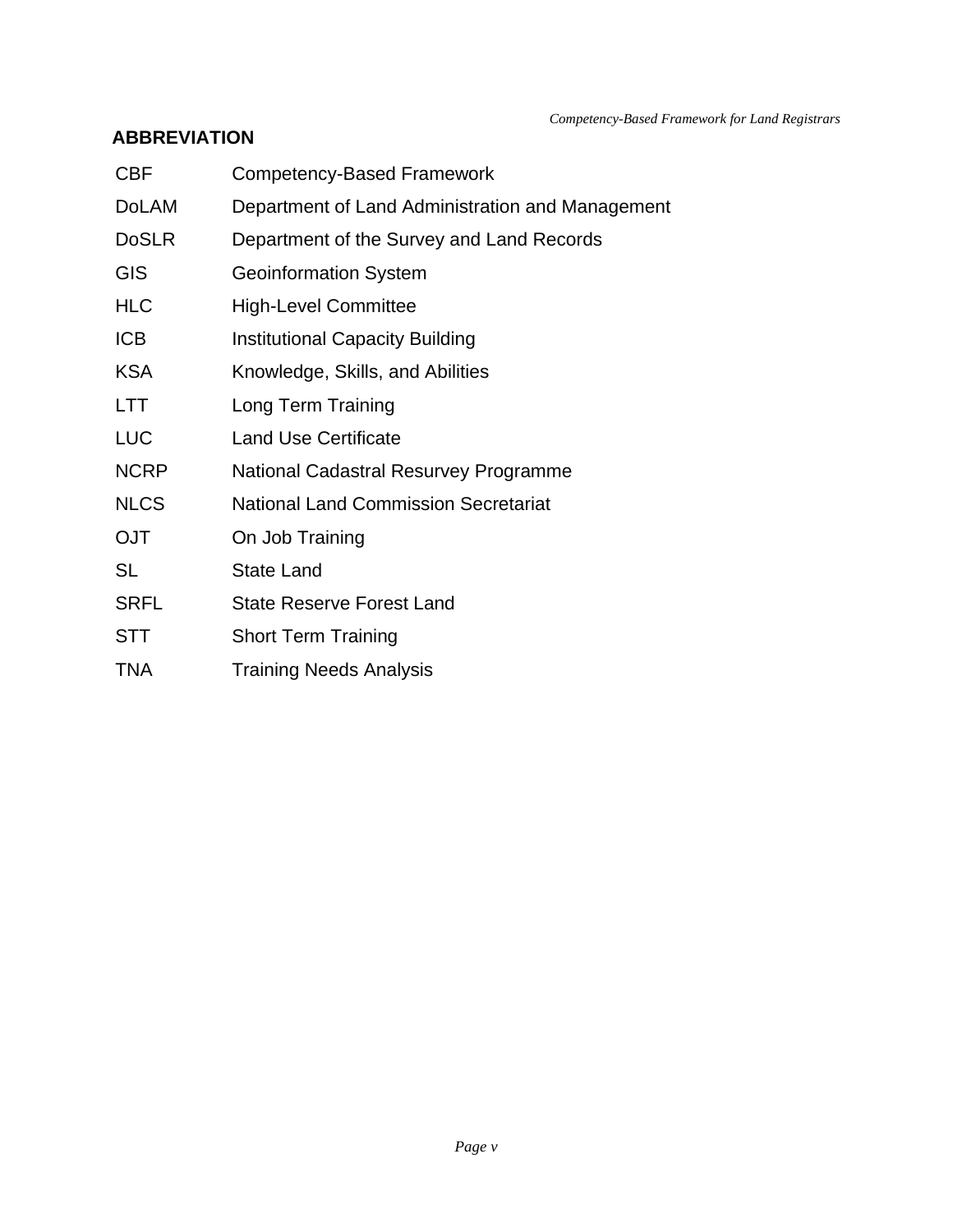## ABBREVIATION

| | |
|---|---|
| CBF | Competency-Based Framework |
| DoLAM | Department of Land Administration and Management |
| DoSLR | Department of the Survey and Land Records |
| GIS | Geoinformation System |
| HLC | High-Level Committee |
| ICB | Institutional Capacity Building |
| KSA | Knowledge, Skills, and Abilities |
| LTT | Long Term Training |
| LUC | Land Use Certificate |
| NCRP | National Cadastral Resurvey Programme |
| NLCS | National Land Commission Secretariat |
| OJT | On Job Training |
| SL | State Land |
| SRFL | State Reserve Forest Land |
| STT | Short Term Training |
| TNA | Training Needs Analysis |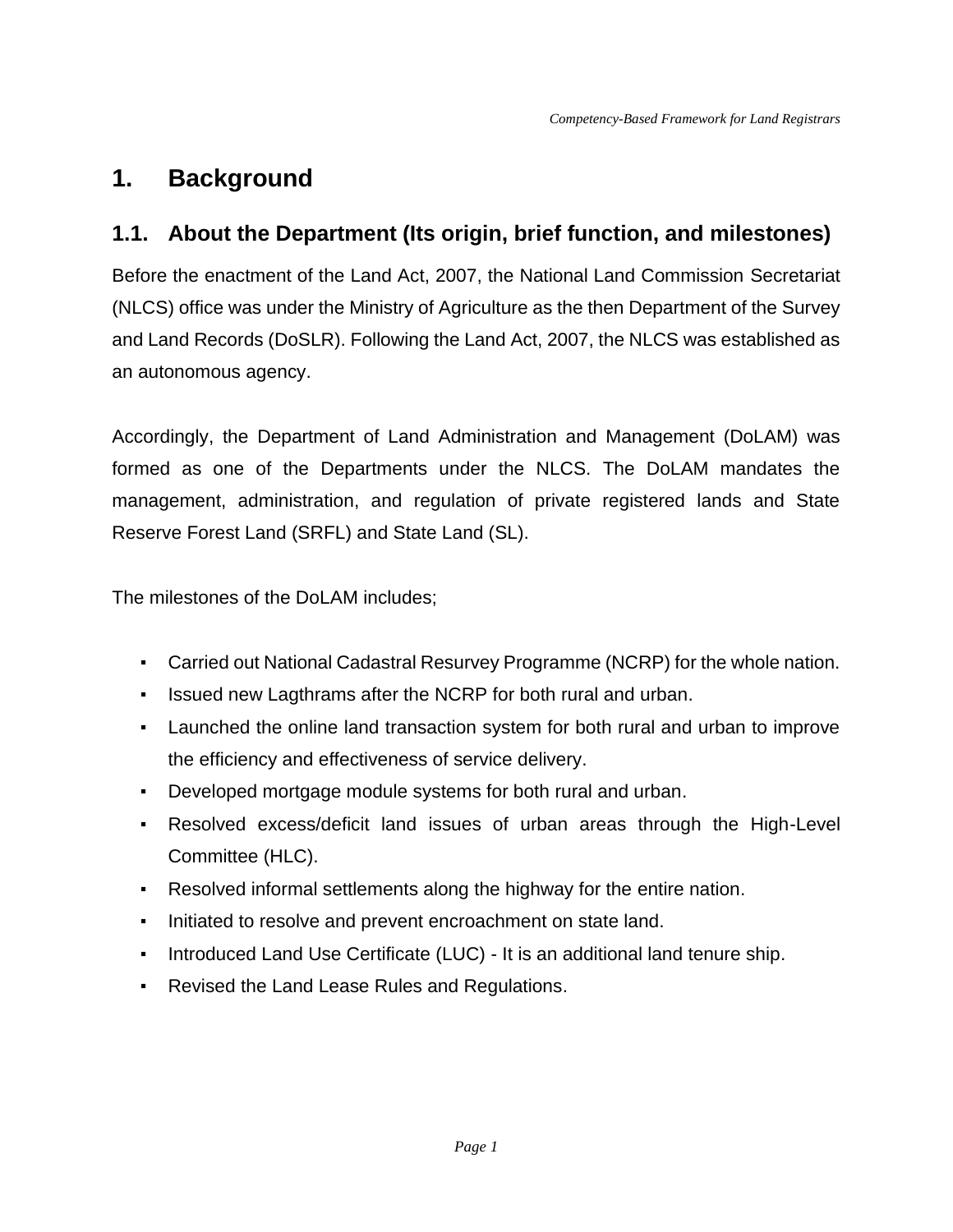# 1. Background

## 1.1. About the Department (Its origin, brief function, and milestones)

Before the enactment of the Land Act, 2007, the National Land Commission Secretariat (NLCS) office was under the Ministry of Agriculture as the then Department of the Survey and Land Records (DoSLR). Following the Land Act, 2007, the NLCS was established as an autonomous agency.

Accordingly, the Department of Land Administration and Management (DoLAM) was formed as one of the Departments under the NLCS. The DoLAM mandates the management, administration, and regulation of private registered lands and State Reserve Forest Land (SRFL) and State Land (SL).

The milestones of the DoLAM includes;

- Carried out National Cadastral Resurvey Programme (NCRP) for the whole nation.
- Issued new Lagthrams after the NCRP for both rural and urban.
- Launched the online land transaction system for both rural and urban to improve the efficiency and effectiveness of service delivery.
- Developed mortgage module systems for both rural and urban.
- Resolved excess/deficit land issues of urban areas through the High-Level Committee (HLC).
- Resolved informal settlements along the highway for the entire nation.
- Initiated to resolve and prevent encroachment on state land.
- Introduced Land Use Certificate (LUC) - It is an additional land tenure ship.
- Revised the Land Lease Rules and Regulations.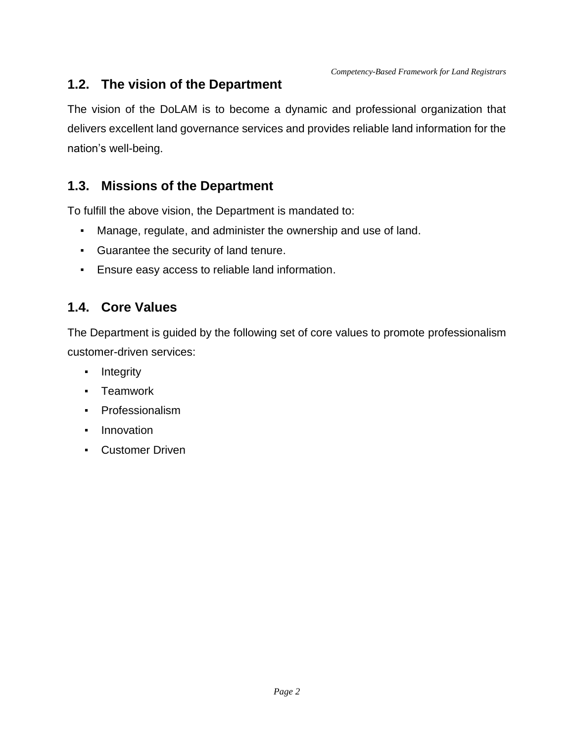## 1.2. The vision of the Department

The vision of the DoLAM is to become a dynamic and professional organization that delivers excellent land governance services and provides reliable land information for the nation's well-being.

## 1.3. Missions of the Department

To fulfill the above vision, the Department is mandated to:

- Manage, regulate, and administer the ownership and use of land.
- Guarantee the security of land tenure.
- Ensure easy access to reliable land information.

## 1.4. Core Values

The Department is guided by the following set of core values to promote professionalism customer-driven services:

- Integrity
- Teamwork
- Professionalism
- Innovation
- Customer Driven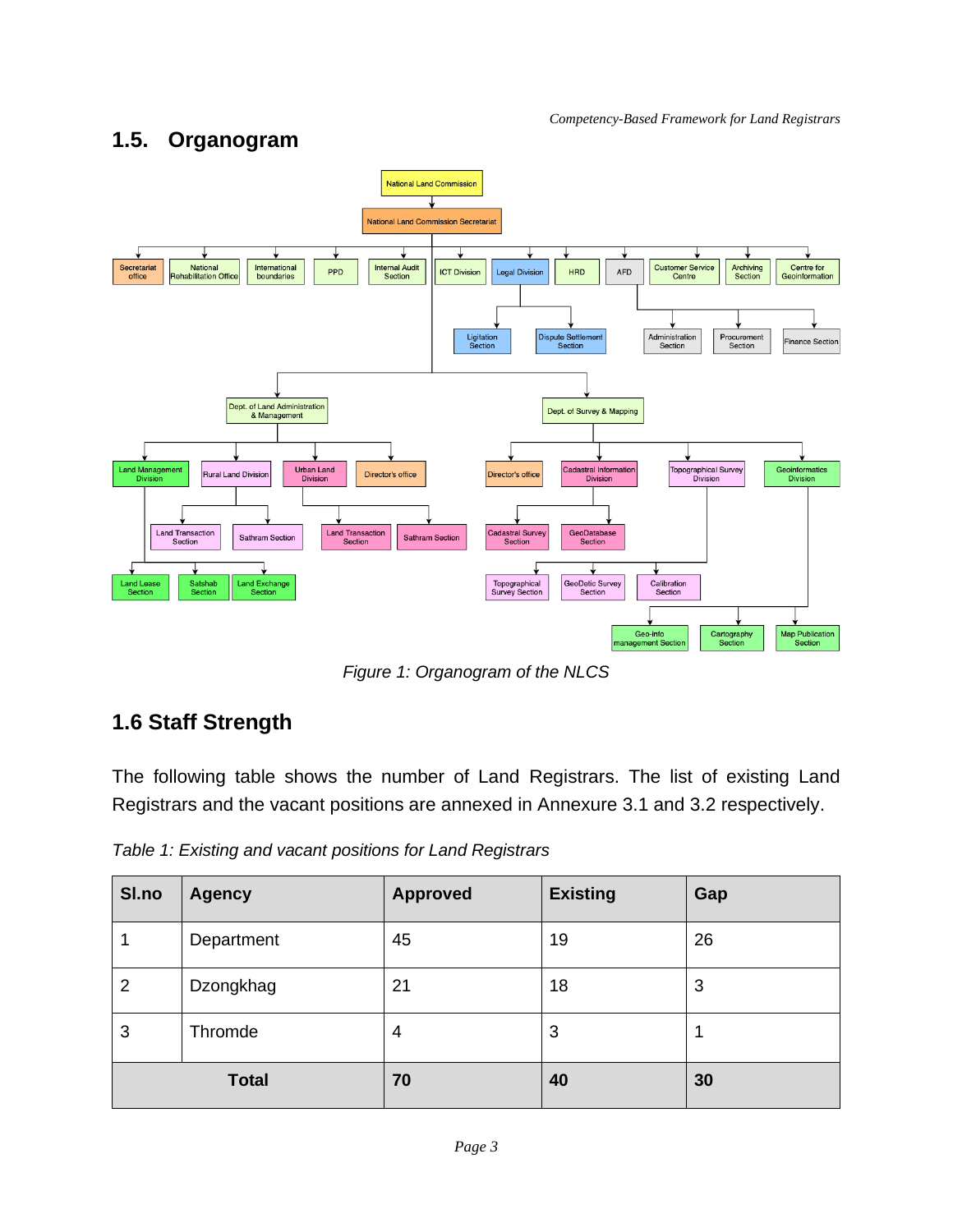## 1.5. Organogram

*Figure 1: Organogram of the NLCS*

## 1.6 Staff Strength

The following table shows the number of Land Registrars. The list of existing Land Registrars and the vacant positions are annexed in Annexure 3.1 and 3.2 respectively.

*Table 1: Existing and vacant positions for Land Registrars*

| Sl.no | Agency | Approved | Existing | Gap |
|---|---|---|---|---|
| 1 | Department | 45 | 19 | 26 |
| 2 | Dzongkhag | 21 | 18 | 3 |
| 3 | Thromde | 4 | 3 | 1 |
| **Total** | | **70** | **40** | **30** |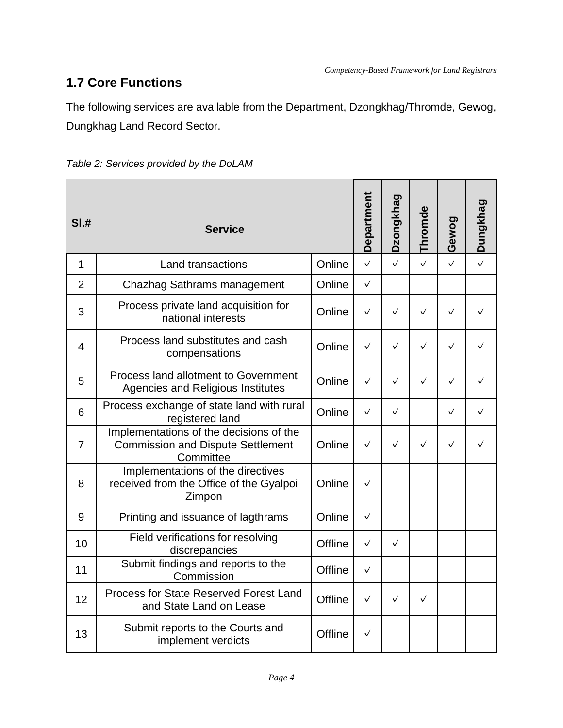## 1.7 Core Functions

The following services are available from the Department, Dzongkhag/Thromde, Gewog, Dungkhag Land Record Sector.

*Table 2: Services provided by the DoLAM*

| Sl.# | Service | | Department | Dzongkhag | Thromde | Gewog | Dungkhag |
|---|---|---|---|---|---|---|---|
| 1 | Land transactions | Online | ✓ | ✓ | ✓ | ✓ | ✓ |
| 2 | Chazhag Sathrams management | Online | ✓ | | | | |
| 3 | Process private land acquisition for national interests | Online | ✓ | ✓ | ✓ | ✓ | ✓ |
| 4 | Process land substitutes and cash compensations | Online | ✓ | ✓ | ✓ | ✓ | ✓ |
| 5 | Process land allotment to Government Agencies and Religious Institutes | Online | ✓ | ✓ | ✓ | ✓ | ✓ |
| 6 | Process exchange of state land with rural registered land | Online | ✓ | ✓ | | ✓ | ✓ |
| 7 | Implementations of the decisions of the Commission and Dispute Settlement Committee | Online | ✓ | ✓ | ✓ | ✓ | ✓ |
| 8 | Implementations of the directives received from the Office of the Gyalpoi Zimpon | Online | ✓ | | | | |
| 9 | Printing and issuance of lagthrams | Online | ✓ | | | | |
| 10 | Field verifications for resolving discrepancies | Offline | ✓ | ✓ | | | |
| 11 | Submit findings and reports to the Commission | Offline | ✓ | | | | |
| 12 | Process for State Reserved Forest Land and State Land on Lease | Offline | ✓ | ✓ | ✓ | | |
| 13 | Submit reports to the Courts and implement verdicts | Offline | ✓ | | | | |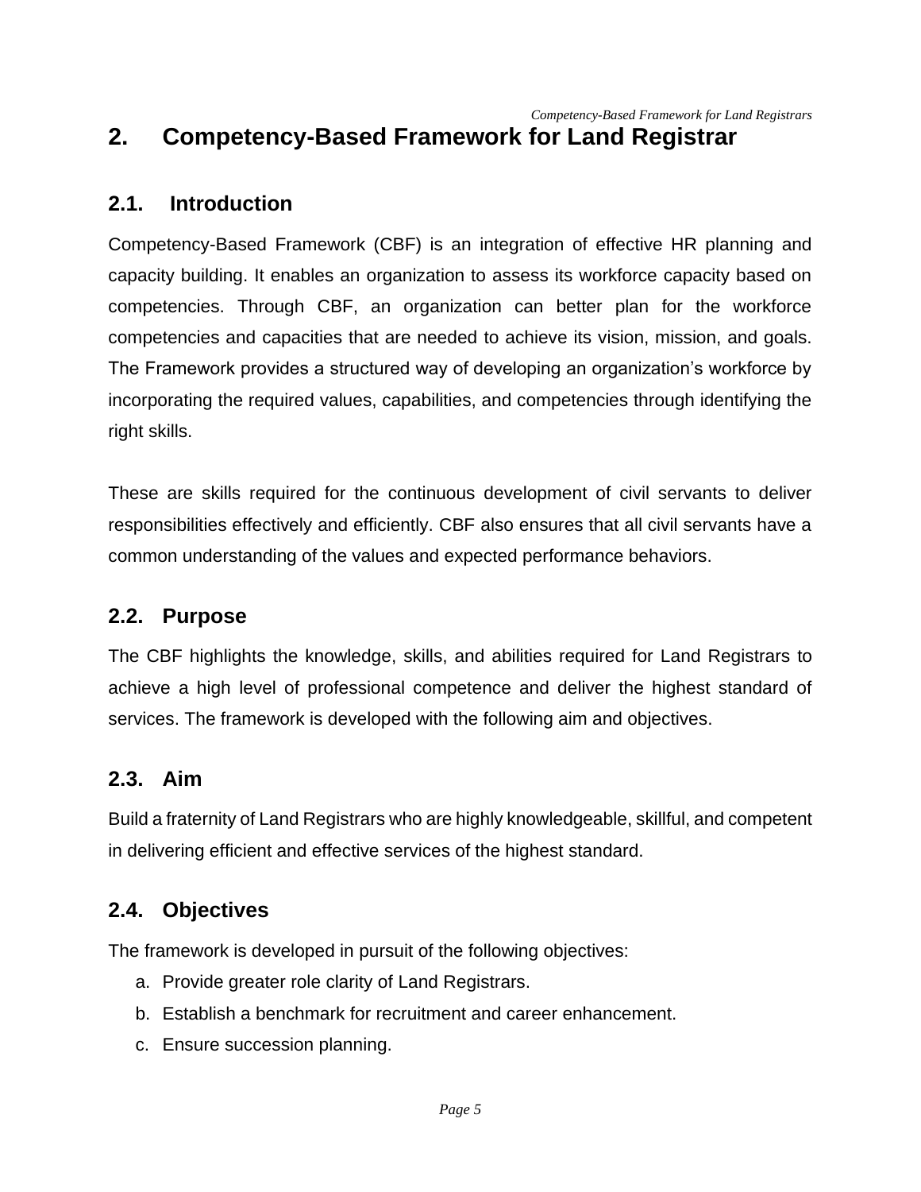# 2. Competency-Based Framework for Land Registrar

## 2.1. Introduction

Competency-Based Framework (CBF) is an integration of effective HR planning and capacity building. It enables an organization to assess its workforce capacity based on competencies. Through CBF, an organization can better plan for the workforce competencies and capacities that are needed to achieve its vision, mission, and goals. The Framework provides a structured way of developing an organization's workforce by incorporating the required values, capabilities, and competencies through identifying the right skills.

These are skills required for the continuous development of civil servants to deliver responsibilities effectively and efficiently. CBF also ensures that all civil servants have a common understanding of the values and expected performance behaviors.

## 2.2. Purpose

The CBF highlights the knowledge, skills, and abilities required for Land Registrars to achieve a high level of professional competence and deliver the highest standard of services. The framework is developed with the following aim and objectives.

## 2.3. Aim

Build a fraternity of Land Registrars who are highly knowledgeable, skillful, and competent in delivering efficient and effective services of the highest standard.

## 2.4. Objectives

The framework is developed in pursuit of the following objectives:

a. Provide greater role clarity of Land Registrars.
b. Establish a benchmark for recruitment and career enhancement.
c. Ensure succession planning.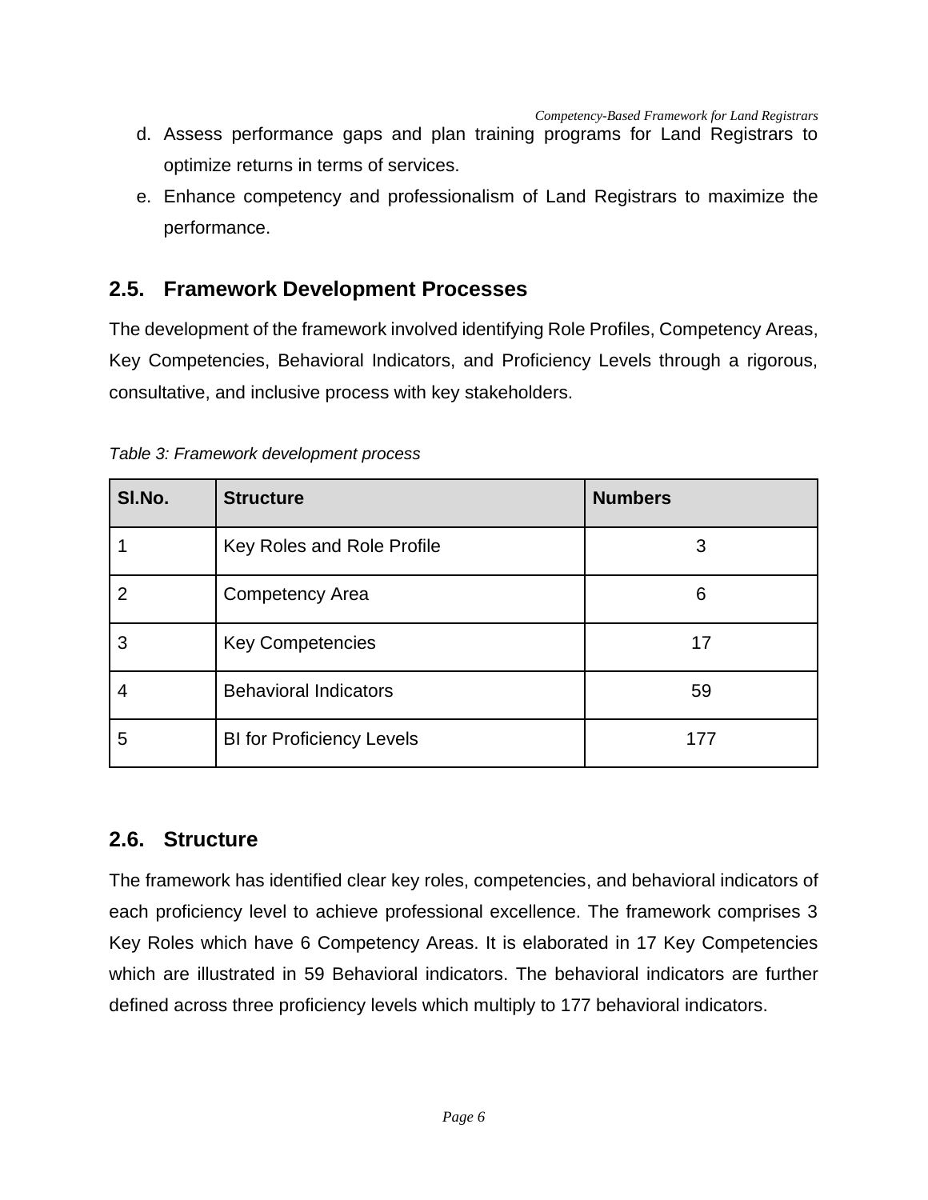d. Assess performance gaps and plan training programs for Land Registrars to optimize returns in terms of services.

e. Enhance competency and professionalism of Land Registrars to maximize the performance.

## 2.5. Framework Development Processes

The development of the framework involved identifying Role Profiles, Competency Areas, Key Competencies, Behavioral Indicators, and Proficiency Levels through a rigorous, consultative, and inclusive process with key stakeholders.

*Table 3: Framework development process*

| Sl.No. | Structure | Numbers |
|---|---|---|
| 1 | Key Roles and Role Profile | 3 |
| 2 | Competency Area | 6 |
| 3 | Key Competencies | 17 |
| 4 | Behavioral Indicators | 59 |
| 5 | BI for Proficiency Levels | 177 |

## 2.6. Structure

The framework has identified clear key roles, competencies, and behavioral indicators of each proficiency level to achieve professional excellence. The framework comprises 3 Key Roles which have 6 Competency Areas. It is elaborated in 17 Key Competencies which are illustrated in 59 Behavioral indicators. The behavioral indicators are further defined across three proficiency levels which multiply to 177 behavioral indicators.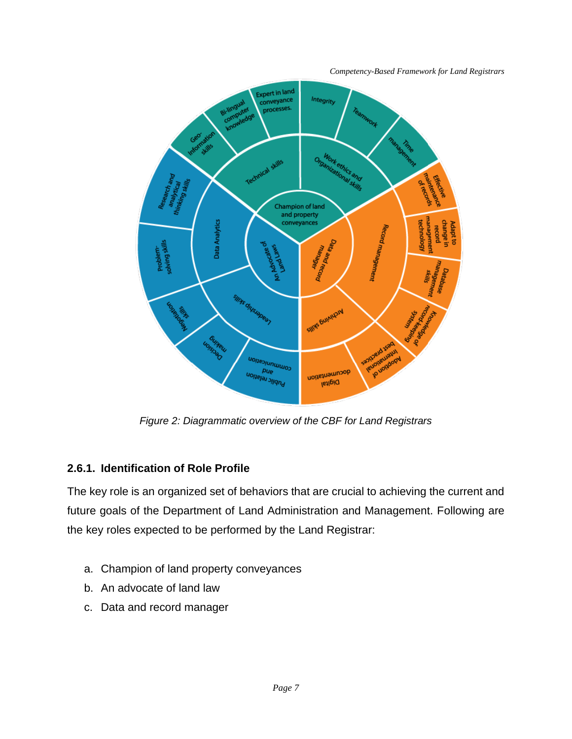*Figure 2: Diagrammatic overview of the CBF for Land Registrars*

### 2.6.1. Identification of Role Profile

The key role is an organized set of behaviors that are crucial to achieving the current and future goals of the Department of Land Administration and Management. Following are the key roles expected to be performed by the Land Registrar:

a. Champion of land property conveyances
b. An advocate of land law
c. Data and record manager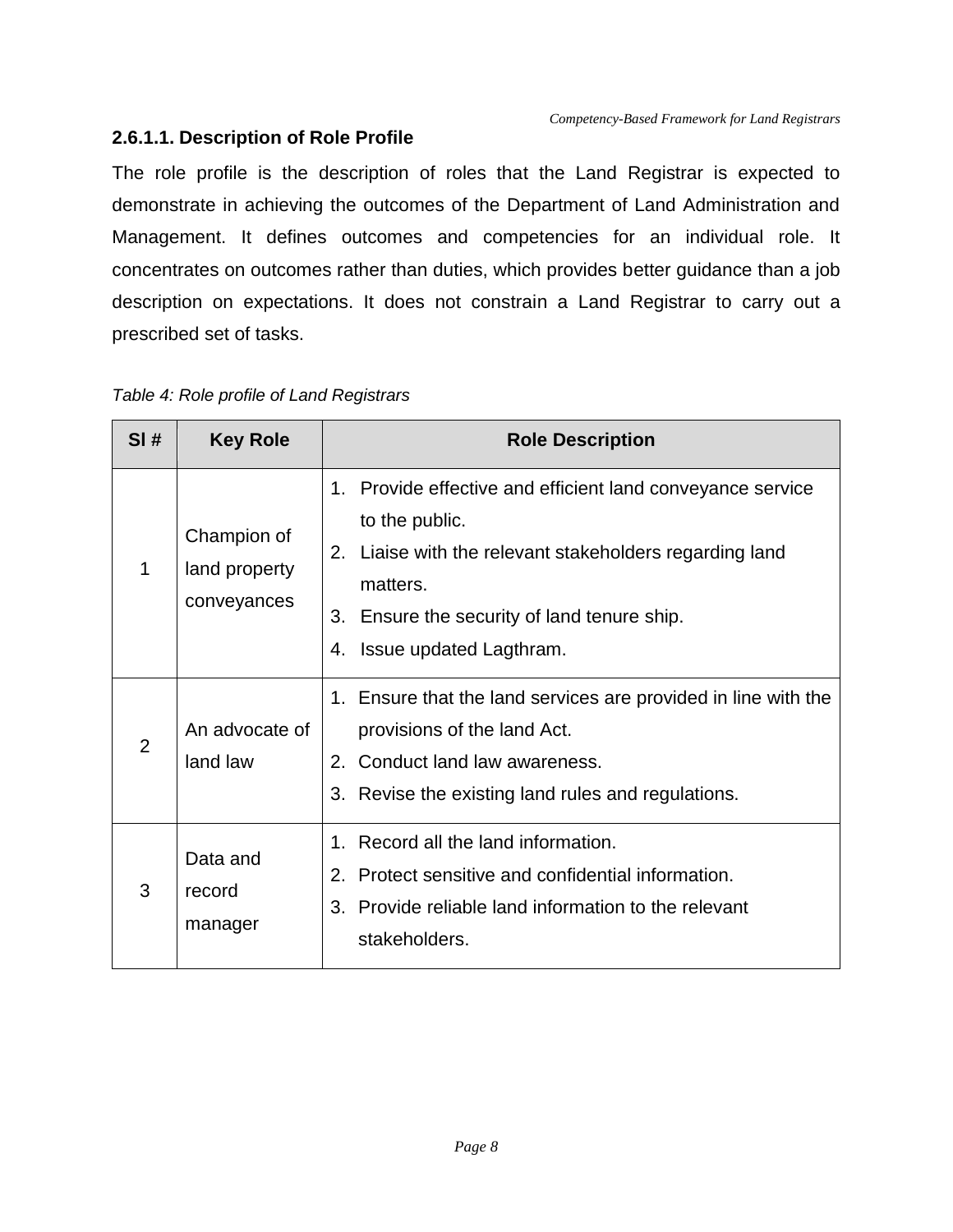#### 2.6.1.1. Description of Role Profile

The role profile is the description of roles that the Land Registrar is expected to demonstrate in achieving the outcomes of the Department of Land Administration and Management. It defines outcomes and competencies for an individual role. It concentrates on outcomes rather than duties, which provides better guidance than a job description on expectations. It does not constrain a Land Registrar to carry out a prescribed set of tasks.

*Table 4: Role profile of Land Registrars*

| Sl # | Key Role | Role Description |
|---|---|---|
| 1 | Champion of land property conveyances | 1. Provide effective and efficient land conveyance service to the public.<br>2. Liaise with the relevant stakeholders regarding land matters.<br>3. Ensure the security of land tenure ship.<br>4. Issue updated Lagthram. |
| 2 | An advocate of land law | 1. Ensure that the land services are provided in line with the provisions of the land Act.<br>2. Conduct land law awareness.<br>3. Revise the existing land rules and regulations. |
| 3 | Data and record manager | 1. Record all the land information.<br>2. Protect sensitive and confidential information.<br>3. Provide reliable land information to the relevant stakeholders. |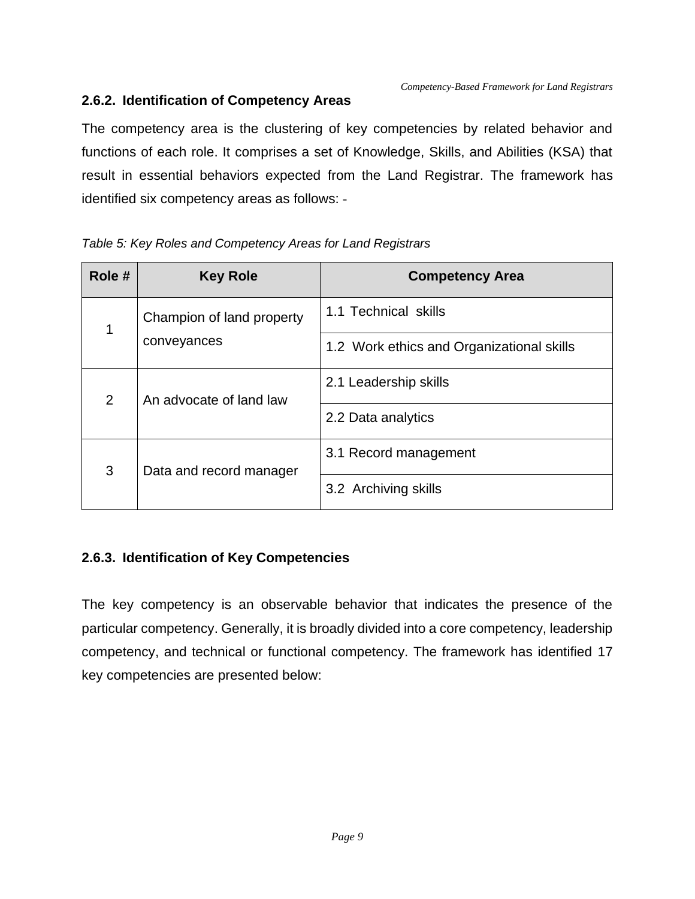### 2.6.2. Identification of Competency Areas

The competency area is the clustering of key competencies by related behavior and functions of each role. It comprises a set of Knowledge, Skills, and Abilities (KSA) that result in essential behaviors expected from the Land Registrar. The framework has identified six competency areas as follows: -

*Table 5: Key Roles and Competency Areas for Land Registrars*

| Role # | Key Role | Competency Area |
|---|---|---|
| 1 | Champion of land property conveyances | 1.1 Technical skills |
| | | 1.2 Work ethics and Organizational skills |
| 2 | An advocate of land law | 2.1 Leadership skills |
| | | 2.2 Data analytics |
| 3 | Data and record manager | 3.1 Record management |
| | | 3.2 Archiving skills |

### 2.6.3. Identification of Key Competencies

The key competency is an observable behavior that indicates the presence of the particular competency. Generally, it is broadly divided into a core competency, leadership competency, and technical or functional competency. The framework has identified 17 key competencies are presented below: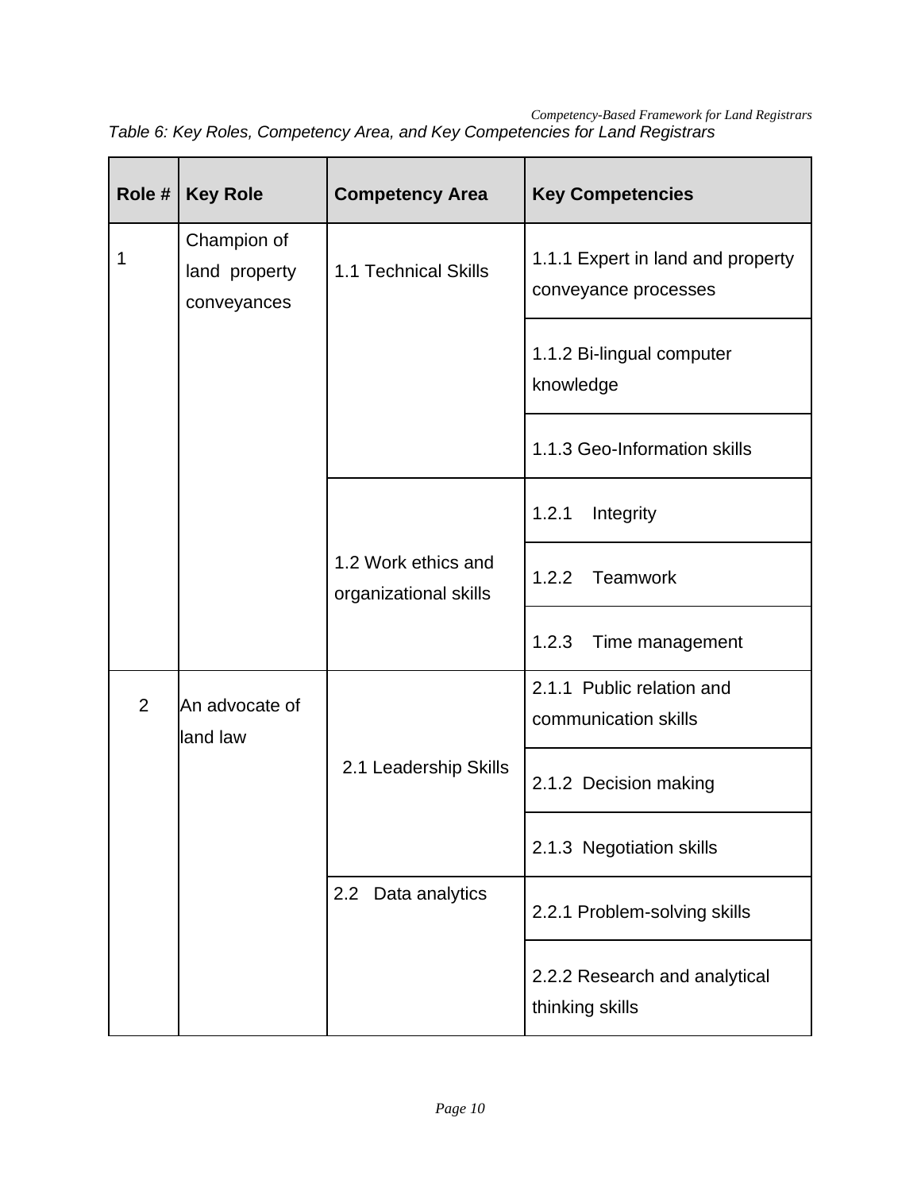*Table 6: Key Roles, Competency Area, and Key Competencies for Land Registrars*

| Role # | Key Role | Competency Area | Key Competencies |
|---|---|---|---|
| 1 | Champion of land property conveyances | 1.1 Technical Skills | 1.1.1 Expert in land and property conveyance processes |
| | | | 1.1.2 Bi-lingual computer knowledge |
| | | | 1.1.3 Geo-Information skills |
| | | 1.2 Work ethics and organizational skills | 1.2.1 Integrity |
| | | | 1.2.2 Teamwork |
| | | | 1.2.3 Time management |
| 2 | An advocate of land law | 2.1 Leadership Skills | 2.1.1 Public relation and communication skills |
| | | | 2.1.2 Decision making |
| | | | 2.1.3 Negotiation skills |
| | | 2.2 Data analytics | 2.2.1 Problem-solving skills |
| | | | 2.2.2 Research and analytical thinking skills |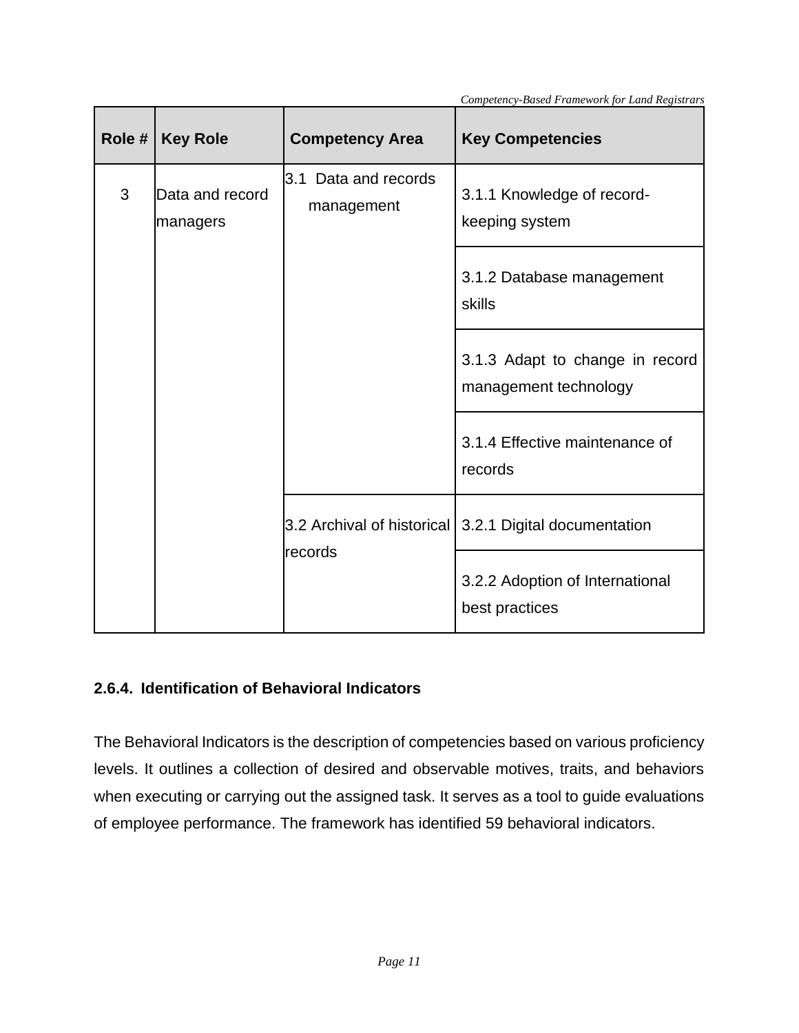| Role # | Key Role | Competency Area | Key Competencies |
|---|---|---|---|
| 3 | Data and record managers | 3.1 Data and records management | 3.1.1 Knowledge of record-keeping system |
| | | | 3.1.2 Database management skills |
| | | | 3.1.3 Adapt to change in record management technology |
| | | | 3.1.4 Effective maintenance of records |
| | | 3.2 Archival of historical records | 3.2.1 Digital documentation |
| | | | 3.2.2 Adoption of International best practices |

### 2.6.4. Identification of Behavioral Indicators

The Behavioral Indicators is the description of competencies based on various proficiency levels. It outlines a collection of desired and observable motives, traits, and behaviors when executing or carrying out the assigned task. It serves as a tool to guide evaluations of employee performance. The framework has identified 59 behavioral indicators.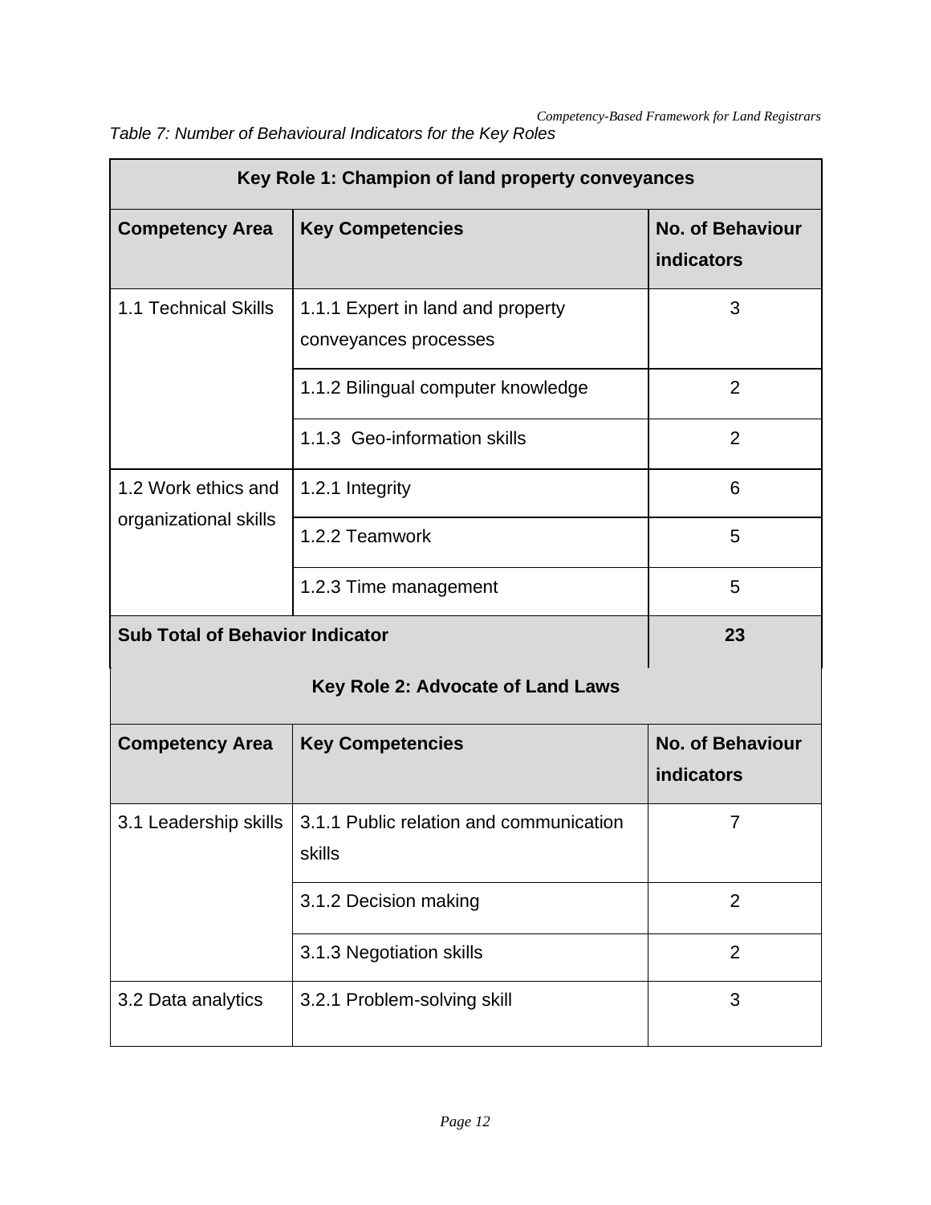*Table 7: Number of Behavioural Indicators for the Key Roles*

| Key Role 1: Champion of land property conveyances | | |
|---|---|---|
| **Competency Area** | **Key Competencies** | **No. of Behaviour indicators** |
| 1.1 Technical Skills | 1.1.1 Expert in land and property conveyances processes | 3 |
| | 1.1.2 Bilingual computer knowledge | 2 |
| | 1.1.3 Geo-information skills | 2 |
| 1.2 Work ethics and organizational skills | 1.2.1 Integrity | 6 |
| | 1.2.2 Teamwork | 5 |
| | 1.2.3 Time management | 5 |
| **Sub Total of Behavior Indicator** | | **23** |
| **Key Role 2: Advocate of Land Laws** | | |
| **Competency Area** | **Key Competencies** | **No. of Behaviour indicators** |
| 3.1 Leadership skills | 3.1.1 Public relation and communication skills | 7 |
| | 3.1.2 Decision making | 2 |
| | 3.1.3 Negotiation skills | 2 |
| 3.2 Data analytics | 3.2.1 Problem-solving skill | 3 |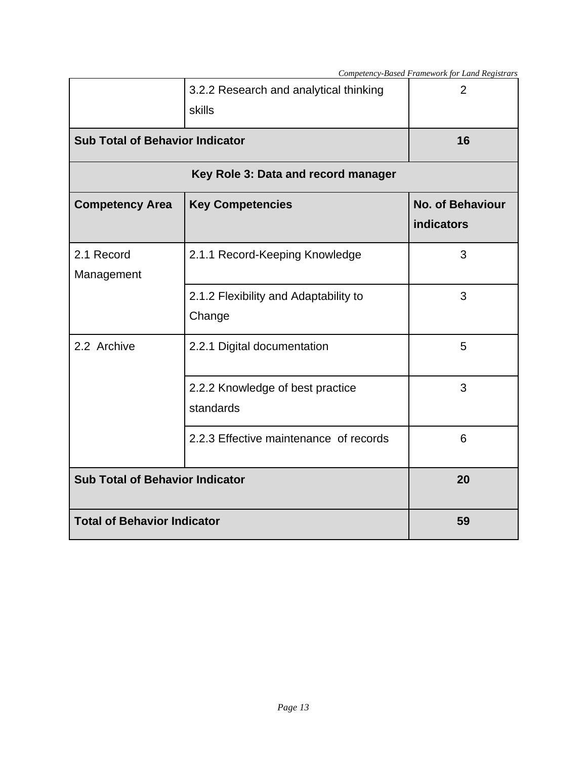| | | |
|---|---|---|
| | 3.2.2 Research and analytical thinking skills | 2 |
| **Sub Total of Behavior Indicator** | | **16** |
| **Key Role 3: Data and record manager** | | |
| **Competency Area** | **Key Competencies** | **No. of Behaviour indicators** |
| 2.1 Record Management | 2.1.1 Record-Keeping Knowledge | 3 |
| | 2.1.2 Flexibility and Adaptability to Change | 3 |
| 2.2 Archive | 2.2.1 Digital documentation | 5 |
| | 2.2.2 Knowledge of best practice standards | 3 |
| | 2.2.3 Effective maintenance of records | 6 |
| **Sub Total of Behavior Indicator** | | **20** |
| **Total of Behavior Indicator** | | **59** |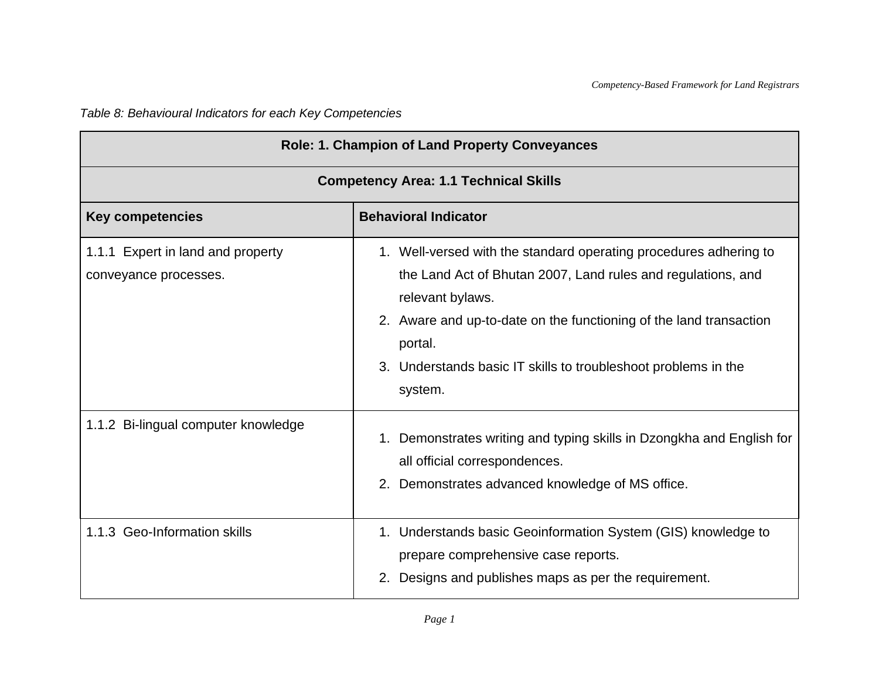*Table 8: Behavioural Indicators for each Key Competencies*

| Role: 1. Champion of Land Property Conveyances | |
|---|---|
| **Competency Area: 1.1 Technical Skills** | |
| **Key competencies** | **Behavioral Indicator** |
| 1.1.1 Expert in land and property conveyance processes. | 1. Well-versed with the standard operating procedures adhering to the Land Act of Bhutan 2007, Land rules and regulations, and relevant bylaws.<br>2. Aware and up-to-date on the functioning of the land transaction portal.<br>3. Understands basic IT skills to troubleshoot problems in the system. |
| 1.1.2 Bi-lingual computer knowledge | 1. Demonstrates writing and typing skills in Dzongkha and English for all official correspondences.<br>2. Demonstrates advanced knowledge of MS office. |
| 1.1.3 Geo-Information skills | 1. Understands basic Geoinformation System (GIS) knowledge to prepare comprehensive case reports.<br>2. Designs and publishes maps as per the requirement. |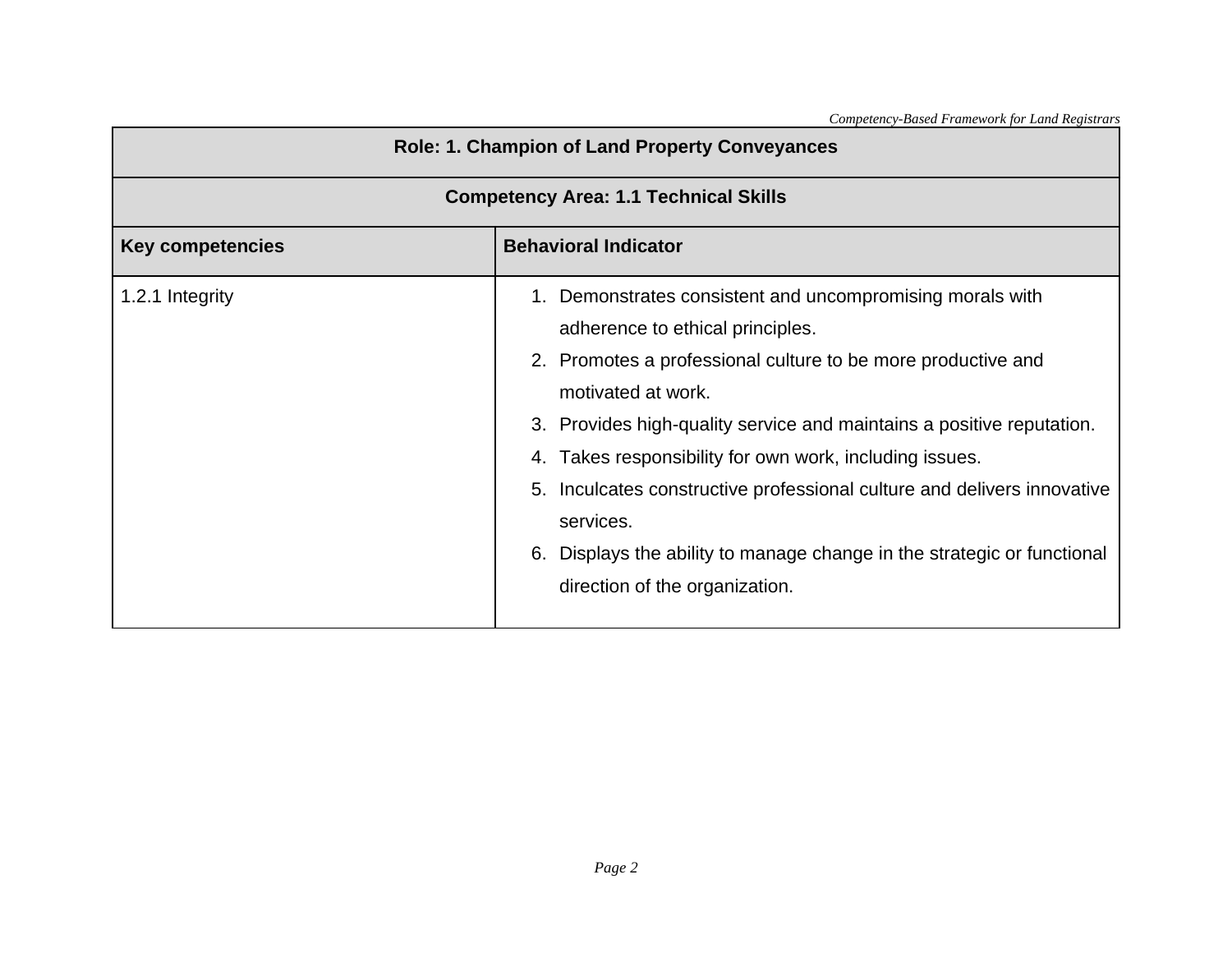| Role: 1. Champion of Land Property Conveyances | |
|---|---|
| **Competency Area: 1.1 Technical Skills** | |
| **Key competencies** | **Behavioral Indicator** |
| 1.2.1 Integrity | 1. Demonstrates consistent and uncompromising morals with adherence to ethical principles.<br>2. Promotes a professional culture to be more productive and motivated at work.<br>3. Provides high-quality service and maintains a positive reputation.<br>4. Takes responsibility for own work, including issues.<br>5. Inculcates constructive professional culture and delivers innovative services.<br>6. Displays the ability to manage change in the strategic or functional direction of the organization. |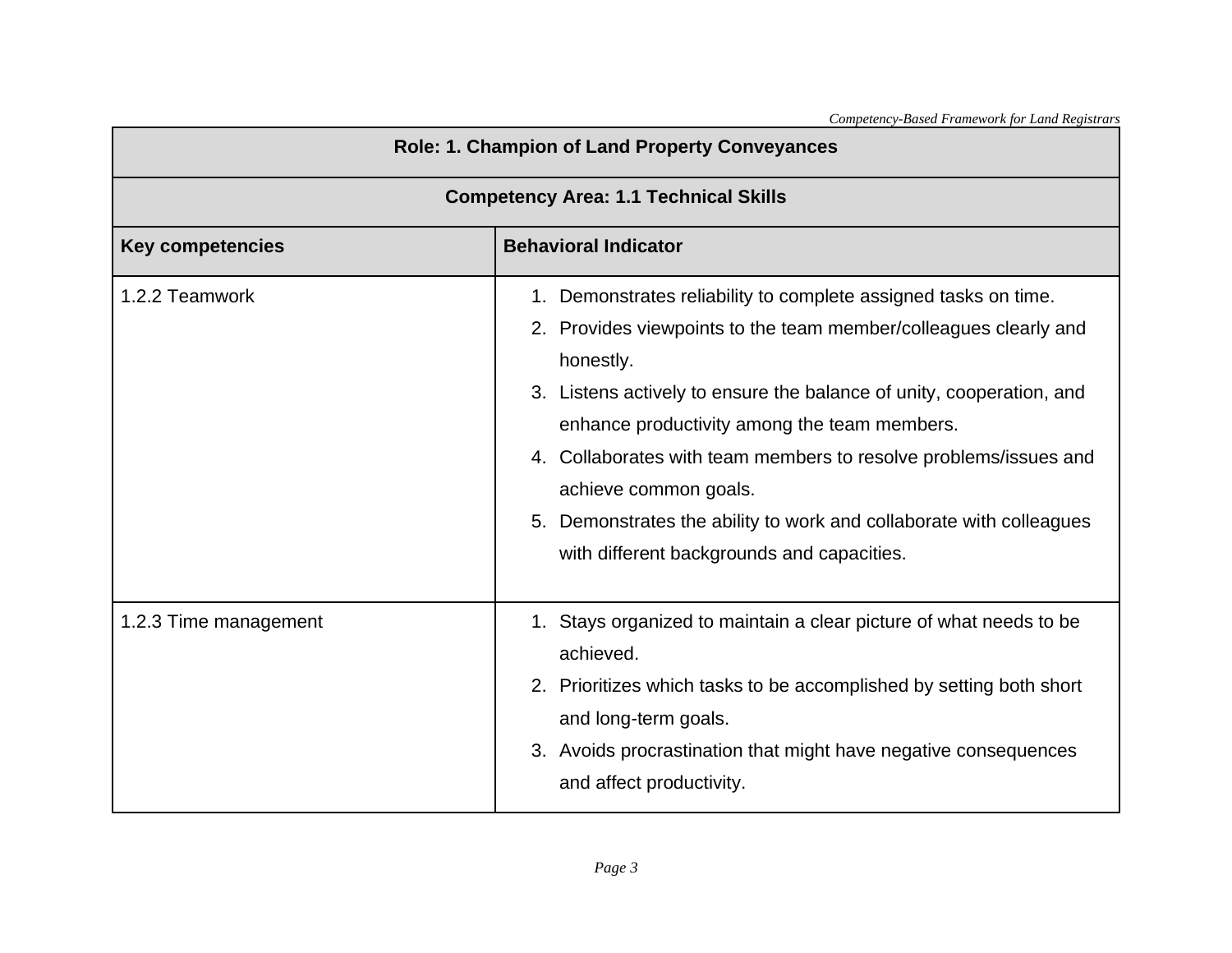| Role: 1. Champion of Land Property Conveyances | |
|---|---|
| **Competency Area: 1.1 Technical Skills** | |
| **Key competencies** | **Behavioral Indicator** |
| 1.2.2 Teamwork | 1. Demonstrates reliability to complete assigned tasks on time.<br>2. Provides viewpoints to the team member/colleagues clearly and honestly.<br>3. Listens actively to ensure the balance of unity, cooperation, and enhance productivity among the team members.<br>4. Collaborates with team members to resolve problems/issues and achieve common goals.<br>5. Demonstrates the ability to work and collaborate with colleagues with different backgrounds and capacities. |
| 1.2.3 Time management | 1. Stays organized to maintain a clear picture of what needs to be achieved.<br>2. Prioritizes which tasks to be accomplished by setting both short and long-term goals.<br>3. Avoids procrastination that might have negative consequences and affect productivity. |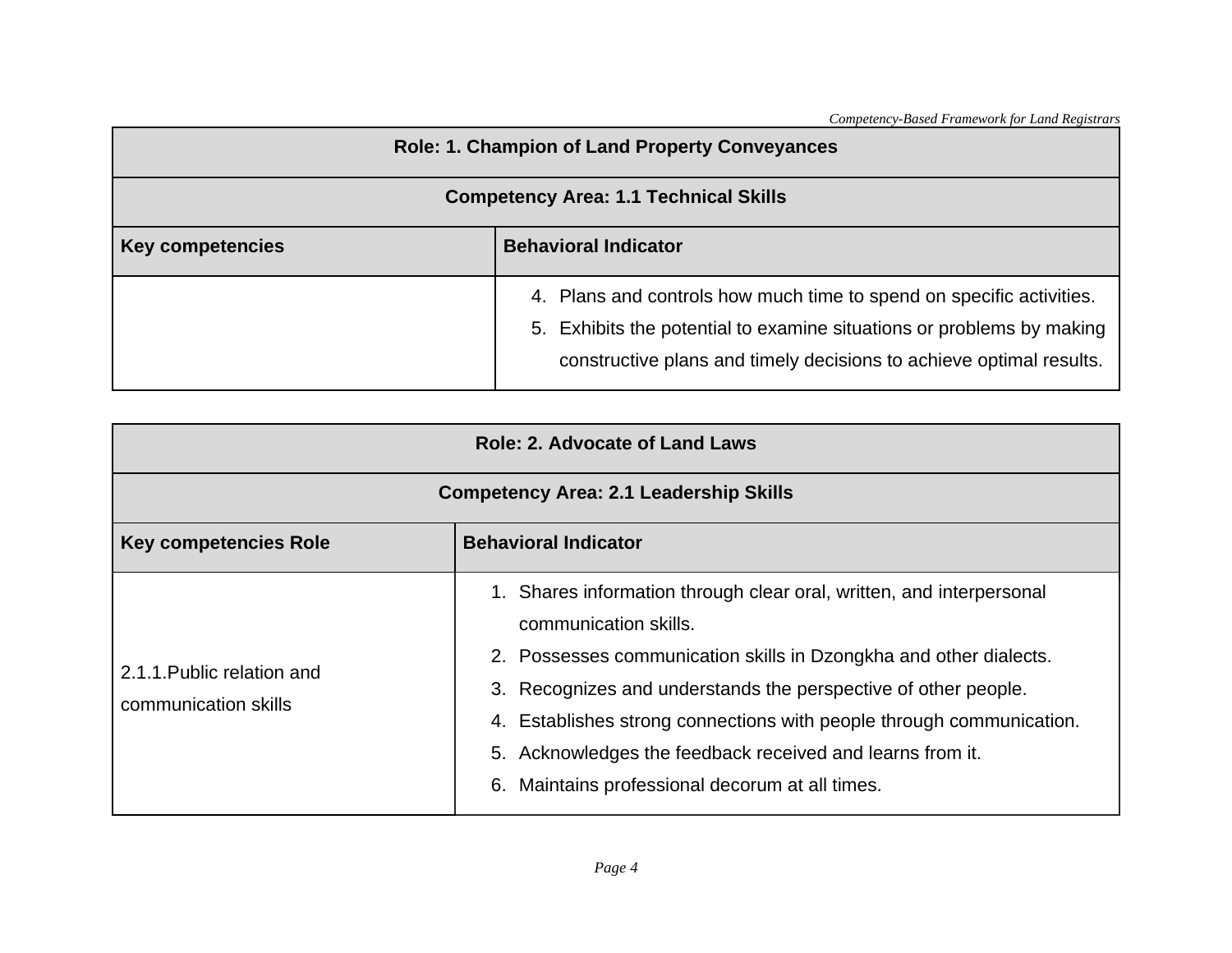| Role: 1. Champion of Land Property Conveyances | |
|---|---|
| **Competency Area: 1.1 Technical Skills** | |
| **Key competencies** | **Behavioral Indicator** |
| | 4. Plans and controls how much time to spend on specific activities.<br>5. Exhibits the potential to examine situations or problems by making constructive plans and timely decisions to achieve optimal results. |

| Role: 2. Advocate of Land Laws | |
|---|---|
| **Competency Area: 2.1 Leadership Skills** | |
| **Key competencies Role** | **Behavioral Indicator** |
| 2.1.1.Public relation and communication skills | 1. Shares information through clear oral, written, and interpersonal communication skills.<br>2. Possesses communication skills in Dzongkha and other dialects.<br>3. Recognizes and understands the perspective of other people.<br>4. Establishes strong connections with people through communication.<br>5. Acknowledges the feedback received and learns from it.<br>6. Maintains professional decorum at all times. |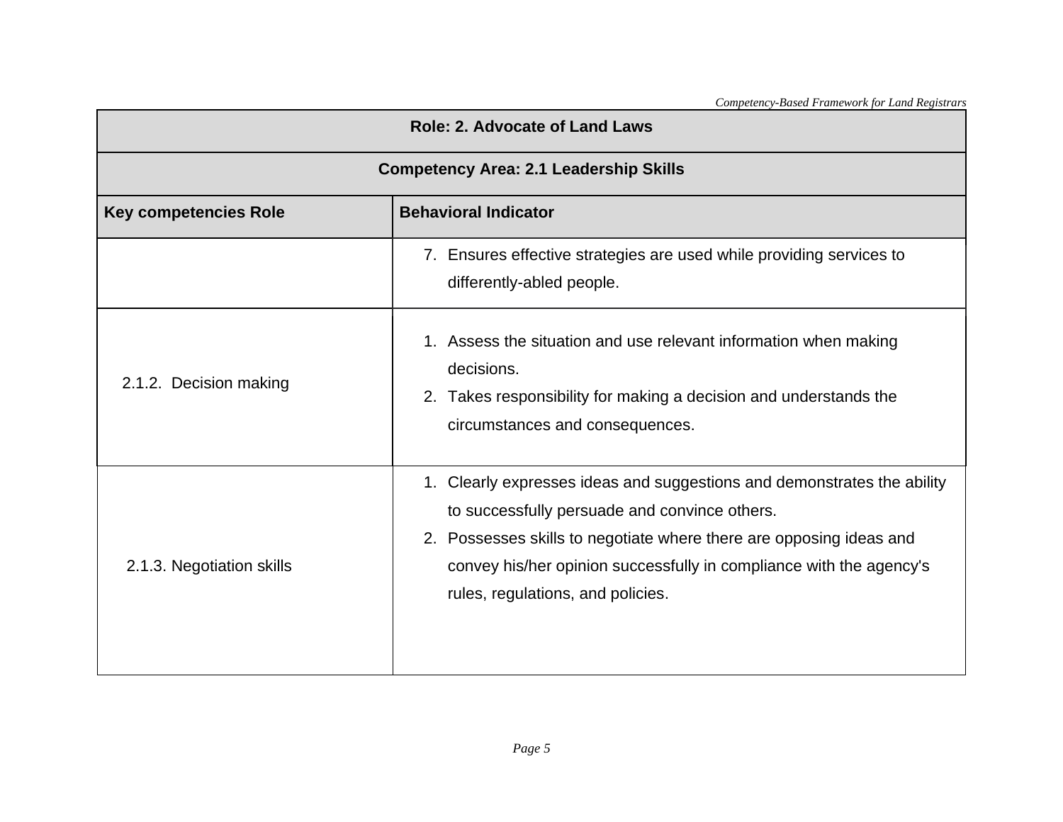| Role: 2. Advocate of Land Laws | |
|---|---|
| **Competency Area: 2.1 Leadership Skills** | |
| **Key competencies Role** | **Behavioral Indicator** |
| | 7. Ensures effective strategies are used while providing services to differently-abled people. |
| 2.1.2. Decision making | 1. Assess the situation and use relevant information when making decisions.<br>2. Takes responsibility for making a decision and understands the circumstances and consequences. |
| 2.1.3. Negotiation skills | 1. Clearly expresses ideas and suggestions and demonstrates the ability to successfully persuade and convince others.<br>2. Possesses skills to negotiate where there are opposing ideas and convey his/her opinion successfully in compliance with the agency's rules, regulations, and policies. |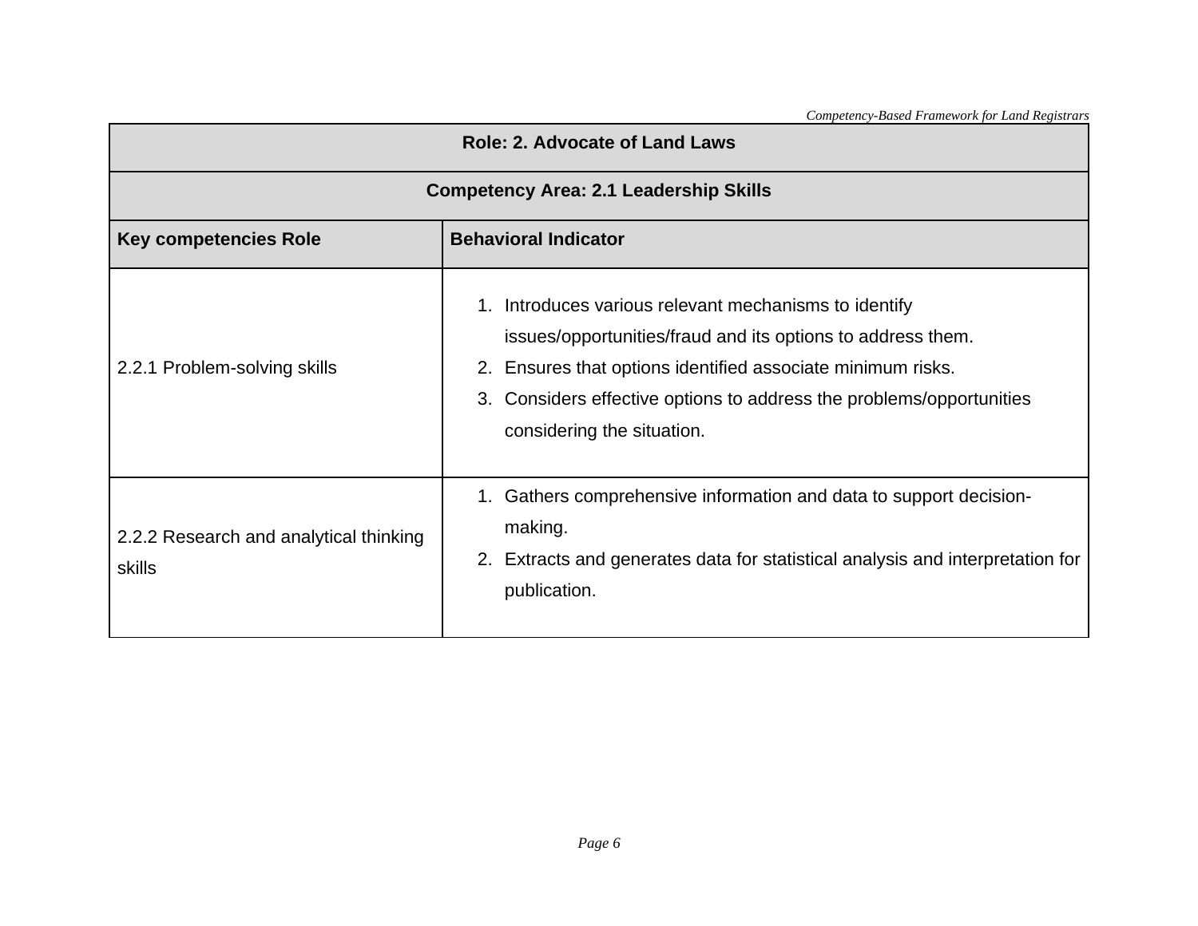| Role: 2. Advocate of Land Laws | |
|---|---|
| **Competency Area: 2.1 Leadership Skills** | |
| **Key competencies Role** | **Behavioral Indicator** |
| 2.2.1 Problem-solving skills | 1. Introduces various relevant mechanisms to identify issues/opportunities/fraud and its options to address them. <br> 2. Ensures that options identified associate minimum risks. <br> 3. Considers effective options to address the problems/opportunities considering the situation. |
| 2.2.2 Research and analytical thinking skills | 1. Gathers comprehensive information and data to support decision-making. <br> 2. Extracts and generates data for statistical analysis and interpretation for publication. |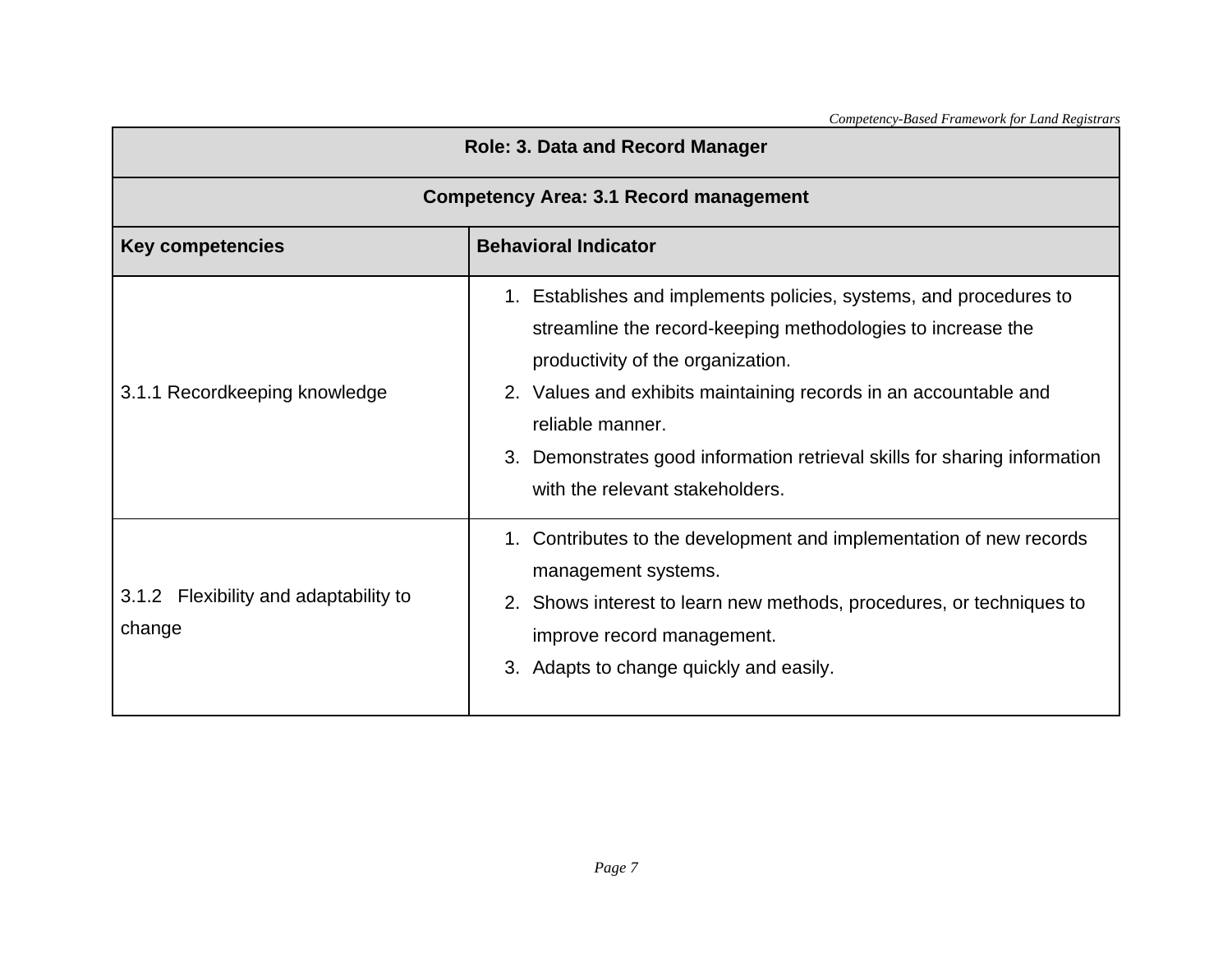| Role: 3. Data and Record Manager | |
|---|---|
| **Competency Area: 3.1 Record management** | |
| **Key competencies** | **Behavioral Indicator** |
| 3.1.1 Recordkeeping knowledge | 1. Establishes and implements policies, systems, and procedures to streamline the record-keeping methodologies to increase the productivity of the organization.<br>2. Values and exhibits maintaining records in an accountable and reliable manner.<br>3. Demonstrates good information retrieval skills for sharing information with the relevant stakeholders. |
| 3.1.2 Flexibility and adaptability to change | 1. Contributes to the development and implementation of new records management systems.<br>2. Shows interest to learn new methods, procedures, or techniques to improve record management.<br>3. Adapts to change quickly and easily. |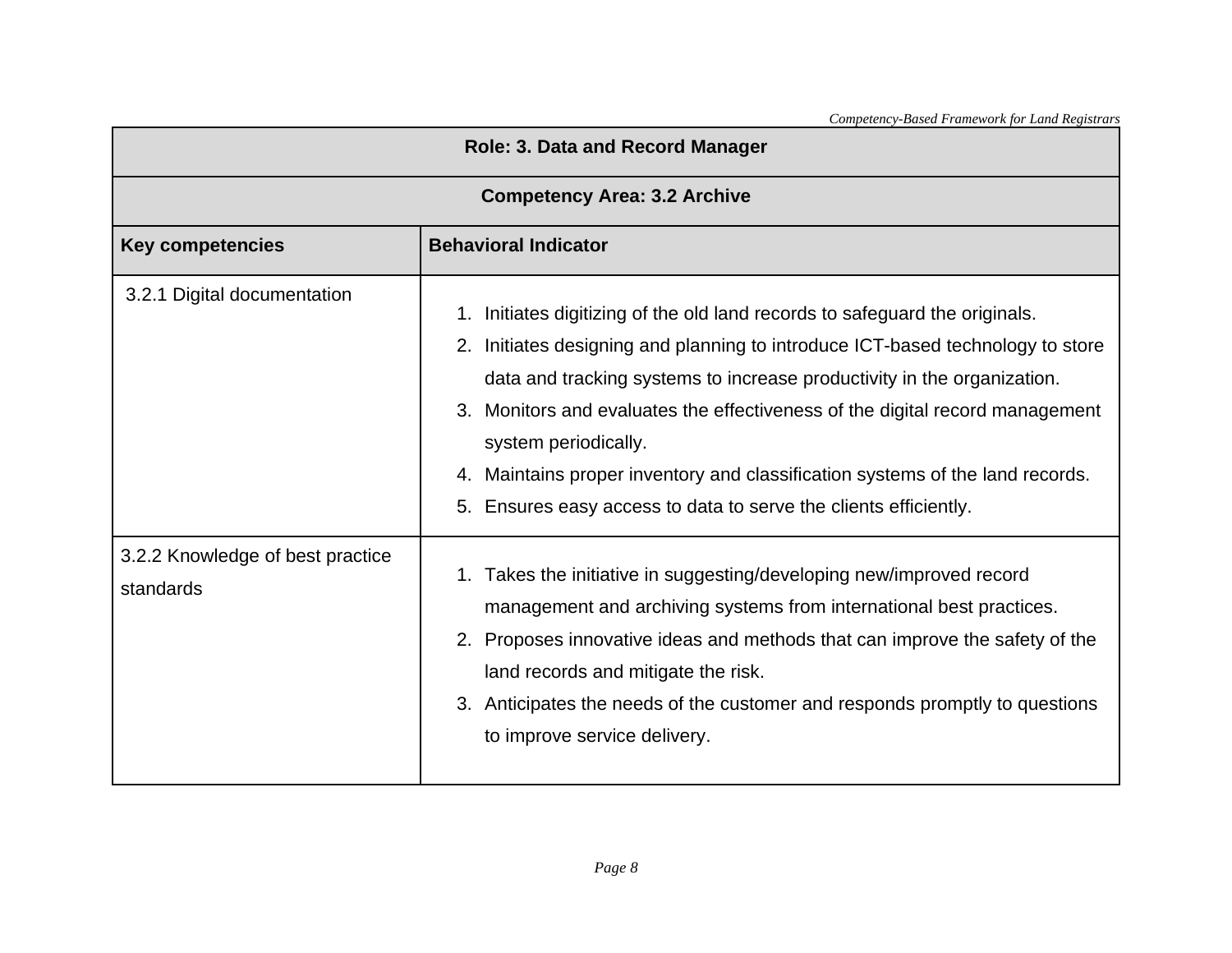| Role: 3. Data and Record Manager | |
|---|---|
| **Competency Area: 3.2 Archive** | |
| **Key competencies** | **Behavioral Indicator** |
| 3.2.1 Digital documentation | 1. Initiates digitizing of the old land records to safeguard the originals.<br>2. Initiates designing and planning to introduce ICT-based technology to store data and tracking systems to increase productivity in the organization.<br>3. Monitors and evaluates the effectiveness of the digital record management system periodically.<br>4. Maintains proper inventory and classification systems of the land records.<br>5. Ensures easy access to data to serve the clients efficiently. |
| 3.2.2 Knowledge of best practice standards | 1. Takes the initiative in suggesting/developing new/improved record management and archiving systems from international best practices.<br>2. Proposes innovative ideas and methods that can improve the safety of the land records and mitigate the risk.<br>3. Anticipates the needs of the customer and responds promptly to questions to improve service delivery. |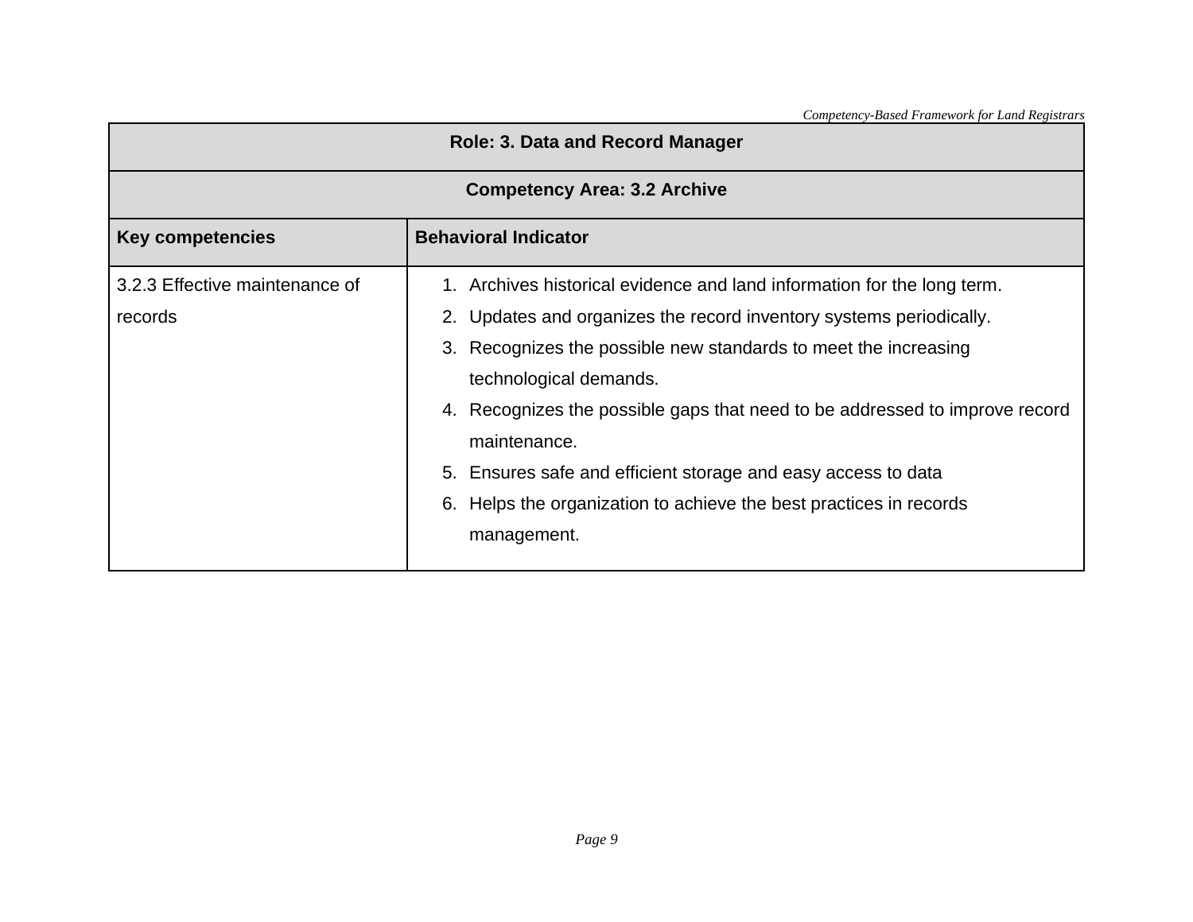| Role: 3. Data and Record Manager | |
|---|---|
| **Competency Area: 3.2 Archive** | |
| **Key competencies** | **Behavioral Indicator** |
| 3.2.3 Effective maintenance of records | 1. Archives historical evidence and land information for the long term.<br>2. Updates and organizes the record inventory systems periodically.<br>3. Recognizes the possible new standards to meet the increasing technological demands.<br>4. Recognizes the possible gaps that need to be addressed to improve record maintenance.<br>5. Ensures safe and efficient storage and easy access to data<br>6. Helps the organization to achieve the best practices in records management. |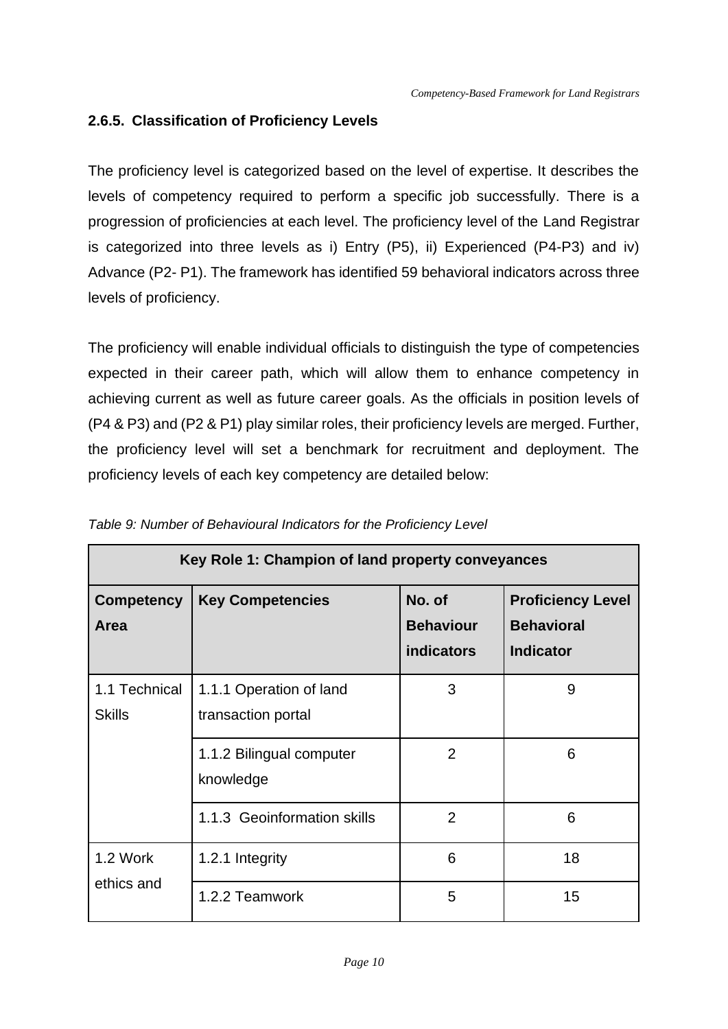### 2.6.5. Classification of Proficiency Levels

The proficiency level is categorized based on the level of expertise. It describes the levels of competency required to perform a specific job successfully. There is a progression of proficiencies at each level. The proficiency level of the Land Registrar is categorized into three levels as i) Entry (P5), ii) Experienced (P4-P3) and iv) Advance (P2- P1). The framework has identified 59 behavioral indicators across three levels of proficiency.

The proficiency will enable individual officials to distinguish the type of competencies expected in their career path, which will allow them to enhance competency in achieving current as well as future career goals. As the officials in position levels of (P4 & P3) and (P2 & P1) play similar roles, their proficiency levels are merged. Further, the proficiency level will set a benchmark for recruitment and deployment. The proficiency levels of each key competency are detailed below:

*Table 9: Number of Behavioural Indicators for the Proficiency Level*

| **Key Role 1: Champion of land property conveyances** | | | |
|---|---|---|---|
| **Competency Area** | **Key Competencies** | **No. of Behaviour indicators** | **Proficiency Level Behavioral Indicator** |
| 1.1 Technical Skills | 1.1.1 Operation of land transaction portal | 3 | 9 |
| | 1.1.2 Bilingual computer knowledge | 2 | 6 |
| | 1.1.3 Geoinformation skills | 2 | 6 |
| 1.2 Work ethics and | 1.2.1 Integrity | 6 | 18 |
| | 1.2.2 Teamwork | 5 | 15 |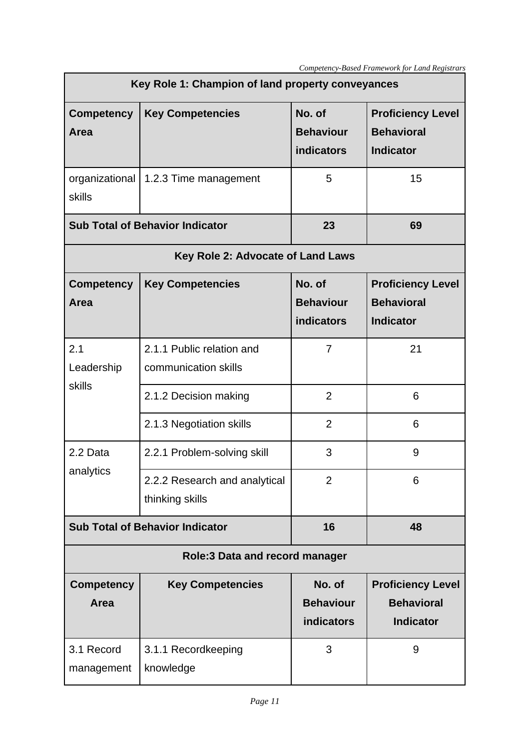| Key Role 1: Champion of land property conveyances | | | |
|---|---|---|---|
| **Competency Area** | **Key Competencies** | **No. of Behaviour indicators** | **Proficiency Level Behavioral Indicator** |
| organizational skills | 1.2.3 Time management | 5 | 15 |
| **Sub Total of Behavior Indicator** | | **23** | **69** |

| Key Role 2: Advocate of Land Laws | | | |
|---|---|---|---|
| **Competency Area** | **Key Competencies** | **No. of Behaviour indicators** | **Proficiency Level Behavioral Indicator** |
| 2.1 Leadership skills | 2.1.1 Public relation and communication skills | 7 | 21 |
| | 2.1.2 Decision making | 2 | 6 |
| | 2.1.3 Negotiation skills | 2 | 6 |
| 2.2 Data analytics | 2.2.1 Problem-solving skill | 3 | 9 |
| | 2.2.2 Research and analytical thinking skills | 2 | 6 |
| **Sub Total of Behavior Indicator** | | **16** | **48** |

| Role:3 Data and record manager | | | |
|---|---|---|---|
| **Competency Area** | **Key Competencies** | **No. of Behaviour indicators** | **Proficiency Level Behavioral Indicator** |
| 3.1 Record management | 3.1.1 Recordkeeping knowledge | 3 | 9 |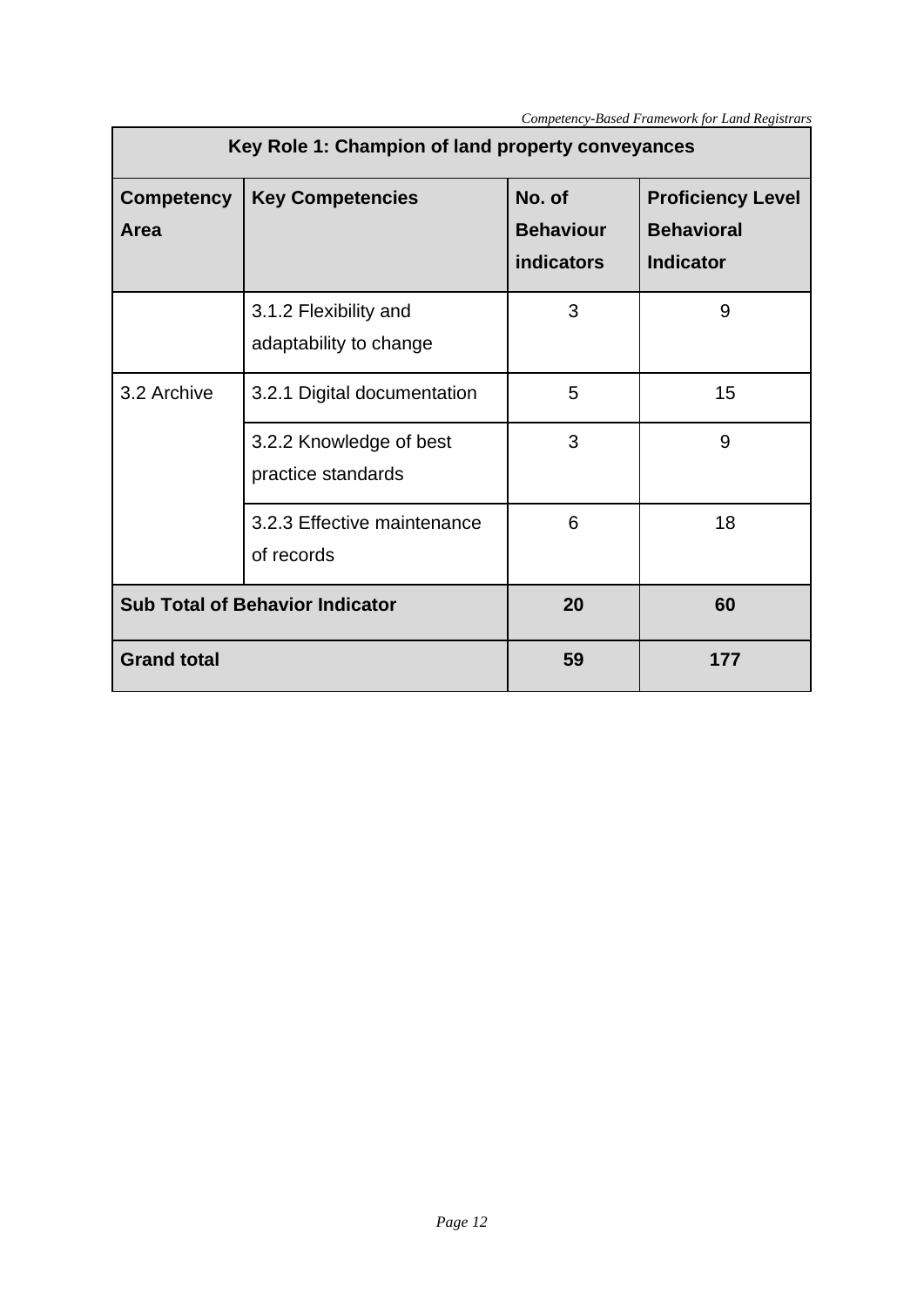| Key Role 1: Champion of land property conveyances | | | |
|---|---|---|---|
| **Competency Area** | **Key Competencies** | **No. of Behaviour indicators** | **Proficiency Level Behavioral Indicator** |
| | 3.1.2 Flexibility and adaptability to change | 3 | 9 |
| 3.2 Archive | 3.2.1 Digital documentation | 5 | 15 |
| | 3.2.2 Knowledge of best practice standards | 3 | 9 |
| | 3.2.3 Effective maintenance of records | 6 | 18 |
| **Sub Total of Behavior Indicator** | | **20** | **60** |
| **Grand total** | | **59** | **177** |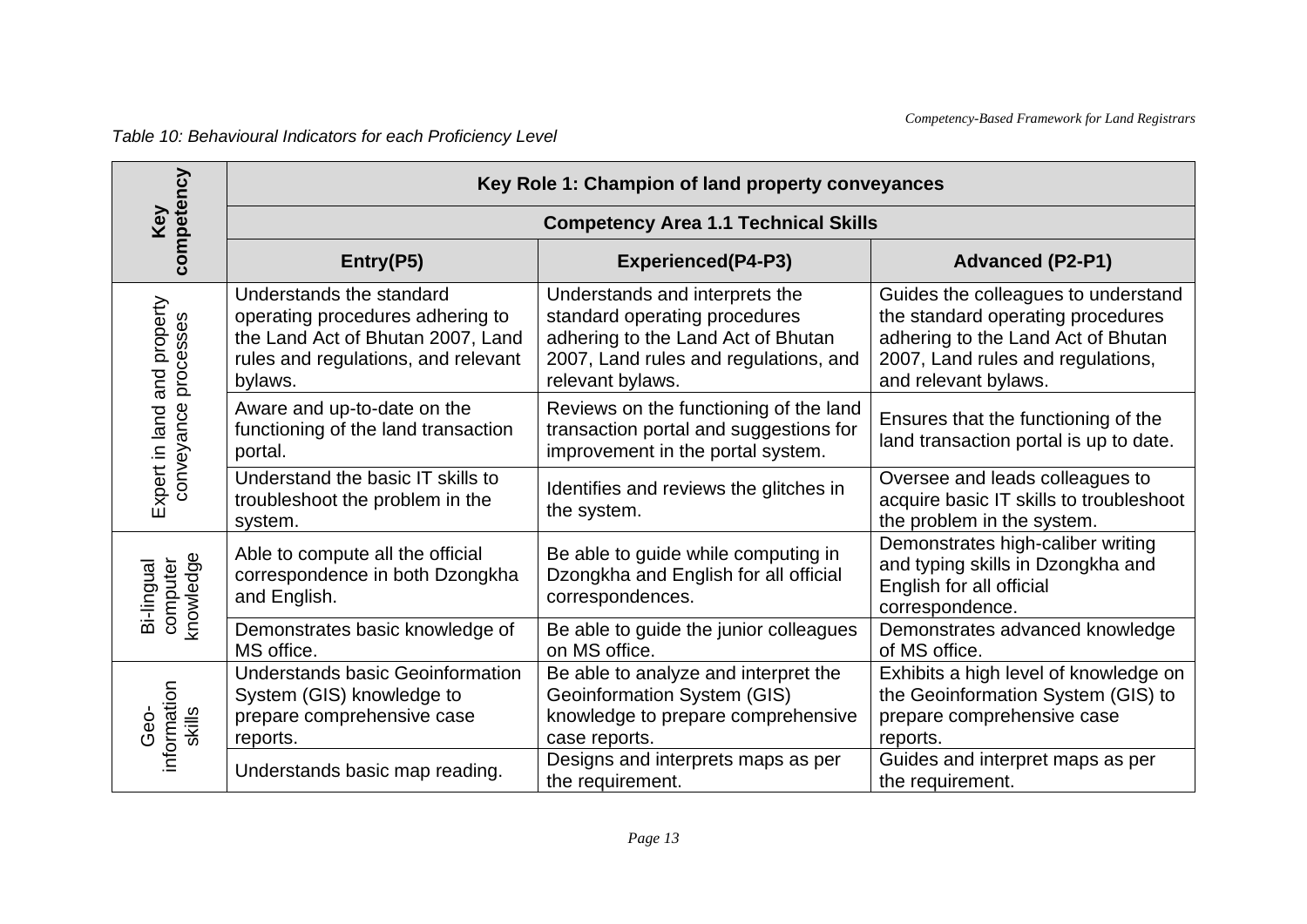*Table 10: Behavioural Indicators for each Proficiency Level*

| Key competency | Key Role 1: Champion of land property conveyances | | |
|---|---|---|---|
| | **Competency Area 1.1 Technical Skills** | | |
| | **Entry(P5)** | **Experienced(P4-P3)** | **Advanced (P2-P1)** |
| Expert in land and property conveyance processes | Understands the standard operating procedures adhering to the Land Act of Bhutan 2007, Land rules and regulations, and relevant bylaws. | Understands and interprets the standard operating procedures adhering to the Land Act of Bhutan 2007, Land rules and regulations, and relevant bylaws. | Guides the colleagues to understand the standard operating procedures adhering to the Land Act of Bhutan 2007, Land rules and regulations, and relevant bylaws. |
| | Aware and up-to-date on the functioning of the land transaction portal. | Reviews on the functioning of the land transaction portal and suggestions for improvement in the portal system. | Ensures that the functioning of the land transaction portal is up to date. |
| | Understand the basic IT skills to troubleshoot the problem in the system. | Identifies and reviews the glitches in the system. | Oversee and leads colleagues to acquire basic IT skills to troubleshoot the problem in the system. |
| Bi-lingual computer knowledge | Able to compute all the official correspondence in both Dzongkha and English. | Be able to guide while computing in Dzongkha and English for all official correspondences. | Demonstrates high-caliber writing and typing skills in Dzongkha and English for all official correspondence. |
| | Demonstrates basic knowledge of MS office. | Be able to guide the junior colleagues on MS office. | Demonstrates advanced knowledge of MS office. |
| Geo-information skills | Understands basic Geoinformation System (GIS) knowledge to prepare comprehensive case reports. | Be able to analyze and interpret the Geoinformation System (GIS) knowledge to prepare comprehensive case reports. | Exhibits a high level of knowledge on the Geoinformation System (GIS) to prepare comprehensive case reports. |
| | Understands basic map reading. | Designs and interprets maps as per the requirement. | Guides and interpret maps as per the requirement. |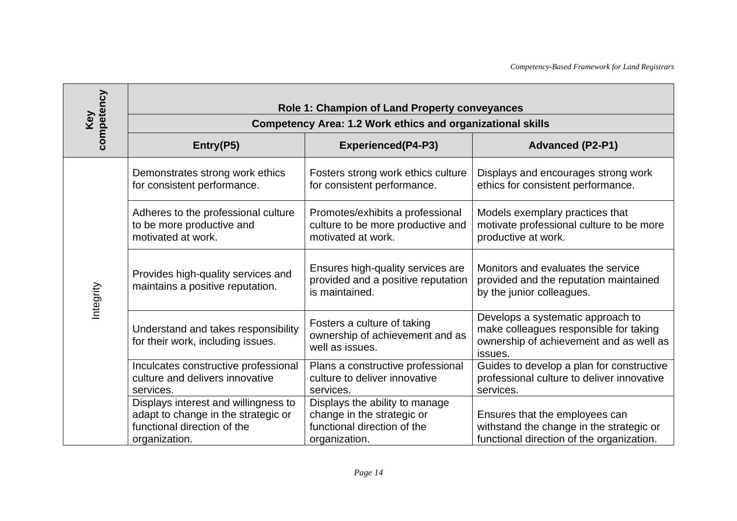| Key competency | Role 1: Champion of Land Property conveyances | | |
|---|---|---|---|
| | Competency Area: 1.2 Work ethics and organizational skills | | |
| | **Entry(P5)** | **Experienced(P4-P3)** | **Advanced (P2-P1)** |
| Integrity | Demonstrates strong work ethics for consistent performance. | Fosters strong work ethics culture for consistent performance. | Displays and encourages strong work ethics for consistent performance. |
| | Adheres to the professional culture to be more productive and motivated at work. | Promotes/exhibits a professional culture to be more productive and motivated at work. | Models exemplary practices that motivate professional culture to be more productive at work. |
| | Provides high-quality services and maintains a positive reputation. | Ensures high-quality services are provided and a positive reputation is maintained. | Monitors and evaluates the service provided and the reputation maintained by the junior colleagues. |
| | Understand and takes responsibility for their work, including issues. | Fosters a culture of taking ownership of achievement and as well as issues. | Develops a systematic approach to make colleagues responsible for taking ownership of achievement and as well as issues. |
| | Inculcates constructive professional culture and delivers innovative services. | Plans a constructive professional culture to deliver innovative services. | Guides to develop a plan for constructive professional culture to deliver innovative services. |
| | Displays interest and willingness to adapt to change in the strategic or functional direction of the organization. | Displays the ability to manage change in the strategic or functional direction of the organization. | Ensures that the employees can withstand the change in the strategic or functional direction of the organization. |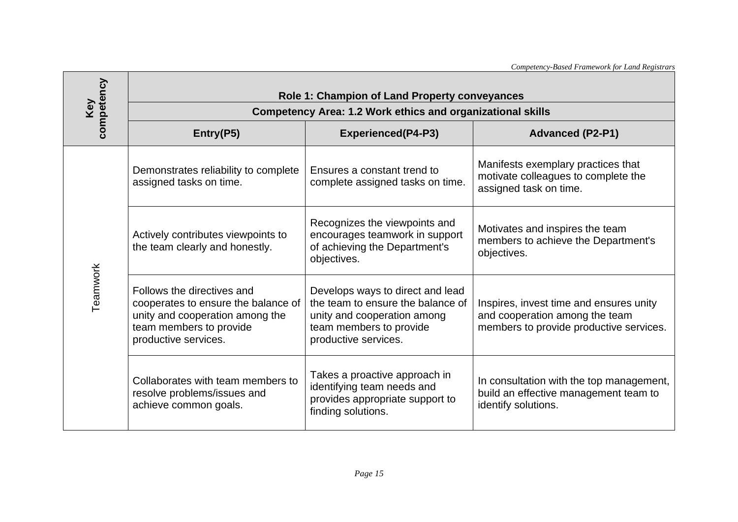| Key competency | Role 1: Champion of Land Property conveyances | | |
|---|---|---|---|
| | **Competency Area: 1.2 Work ethics and organizational skills** | | |
| | **Entry(P5)** | **Experienced(P4-P3)** | **Advanced (P2-P1)** |
| Teamwork | Demonstrates reliability to complete assigned tasks on time. | Ensures a constant trend to complete assigned tasks on time. | Manifests exemplary practices that motivate colleagues to complete the assigned task on time. |
| | Actively contributes viewpoints to the team clearly and honestly. | Recognizes the viewpoints and encourages teamwork in support of achieving the Department's objectives. | Motivates and inspires the team members to achieve the Department's objectives. |
| | Follows the directives and cooperates to ensure the balance of unity and cooperation among the team members to provide productive services. | Develops ways to direct and lead the team to ensure the balance of unity and cooperation among team members to provide productive services. | Inspires, invest time and ensures unity and cooperation among the team members to provide productive services. |
| | Collaborates with team members to resolve problems/issues and achieve common goals. | Takes a proactive approach in identifying team needs and provides appropriate support to finding solutions. | In consultation with the top management, build an effective management team to identify solutions. |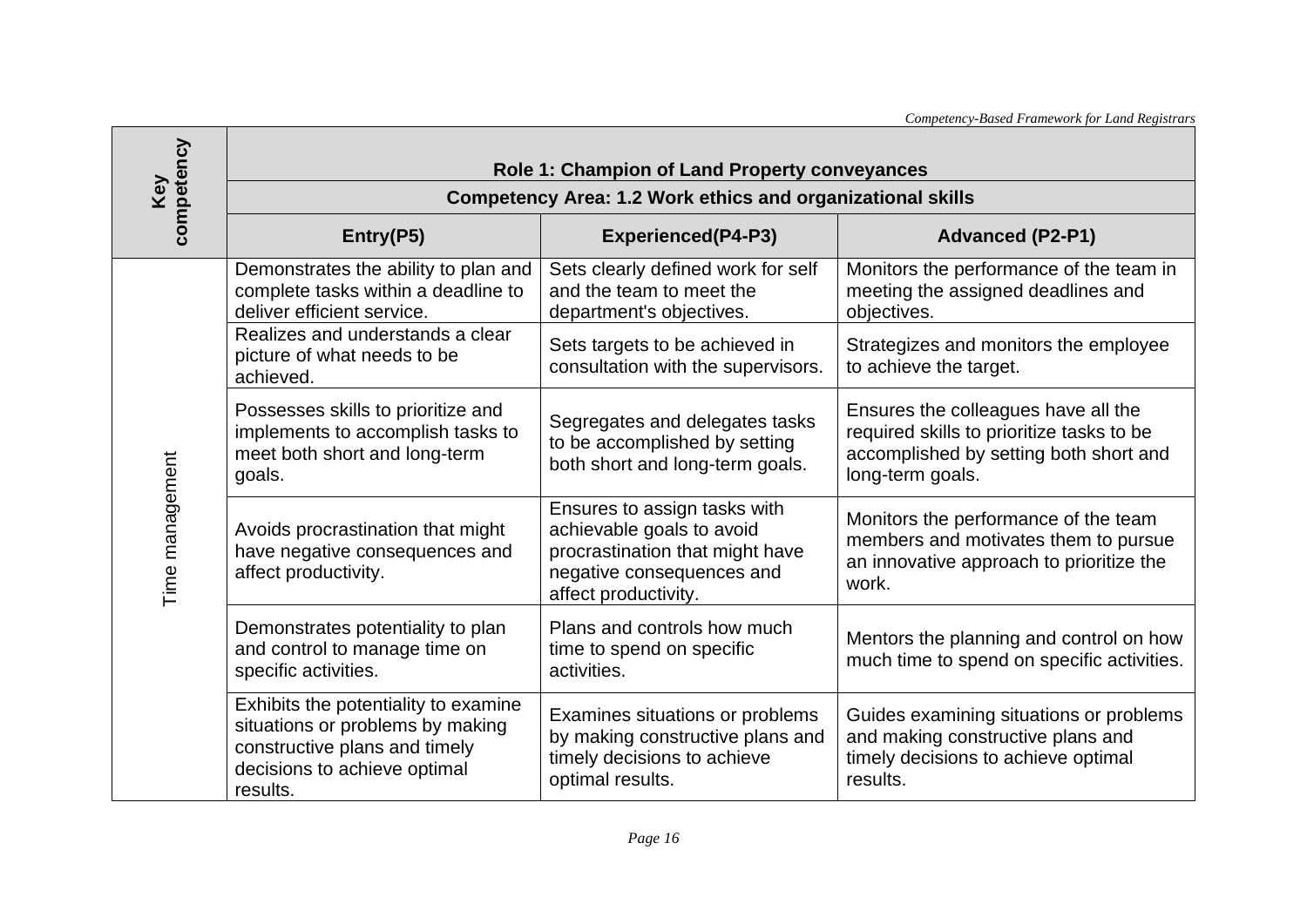| Key competency | Role 1: Champion of Land Property conveyances | | |
|---|---|---|---|
| | Competency Area: 1.2 Work ethics and organizational skills | | |
| | **Entry(P5)** | **Experienced(P4-P3)** | **Advanced (P2-P1)** |
| Time management | Demonstrates the ability to plan and complete tasks within a deadline to deliver efficient service. | Sets clearly defined work for self and the team to meet the department's objectives. | Monitors the performance of the team in meeting the assigned deadlines and objectives. |
| | Realizes and understands a clear picture of what needs to be achieved. | Sets targets to be achieved in consultation with the supervisors. | Strategizes and monitors the employee to achieve the target. |
| | Possesses skills to prioritize and implements to accomplish tasks to meet both short and long-term goals. | Segregates and delegates tasks to be accomplished by setting both short and long-term goals. | Ensures the colleagues have all the required skills to prioritize tasks to be accomplished by setting both short and long-term goals. |
| | Avoids procrastination that might have negative consequences and affect productivity. | Ensures to assign tasks with achievable goals to avoid procrastination that might have negative consequences and affect productivity. | Monitors the performance of the team members and motivates them to pursue an innovative approach to prioritize the work. |
| | Demonstrates potentiality to plan and control to manage time on specific activities. | Plans and controls how much time to spend on specific activities. | Mentors the planning and control on how much time to spend on specific activities. |
| | Exhibits the potentiality to examine situations or problems by making constructive plans and timely decisions to achieve optimal results. | Examines situations or problems by making constructive plans and timely decisions to achieve optimal results. | Guides examining situations or problems and making constructive plans and timely decisions to achieve optimal results. |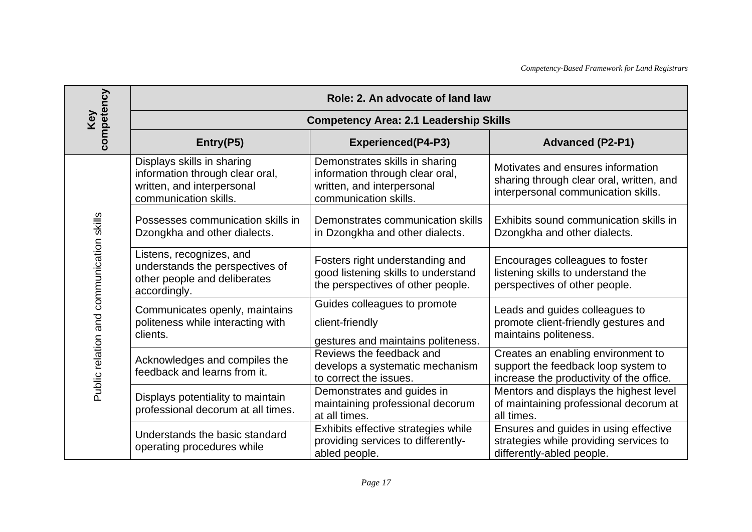| Key competency | Role: 2. An advocate of land law | | |
|---|---|---|---|
| | Competency Area: 2.1 Leadership Skills | | |
| | **Entry(P5)** | **Experienced(P4-P3)** | **Advanced (P2-P1)** |
| Public relation and communication skills | Displays skills in sharing information through clear oral, written, and interpersonal communication skills. | Demonstrates skills in sharing information through clear oral, written, and interpersonal communication skills. | Motivates and ensures information sharing through clear oral, written, and interpersonal communication skills. |
| | Possesses communication skills in Dzongkha and other dialects. | Demonstrates communication skills in Dzongkha and other dialects. | Exhibits sound communication skills in Dzongkha and other dialects. |
| | Listens, recognizes, and understands the perspectives of other people and deliberates accordingly. | Fosters right understanding and good listening skills to understand the perspectives of other people. | Encourages colleagues to foster listening skills to understand the perspectives of other people. |
| | Communicates openly, maintains politeness while interacting with clients. | Guides colleagues to promote client-friendly gestures and maintains politeness. | Leads and guides colleagues to promote client-friendly gestures and maintains politeness. |
| | Acknowledges and compiles the feedback and learns from it. | Reviews the feedback and develops a systematic mechanism to correct the issues. | Creates an enabling environment to support the feedback loop system to increase the productivity of the office. |
| | Displays potentiality to maintain professional decorum at all times. | Demonstrates and guides in maintaining professional decorum at all times. | Mentors and displays the highest level of maintaining professional decorum at all times. |
| | Understands the basic standard operating procedures while | Exhibits effective strategies while providing services to differently-abled people. | Ensures and guides in using effective strategies while providing services to differently-abled people. |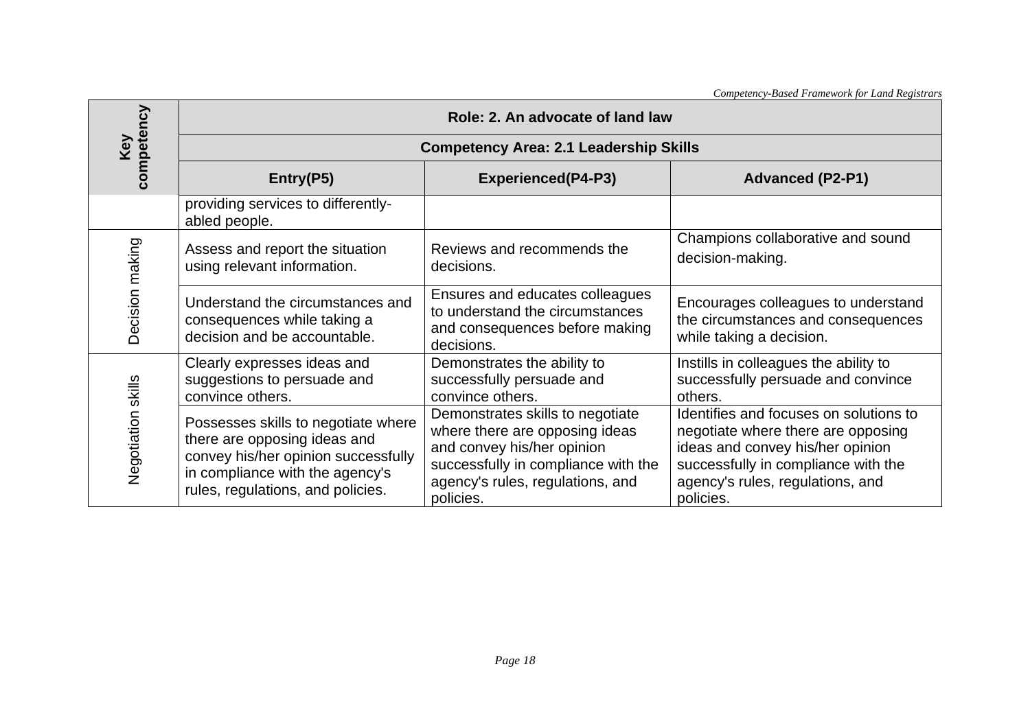| Key competency | Role: 2. An advocate of land law | | |
|---|---|---|---|
| | Competency Area: 2.1 Leadership Skills | | |
| | **Entry(P5)** | **Experienced(P4-P3)** | **Advanced (P2-P1)** |
| | providing services to differently-abled people. | | |
| Decision making | Assess and report the situation using relevant information. | Reviews and recommends the decisions. | Champions collaborative and sound decision-making. |
| | Understand the circumstances and consequences while taking a decision and be accountable. | Ensures and educates colleagues to understand the circumstances and consequences before making decisions. | Encourages colleagues to understand the circumstances and consequences while taking a decision. |
| Negotiation skills | Clearly expresses ideas and suggestions to persuade and convince others. | Demonstrates the ability to successfully persuade and convince others. | Instills in colleagues the ability to successfully persuade and convince others. |
| | Possesses skills to negotiate where there are opposing ideas and convey his/her opinion successfully in compliance with the agency's rules, regulations, and policies. | Demonstrates skills to negotiate where there are opposing ideas and convey his/her opinion successfully in compliance with the agency's rules, regulations, and policies. | Identifies and focuses on solutions to negotiate where there are opposing ideas and convey his/her opinion successfully in compliance with the agency's rules, regulations, and policies. |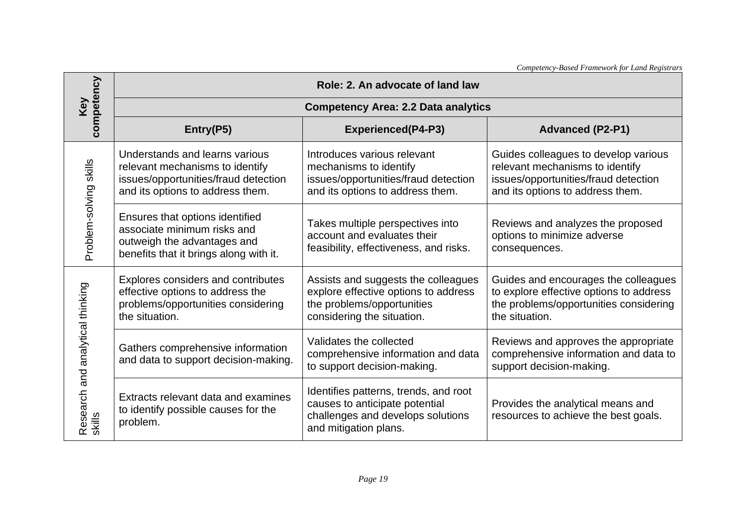| Key competency | Role: 2. An advocate of land law | | |
|---|---|---|---|
| | **Competency Area: 2.2 Data analytics** | | |
| | **Entry(P5)** | **Experienced(P4-P3)** | **Advanced (P2-P1)** |
| Problem-solving skills | Understands and learns various relevant mechanisms to identify issues/opportunities/fraud detection and its options to address them. | Introduces various relevant mechanisms to identify issues/opportunities/fraud detection and its options to address them. | Guides colleagues to develop various relevant mechanisms to identify issues/opportunities/fraud detection and its options to address them. |
| | Ensures that options identified associate minimum risks and outweigh the advantages and benefits that it brings along with it. | Takes multiple perspectives into account and evaluates their feasibility, effectiveness, and risks. | Reviews and analyzes the proposed options to minimize adverse consequences. |
| Research and analytical thinking skills | Explores considers and contributes effective options to address the problems/opportunities considering the situation. | Assists and suggests the colleagues explore effective options to address the problems/opportunities considering the situation. | Guides and encourages the colleagues to explore effective options to address the problems/opportunities considering the situation. |
| | Gathers comprehensive information and data to support decision-making. | Validates the collected comprehensive information and data to support decision-making. | Reviews and approves the appropriate comprehensive information and data to support decision-making. |
| | Extracts relevant data and examines to identify possible causes for the problem. | Identifies patterns, trends, and root causes to anticipate potential challenges and develops solutions and mitigation plans. | Provides the analytical means and resources to achieve the best goals. |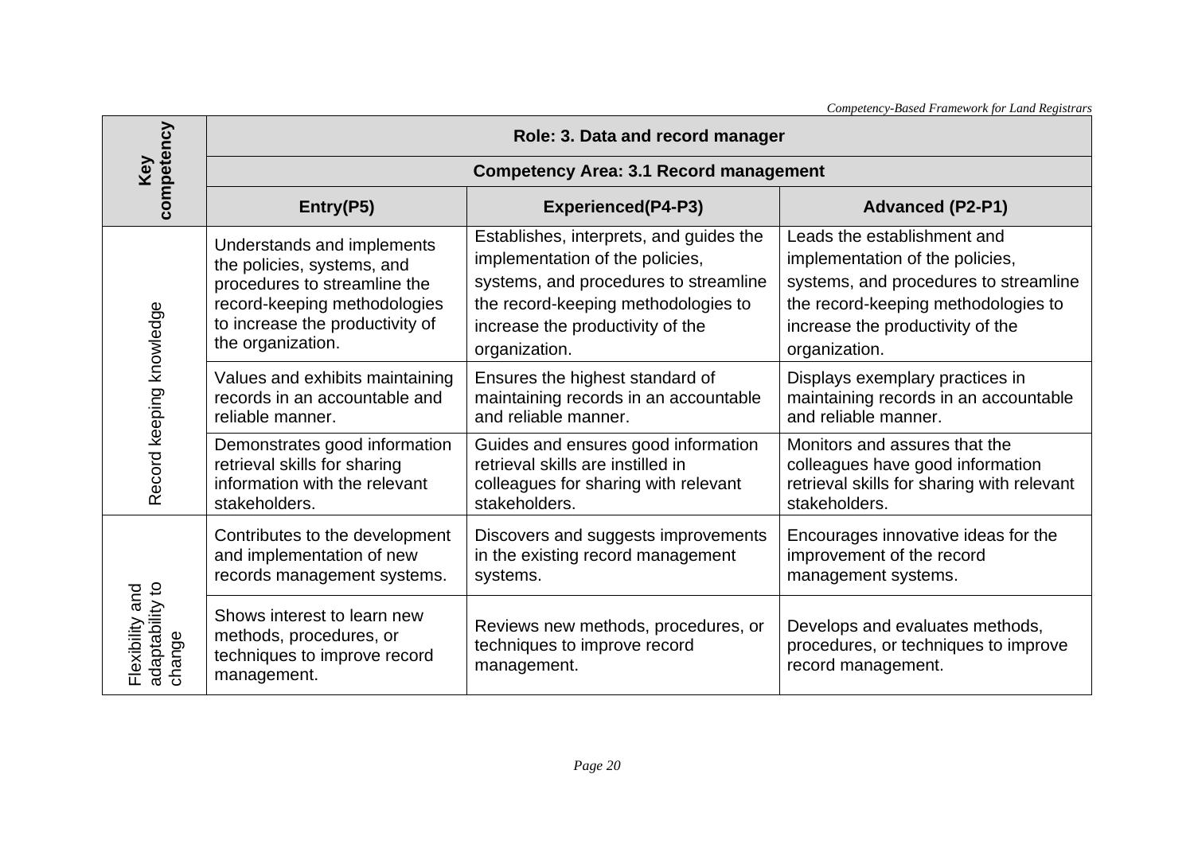| Key competency | Role: 3. Data and record manager | | |
|---|---|---|---|
| | Competency Area: 3.1 Record management | | |
| | **Entry(P5)** | **Experienced(P4-P3)** | **Advanced (P2-P1)** |
| Record keeping knowledge | Understands and implements the policies, systems, and procedures to streamline the record-keeping methodologies to increase the productivity of the organization. | Establishes, interprets, and guides the implementation of the policies, systems, and procedures to streamline the record-keeping methodologies to increase the productivity of the organization. | Leads the establishment and implementation of the policies, systems, and procedures to streamline the record-keeping methodologies to increase the productivity of the organization. |
| | Values and exhibits maintaining records in an accountable and reliable manner. | Ensures the highest standard of maintaining records in an accountable and reliable manner. | Displays exemplary practices in maintaining records in an accountable and reliable manner. |
| | Demonstrates good information retrieval skills for sharing information with the relevant stakeholders. | Guides and ensures good information retrieval skills are instilled in colleagues for sharing with relevant stakeholders. | Monitors and assures that the colleagues have good information retrieval skills for sharing with relevant stakeholders. |
| Flexibility and adaptability to change | Contributes to the development and implementation of new records management systems. | Discovers and suggests improvements in the existing record management systems. | Encourages innovative ideas for the improvement of the record management systems. |
| | Shows interest to learn new methods, procedures, or techniques to improve record management. | Reviews new methods, procedures, or techniques to improve record management. | Develops and evaluates methods, procedures, or techniques to improve record management. |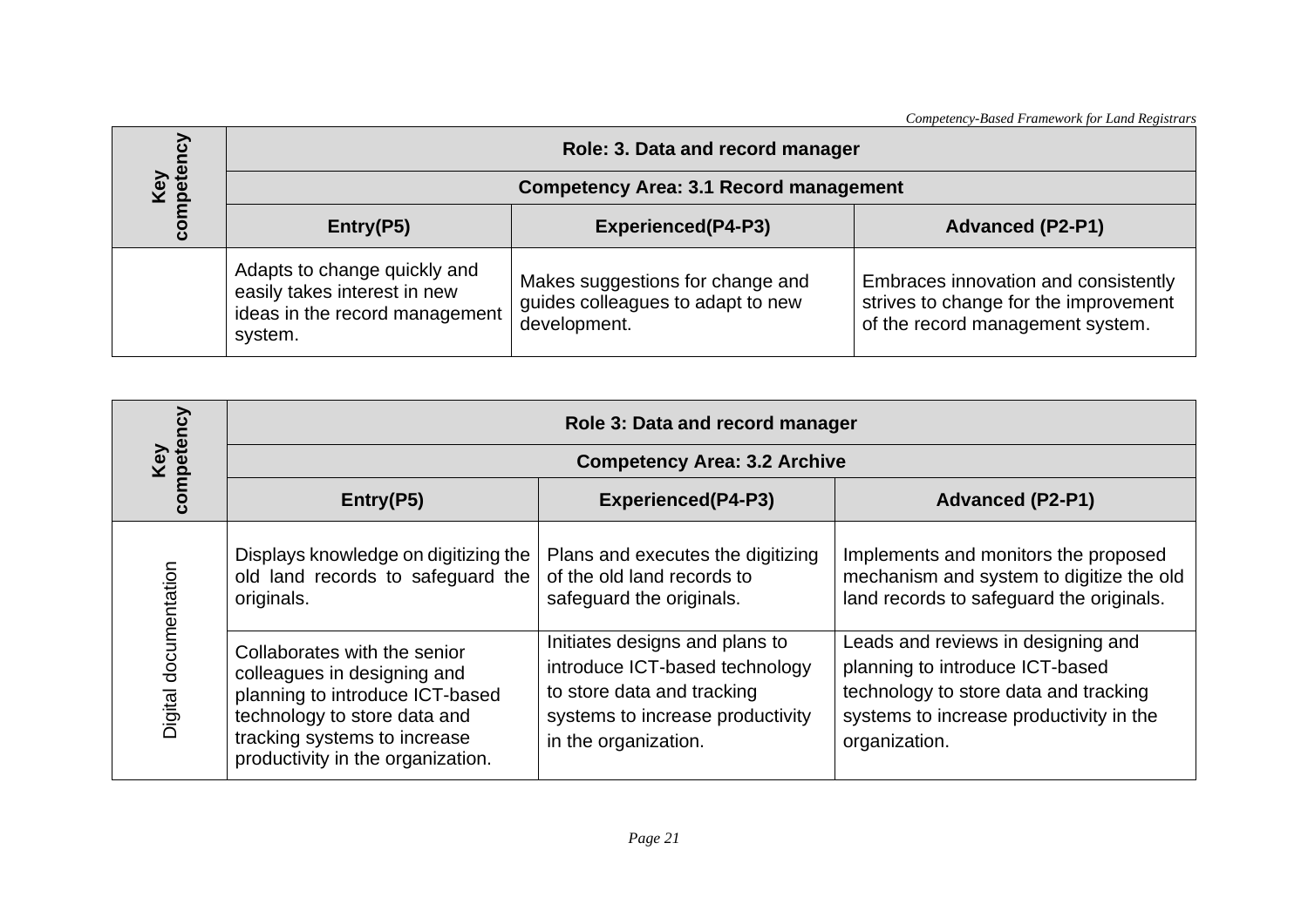| Key competency | Role: 3. Data and record manager | | |
|---|---|---|---|
| | Competency Area: 3.1 Record management | | |
| | **Entry(P5)** | **Experienced(P4-P3)** | **Advanced (P2-P1)** |
| | Adapts to change quickly and easily takes interest in new ideas in the record management system. | Makes suggestions for change and guides colleagues to adapt to new development. | Embraces innovation and consistently strives to change for the improvement of the record management system. |

| Key competency | Role 3: Data and record manager | | |
|---|---|---|---|
| | Competency Area: 3.2 Archive | | |
| | **Entry(P5)** | **Experienced(P4-P3)** | **Advanced (P2-P1)** |
| Digital documentation | Displays knowledge on digitizing the old land records to safeguard the originals. | Plans and executes the digitizing of the old land records to safeguard the originals. | Implements and monitors the proposed mechanism and system to digitize the old land records to safeguard the originals. |
| | Collaborates with the senior colleagues in designing and planning to introduce ICT-based technology to store data and tracking systems to increase productivity in the organization. | Initiates designs and plans to introduce ICT-based technology to store data and tracking systems to increase productivity in the organization. | Leads and reviews in designing and planning to introduce ICT-based technology to store data and tracking systems to increase productivity in the organization. |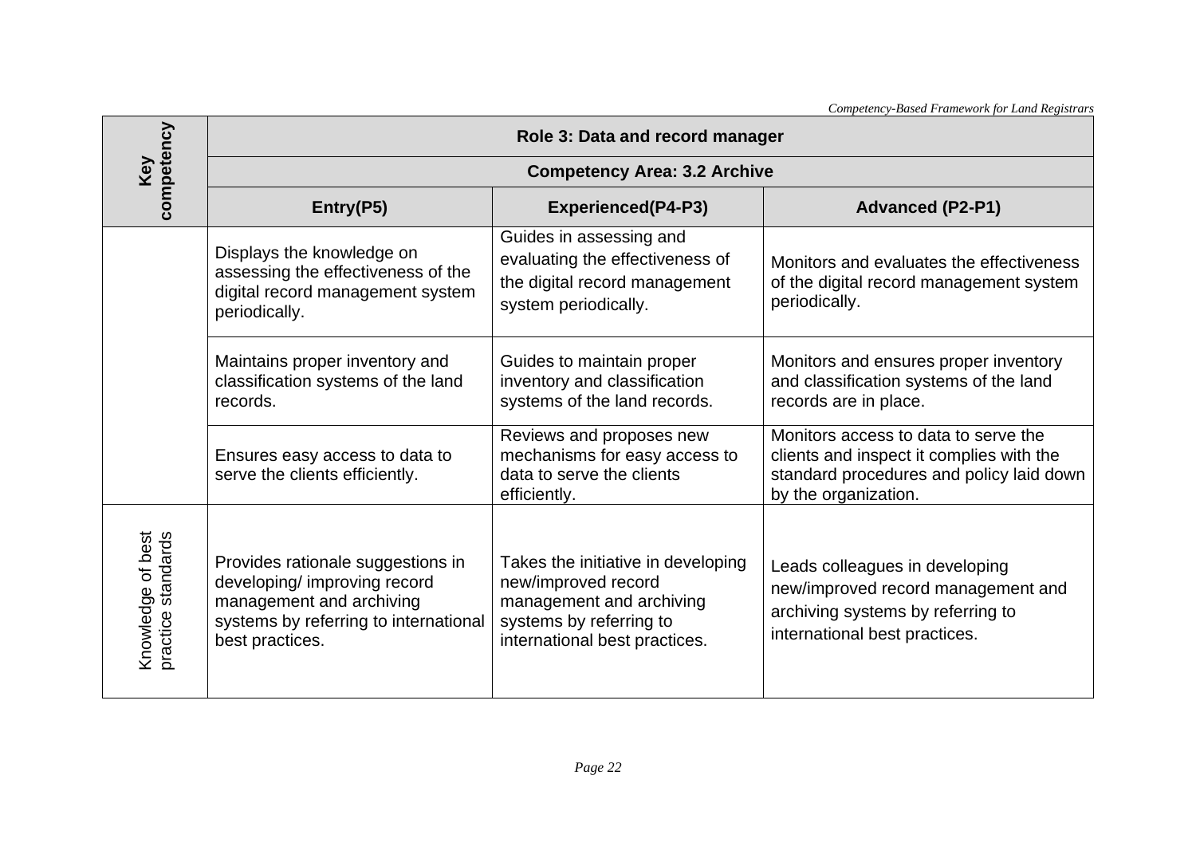| Key competency | Role 3: Data and record manager | | |
|---|---|---|---|
| | **Competency Area: 3.2 Archive** | | |
| | **Entry(P5)** | **Experienced(P4-P3)** | **Advanced (P2-P1)** |
| | Displays the knowledge on assessing the effectiveness of the digital record management system periodically. | Guides in assessing and evaluating the effectiveness of the digital record management system periodically. | Monitors and evaluates the effectiveness of the digital record management system periodically. |
| | Maintains proper inventory and classification systems of the land records. | Guides to maintain proper inventory and classification systems of the land records. | Monitors and ensures proper inventory and classification systems of the land records are in place. |
| | Ensures easy access to data to serve the clients efficiently. | Reviews and proposes new mechanisms for easy access to data to serve the clients efficiently. | Monitors access to data to serve the clients and inspect it complies with the standard procedures and policy laid down by the organization. |
| Knowledge of best practice standards | Provides rationale suggestions in developing/ improving record management and archiving systems by referring to international best practices. | Takes the initiative in developing new/improved record management and archiving systems by referring to international best practices. | Leads colleagues in developing new/improved record management and archiving systems by referring to international best practices. |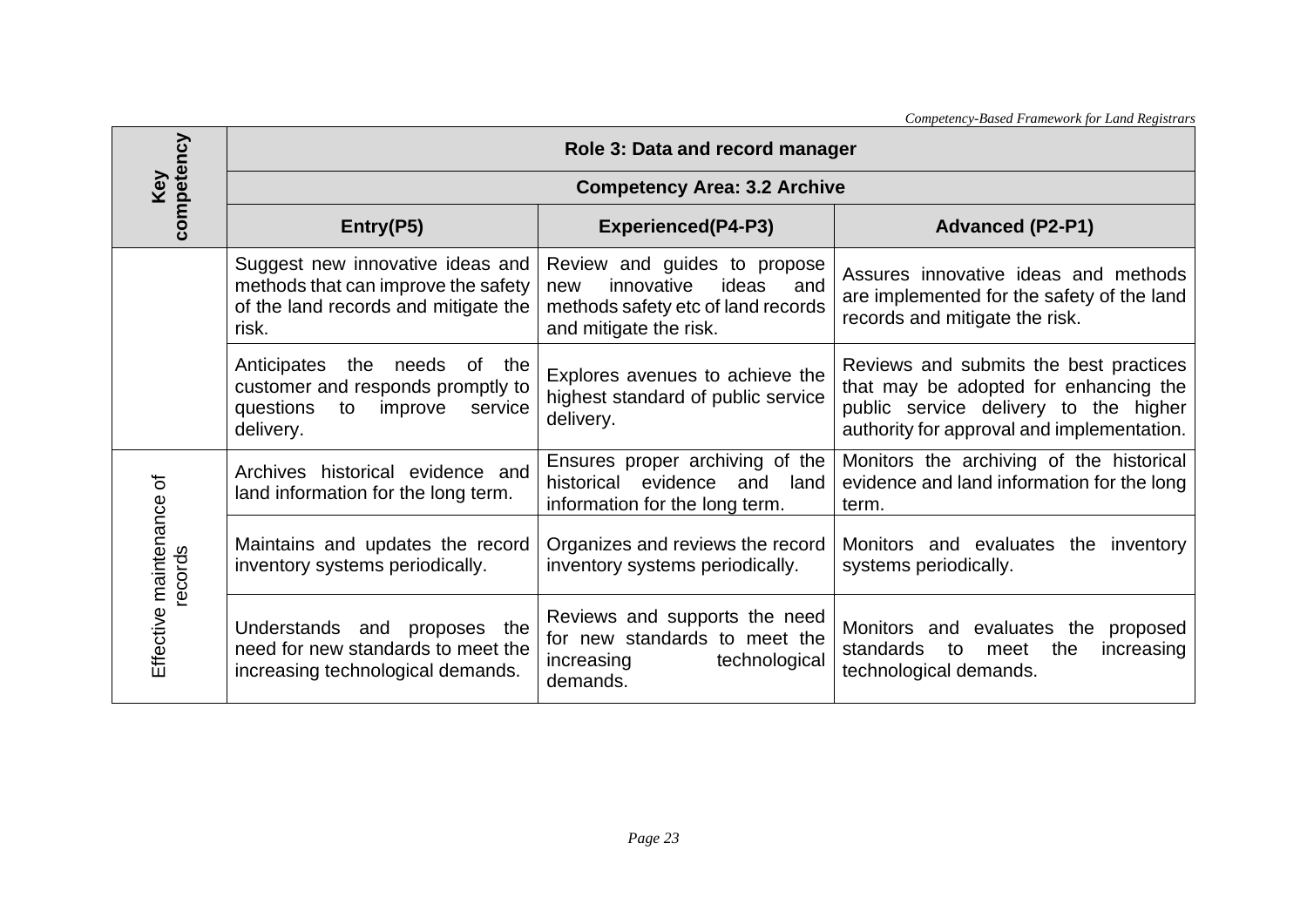| Key competency | Role 3: Data and record manager | | |
|---|---|---|---|
| | **Competency Area: 3.2 Archive** | | |
| | **Entry(P5)** | **Experienced(P4-P3)** | **Advanced (P2-P1)** |
| | Suggest new innovative ideas and methods that can improve the safety of the land records and mitigate the risk. | Review and guides to propose new innovative ideas and methods safety etc of land records and mitigate the risk. | Assures innovative ideas and methods are implemented for the safety of the land records and mitigate the risk. |
| | Anticipates the needs of the customer and responds promptly to questions to improve service delivery. | Explores avenues to achieve the highest standard of public service delivery. | Reviews and submits the best practices that may be adopted for enhancing the public service delivery to the higher authority for approval and implementation. |
| Effective maintenance of records | Archives historical evidence and land information for the long term. | Ensures proper archiving of the historical evidence and land information for the long term. | Monitors the archiving of the historical evidence and land information for the long term. |
| | Maintains and updates the record inventory systems periodically. | Organizes and reviews the record inventory systems periodically. | Monitors and evaluates the inventory systems periodically. |
| | Understands and proposes the need for new standards to meet the increasing technological demands. | Reviews and supports the need for new standards to meet the increasing technological demands. | Monitors and evaluates the proposed standards to meet the increasing technological demands. |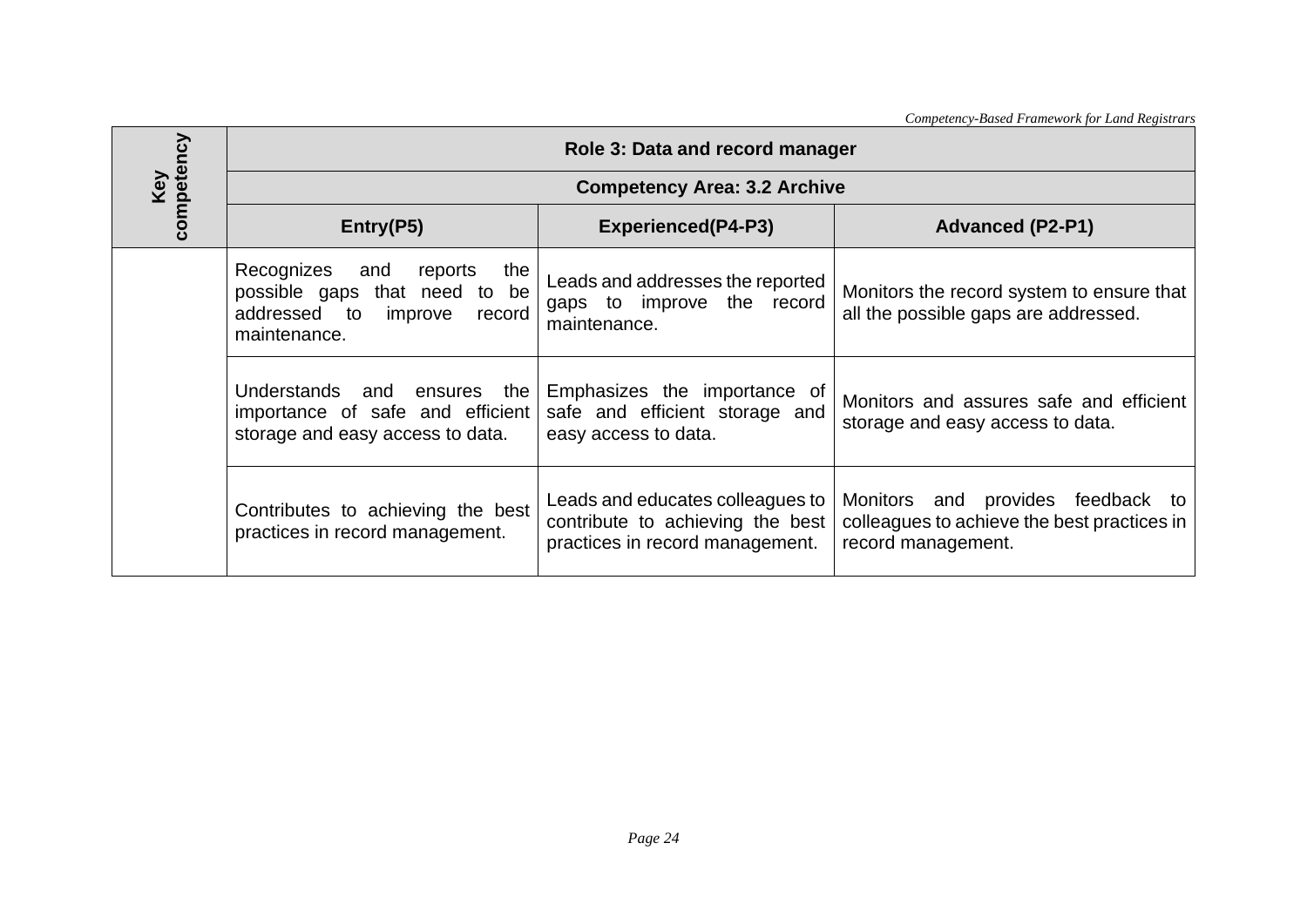| Key competency | Role 3: Data and record manager | | |
|---|---|---|---|
| | **Competency Area: 3.2 Archive** | | |
| | **Entry(P5)** | **Experienced(P4-P3)** | **Advanced (P2-P1)** |
| | Recognizes and reports the possible gaps that need to be addressed to improve record maintenance. | Leads and addresses the reported gaps to improve the record maintenance. | Monitors the record system to ensure that all the possible gaps are addressed. |
| | Understands and ensures the importance of safe and efficient storage and easy access to data. | Emphasizes the importance of safe and efficient storage and easy access to data. | Monitors and assures safe and efficient storage and easy access to data. |
| | Contributes to achieving the best practices in record management. | Leads and educates colleagues to contribute to achieving the best practices in record management. | Monitors and provides feedback to colleagues to achieve the best practices in record management. |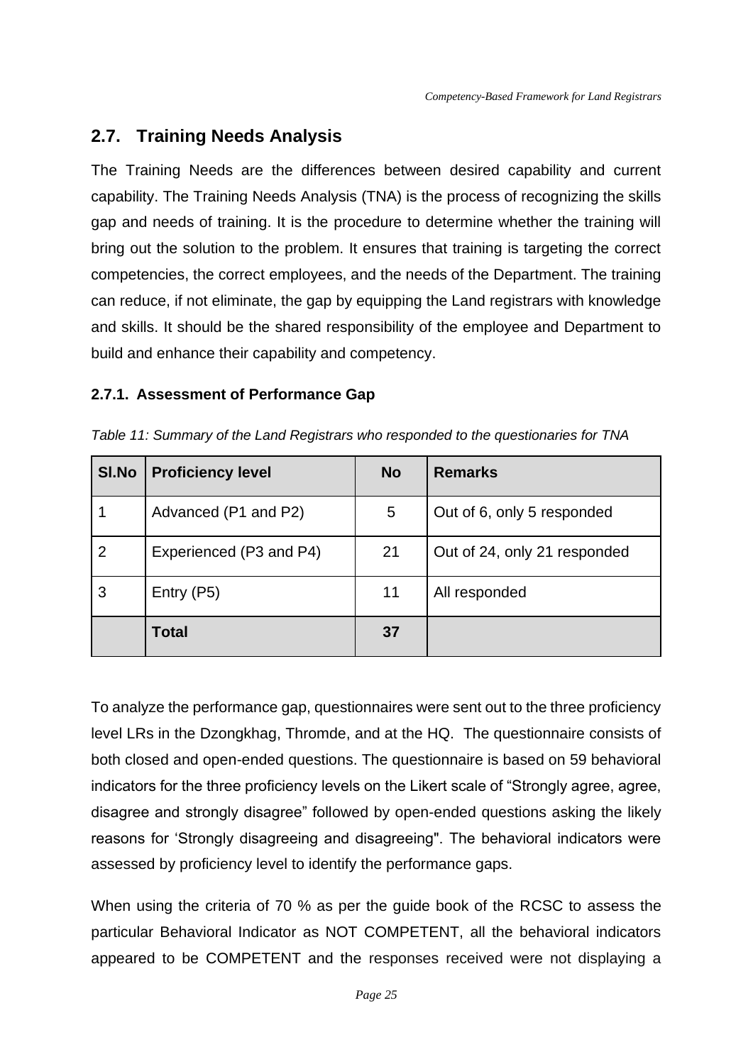## 2.7. Training Needs Analysis

The Training Needs are the differences between desired capability and current capability. The Training Needs Analysis (TNA) is the process of recognizing the skills gap and needs of training. It is the procedure to determine whether the training will bring out the solution to the problem. It ensures that training is targeting the correct competencies, the correct employees, and the needs of the Department. The training can reduce, if not eliminate, the gap by equipping the Land registrars with knowledge and skills. It should be the shared responsibility of the employee and Department to build and enhance their capability and competency.

### 2.7.1. Assessment of Performance Gap

*Table 11: Summary of the Land Registrars who responded to the questionaries for TNA*

| Sl.No | Proficiency level | No | Remarks |
|---|---|---|---|
| 1 | Advanced (P1 and P2) | 5 | Out of 6, only 5 responded |
| 2 | Experienced (P3 and P4) | 21 | Out of 24, only 21 responded |
| 3 | Entry (P5) | 11 | All responded |
| | **Total** | **37** | |

To analyze the performance gap, questionnaires were sent out to the three proficiency level LRs in the Dzongkhag, Thromde, and at the HQ. The questionnaire consists of both closed and open-ended questions. The questionnaire is based on 59 behavioral indicators for the three proficiency levels on the Likert scale of "Strongly agree, agree, disagree and strongly disagree" followed by open-ended questions asking the likely reasons for 'Strongly disagreeing and disagreeing". The behavioral indicators were assessed by proficiency level to identify the performance gaps.

When using the criteria of 70 % as per the guide book of the RCSC to assess the particular Behavioral Indicator as NOT COMPETENT, all the behavioral indicators appeared to be COMPETENT and the responses received were not displaying a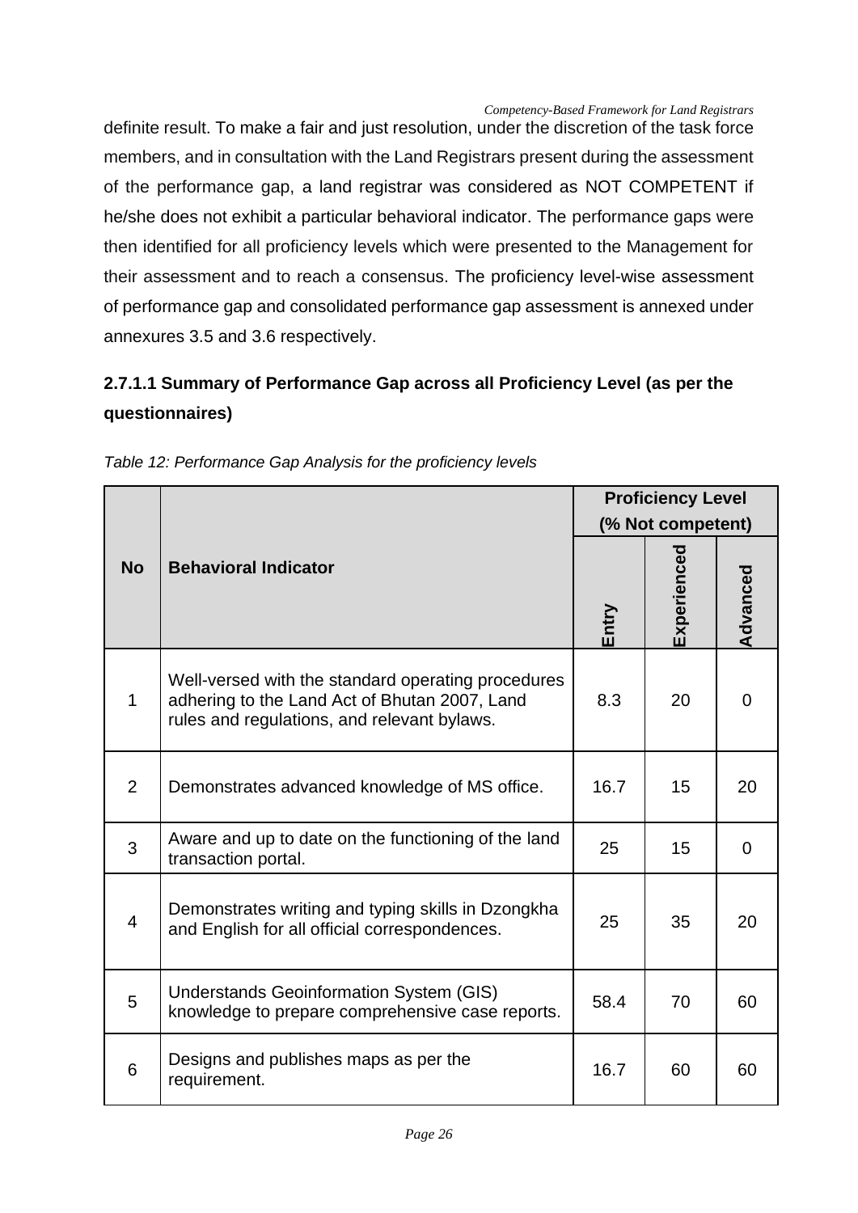definite result. To make a fair and just resolution, under the discretion of the task force members, and in consultation with the Land Registrars present during the assessment of the performance gap, a land registrar was considered as NOT COMPETENT if he/she does not exhibit a particular behavioral indicator. The performance gaps were then identified for all proficiency levels which were presented to the Management for their assessment and to reach a consensus. The proficiency level-wise assessment of performance gap and consolidated performance gap assessment is annexed under annexures 3.5 and 3.6 respectively.

#### 2.7.1.1 Summary of Performance Gap across all Proficiency Level (as per the questionnaires)

*Table 12: Performance Gap Analysis for the proficiency levels*

| No | Behavioral Indicator | Proficiency Level (% Not competent) | | |
|---|---|---|---|---|
| | | Entry | Experienced | Advanced |
| 1 | Well-versed with the standard operating procedures adhering to the Land Act of Bhutan 2007, Land rules and regulations, and relevant bylaws. | 8.3 | 20 | 0 |
| 2 | Demonstrates advanced knowledge of MS office. | 16.7 | 15 | 20 |
| 3 | Aware and up to date on the functioning of the land transaction portal. | 25 | 15 | 0 |
| 4 | Demonstrates writing and typing skills in Dzongkha and English for all official correspondences. | 25 | 35 | 20 |
| 5 | Understands Geoinformation System (GIS) knowledge to prepare comprehensive case reports. | 58.4 | 70 | 60 |
| 6 | Designs and publishes maps as per the requirement. | 16.7 | 60 | 60 |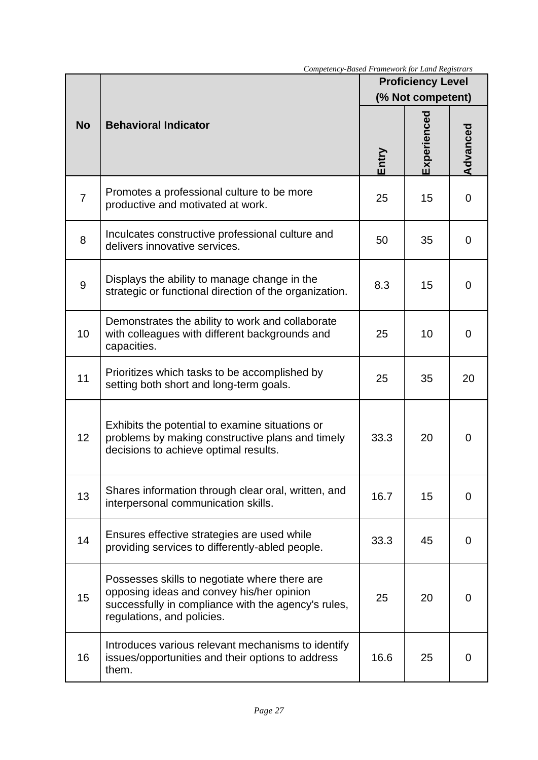| No | Behavioral Indicator | Proficiency Level (% Not competent) | | |
|---|---|---|---|---|
| | | Entry | Experienced | Advanced |
| 7 | Promotes a professional culture to be more productive and motivated at work. | 25 | 15 | 0 |
| 8 | Inculcates constructive professional culture and delivers innovative services. | 50 | 35 | 0 |
| 9 | Displays the ability to manage change in the strategic or functional direction of the organization. | 8.3 | 15 | 0 |
| 10 | Demonstrates the ability to work and collaborate with colleagues with different backgrounds and capacities. | 25 | 10 | 0 |
| 11 | Prioritizes which tasks to be accomplished by setting both short and long-term goals. | 25 | 35 | 20 |
| 12 | Exhibits the potential to examine situations or problems by making constructive plans and timely decisions to achieve optimal results. | 33.3 | 20 | 0 |
| 13 | Shares information through clear oral, written, and interpersonal communication skills. | 16.7 | 15 | 0 |
| 14 | Ensures effective strategies are used while providing services to differently-abled people. | 33.3 | 45 | 0 |
| 15 | Possesses skills to negotiate where there are opposing ideas and convey his/her opinion successfully in compliance with the agency's rules, regulations, and policies. | 25 | 20 | 0 |
| 16 | Introduces various relevant mechanisms to identify issues/opportunities and their options to address them. | 16.6 | 25 | 0 |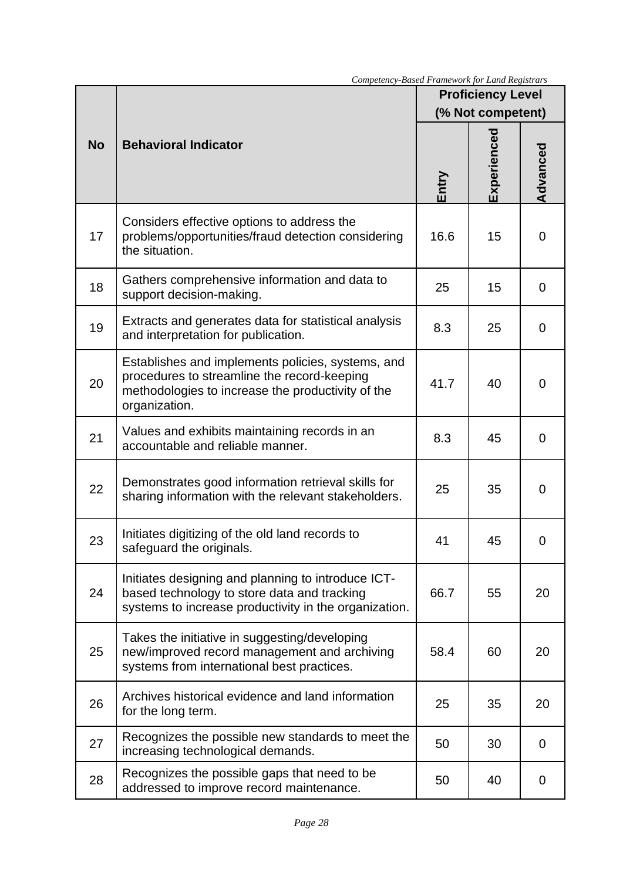| No | Behavioral Indicator | Proficiency Level (% Not competent) | | |
|---|---|---|---|---|
| | | Entry | Experienced | Advanced |
| 17 | Considers effective options to address the problems/opportunities/fraud detection considering the situation. | 16.6 | 15 | 0 |
| 18 | Gathers comprehensive information and data to support decision-making. | 25 | 15 | 0 |
| 19 | Extracts and generates data for statistical analysis and interpretation for publication. | 8.3 | 25 | 0 |
| 20 | Establishes and implements policies, systems, and procedures to streamline the record-keeping methodologies to increase the productivity of the organization. | 41.7 | 40 | 0 |
| 21 | Values and exhibits maintaining records in an accountable and reliable manner. | 8.3 | 45 | 0 |
| 22 | Demonstrates good information retrieval skills for sharing information with the relevant stakeholders. | 25 | 35 | 0 |
| 23 | Initiates digitizing of the old land records to safeguard the originals. | 41 | 45 | 0 |
| 24 | Initiates designing and planning to introduce ICT-based technology to store data and tracking systems to increase productivity in the organization. | 66.7 | 55 | 20 |
| 25 | Takes the initiative in suggesting/developing new/improved record management and archiving systems from international best practices. | 58.4 | 60 | 20 |
| 26 | Archives historical evidence and land information for the long term. | 25 | 35 | 20 |
| 27 | Recognizes the possible new standards to meet the increasing technological demands. | 50 | 30 | 0 |
| 28 | Recognizes the possible gaps that need to be addressed to improve record maintenance. | 50 | 40 | 0 |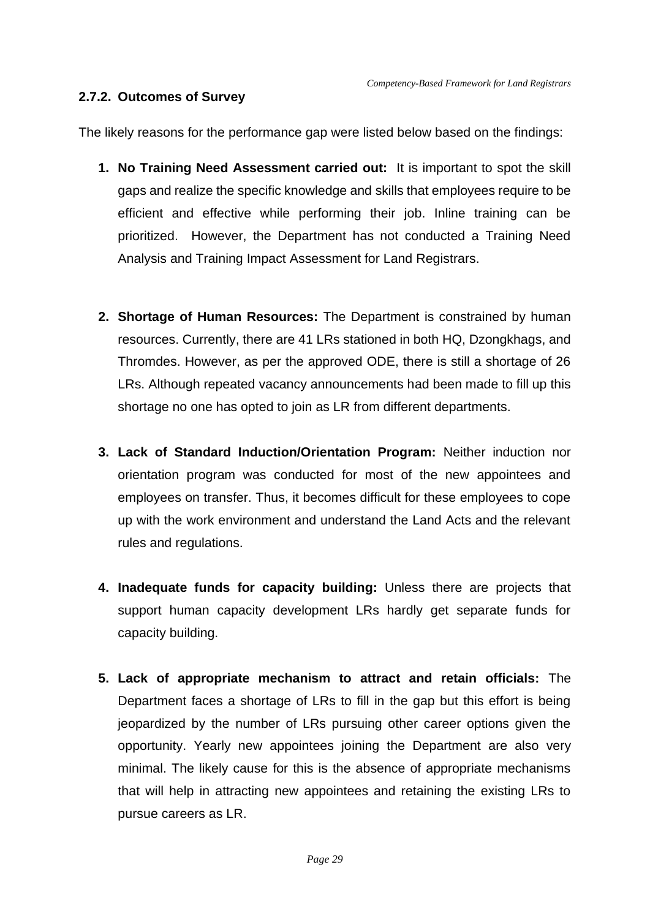### 2.7.2. Outcomes of Survey

The likely reasons for the performance gap were listed below based on the findings:

1. **No Training Need Assessment carried out:** It is important to spot the skill gaps and realize the specific knowledge and skills that employees require to be efficient and effective while performing their job. Inline training can be prioritized. However, the Department has not conducted a Training Need Analysis and Training Impact Assessment for Land Registrars.

2. **Shortage of Human Resources:** The Department is constrained by human resources. Currently, there are 41 LRs stationed in both HQ, Dzongkhags, and Thromdes. However, as per the approved ODE, there is still a shortage of 26 LRs. Although repeated vacancy announcements had been made to fill up this shortage no one has opted to join as LR from different departments.

3. **Lack of Standard Induction/Orientation Program:** Neither induction nor orientation program was conducted for most of the new appointees and employees on transfer. Thus, it becomes difficult for these employees to cope up with the work environment and understand the Land Acts and the relevant rules and regulations.

4. **Inadequate funds for capacity building:** Unless there are projects that support human capacity development LRs hardly get separate funds for capacity building.

5. **Lack of appropriate mechanism to attract and retain officials:** The Department faces a shortage of LRs to fill in the gap but this effort is being jeopardized by the number of LRs pursuing other career options given the opportunity. Yearly new appointees joining the Department are also very minimal. The likely cause for this is the absence of appropriate mechanisms that will help in attracting new appointees and retaining the existing LRs to pursue careers as LR.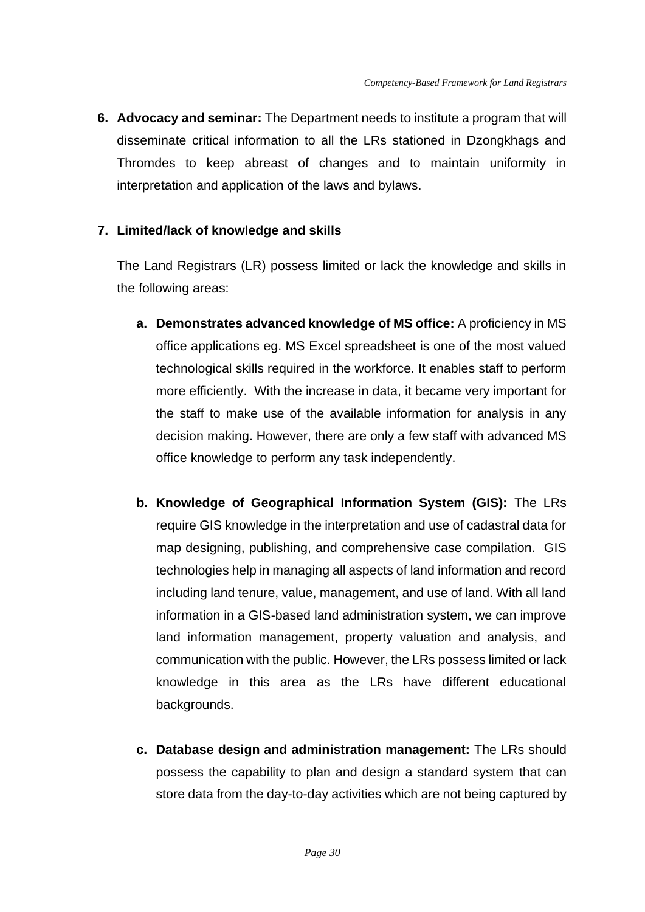6. **Advocacy and seminar:** The Department needs to institute a program that will disseminate critical information to all the LRs stationed in Dzongkhags and Thromdes to keep abreast of changes and to maintain uniformity in interpretation and application of the laws and bylaws.

7. **Limited/lack of knowledge and skills**

   The Land Registrars (LR) possess limited or lack the knowledge and skills in the following areas:

   a. **Demonstrates advanced knowledge of MS office:** A proficiency in MS office applications eg. MS Excel spreadsheet is one of the most valued technological skills required in the workforce. It enables staff to perform more efficiently. With the increase in data, it became very important for the staff to make use of the available information for analysis in any decision making. However, there are only a few staff with advanced MS office knowledge to perform any task independently.

   b. **Knowledge of Geographical Information System (GIS):** The LRs require GIS knowledge in the interpretation and use of cadastral data for map designing, publishing, and comprehensive case compilation. GIS technologies help in managing all aspects of land information and record including land tenure, value, management, and use of land. With all land information in a GIS-based land administration system, we can improve land information management, property valuation and analysis, and communication with the public. However, the LRs possess limited or lack knowledge in this area as the LRs have different educational backgrounds.

   c. **Database design and administration management:** The LRs should possess the capability to plan and design a standard system that can store data from the day-to-day activities which are not being captured by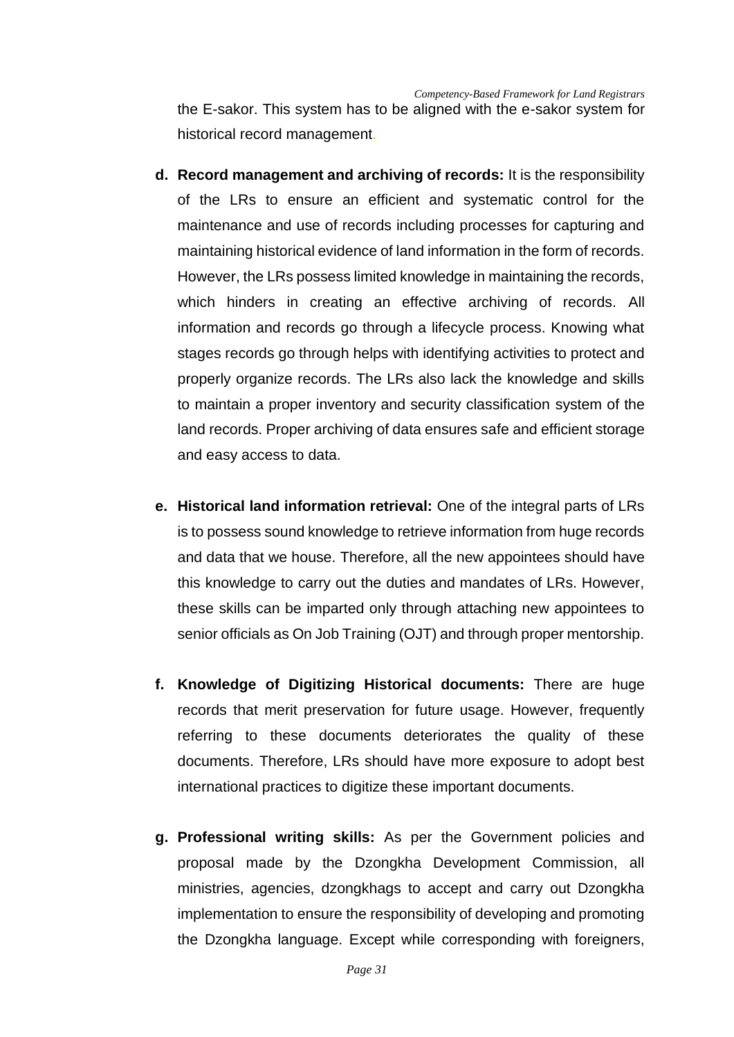the E-sakor. This system has to be aligned with the e-sakor system for historical record management.

**d. Record management and archiving of records:** It is the responsibility of the LRs to ensure an efficient and systematic control for the maintenance and use of records including processes for capturing and maintaining historical evidence of land information in the form of records. However, the LRs possess limited knowledge in maintaining the records, which hinders in creating an effective archiving of records. All information and records go through a lifecycle process. Knowing what stages records go through helps with identifying activities to protect and properly organize records. The LRs also lack the knowledge and skills to maintain a proper inventory and security classification system of the land records. Proper archiving of data ensures safe and efficient storage and easy access to data.

**e. Historical land information retrieval:** One of the integral parts of LRs is to possess sound knowledge to retrieve information from huge records and data that we house. Therefore, all the new appointees should have this knowledge to carry out the duties and mandates of LRs. However, these skills can be imparted only through attaching new appointees to senior officials as On Job Training (OJT) and through proper mentorship.

**f. Knowledge of Digitizing Historical documents:** There are huge records that merit preservation for future usage. However, frequently referring to these documents deteriorates the quality of these documents. Therefore, LRs should have more exposure to adopt best international practices to digitize these important documents.

**g. Professional writing skills:** As per the Government policies and proposal made by the Dzongkha Development Commission, all ministries, agencies, dzongkhags to accept and carry out Dzongkha implementation to ensure the responsibility of developing and promoting the Dzongkha language. Except while corresponding with foreigners,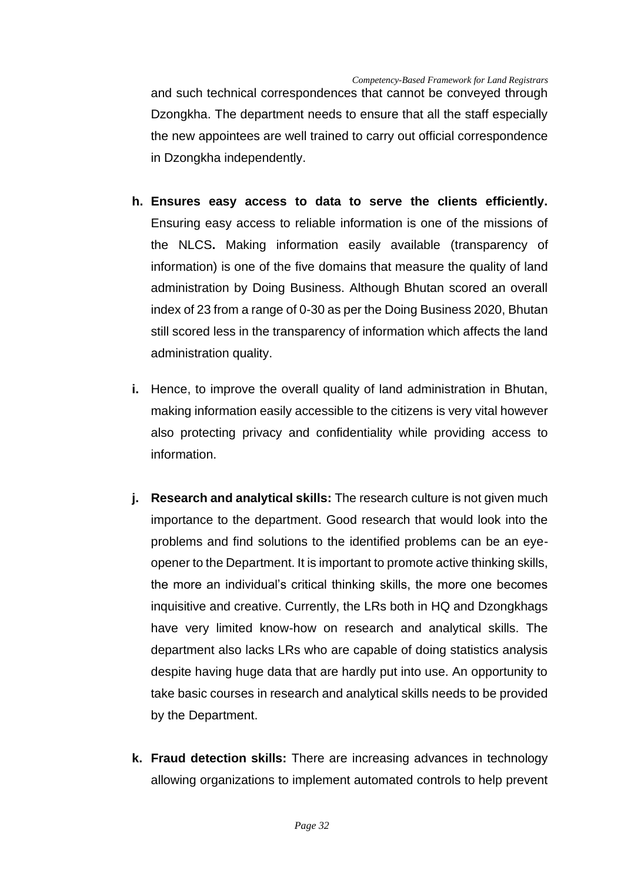and such technical correspondences that cannot be conveyed through Dzongkha. The department needs to ensure that all the staff especially the new appointees are well trained to carry out official correspondence in Dzongkha independently.

**h. Ensures easy access to data to serve the clients efficiently.** Ensuring easy access to reliable information is one of the missions of the NLCS**.** Making information easily available (transparency of information) is one of the five domains that measure the quality of land administration by Doing Business. Although Bhutan scored an overall index of 23 from a range of 0-30 as per the Doing Business 2020, Bhutan still scored less in the transparency of information which affects the land administration quality.

**i.** Hence, to improve the overall quality of land administration in Bhutan, making information easily accessible to the citizens is very vital however also protecting privacy and confidentiality while providing access to information.

**j. Research and analytical skills:** The research culture is not given much importance to the department. Good research that would look into the problems and find solutions to the identified problems can be an eye-opener to the Department. It is important to promote active thinking skills, the more an individual's critical thinking skills, the more one becomes inquisitive and creative. Currently, the LRs both in HQ and Dzongkhags have very limited know-how on research and analytical skills. The department also lacks LRs who are capable of doing statistics analysis despite having huge data that are hardly put into use. An opportunity to take basic courses in research and analytical skills needs to be provided by the Department.

**k. Fraud detection skills:** There are increasing advances in technology allowing organizations to implement automated controls to help prevent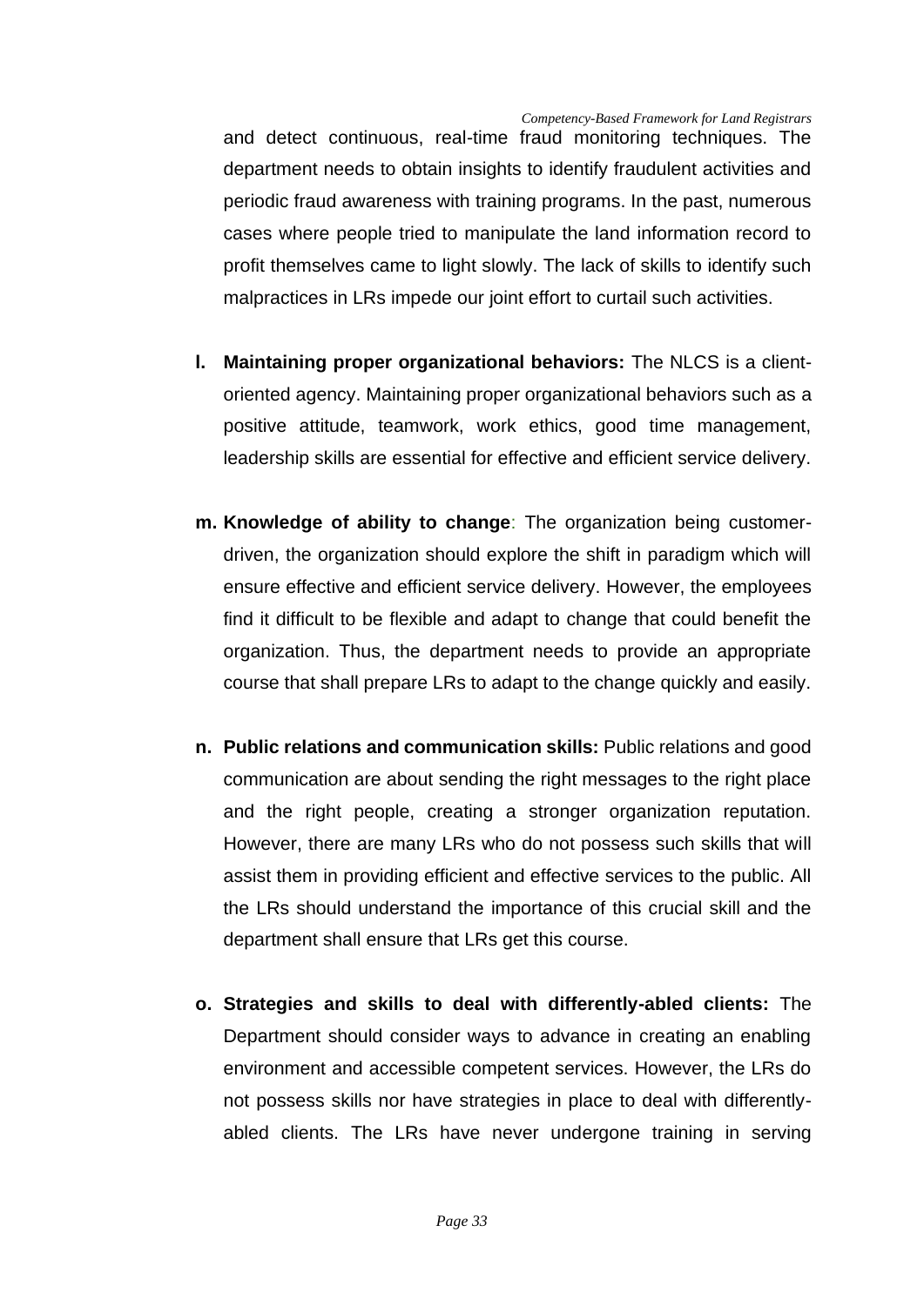and detect continuous, real-time fraud monitoring techniques. The department needs to obtain insights to identify fraudulent activities and periodic fraud awareness with training programs. In the past, numerous cases where people tried to manipulate the land information record to profit themselves came to light slowly. The lack of skills to identify such malpractices in LRs impede our joint effort to curtail such activities.

l. **Maintaining proper organizational behaviors:** The NLCS is a client-oriented agency. Maintaining proper organizational behaviors such as a positive attitude, teamwork, work ethics, good time management, leadership skills are essential for effective and efficient service delivery.

m. **Knowledge of ability to change**: The organization being customer-driven, the organization should explore the shift in paradigm which will ensure effective and efficient service delivery. However, the employees find it difficult to be flexible and adapt to change that could benefit the organization. Thus, the department needs to provide an appropriate course that shall prepare LRs to adapt to the change quickly and easily.

n. **Public relations and communication skills:** Public relations and good communication are about sending the right messages to the right place and the right people, creating a stronger organization reputation. However, there are many LRs who do not possess such skills that will assist them in providing efficient and effective services to the public. All the LRs should understand the importance of this crucial skill and the department shall ensure that LRs get this course.

o. **Strategies and skills to deal with differently-abled clients:** The Department should consider ways to advance in creating an enabling environment and accessible competent services. However, the LRs do not possess skills nor have strategies in place to deal with differently-abled clients. The LRs have never undergone training in serving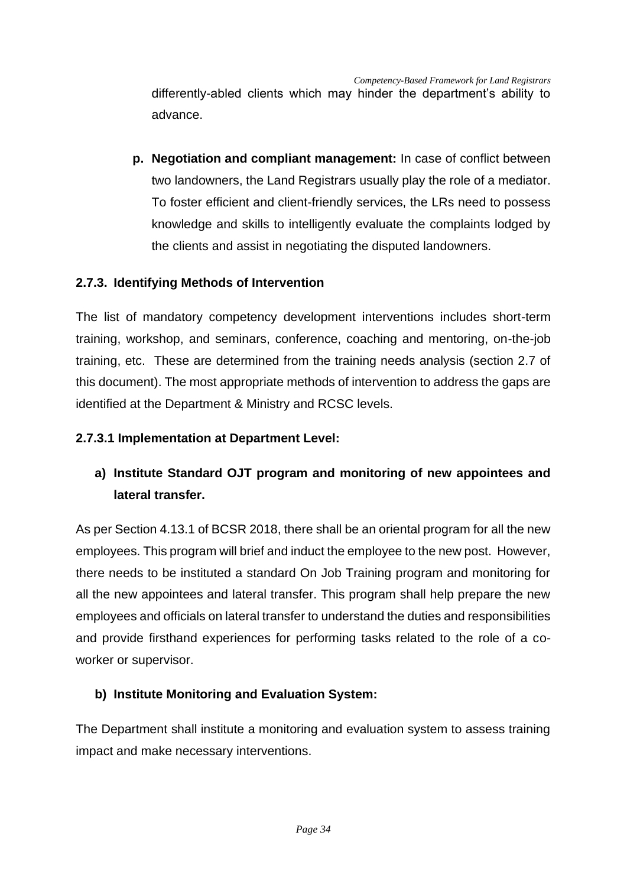differently-abled clients which may hinder the department's ability to advance.

**p. Negotiation and compliant management:** In case of conflict between two landowners, the Land Registrars usually play the role of a mediator. To foster efficient and client-friendly services, the LRs need to possess knowledge and skills to intelligently evaluate the complaints lodged by the clients and assist in negotiating the disputed landowners.

### 2.7.3. Identifying Methods of Intervention

The list of mandatory competency development interventions includes short-term training, workshop, and seminars, conference, coaching and mentoring, on-the-job training, etc. These are determined from the training needs analysis (section 2.7 of this document). The most appropriate methods of intervention to address the gaps are identified at the Department & Ministry and RCSC levels.

#### 2.7.3.1 Implementation at Department Level:

**a) Institute Standard OJT program and monitoring of new appointees and lateral transfer.**

As per Section 4.13.1 of BCSR 2018, there shall be an oriental program for all the new employees. This program will brief and induct the employee to the new post. However, there needs to be instituted a standard On Job Training program and monitoring for all the new appointees and lateral transfer. This program shall help prepare the new employees and officials on lateral transfer to understand the duties and responsibilities and provide firsthand experiences for performing tasks related to the role of a co-worker or supervisor.

**b) Institute Monitoring and Evaluation System:**

The Department shall institute a monitoring and evaluation system to assess training impact and make necessary interventions.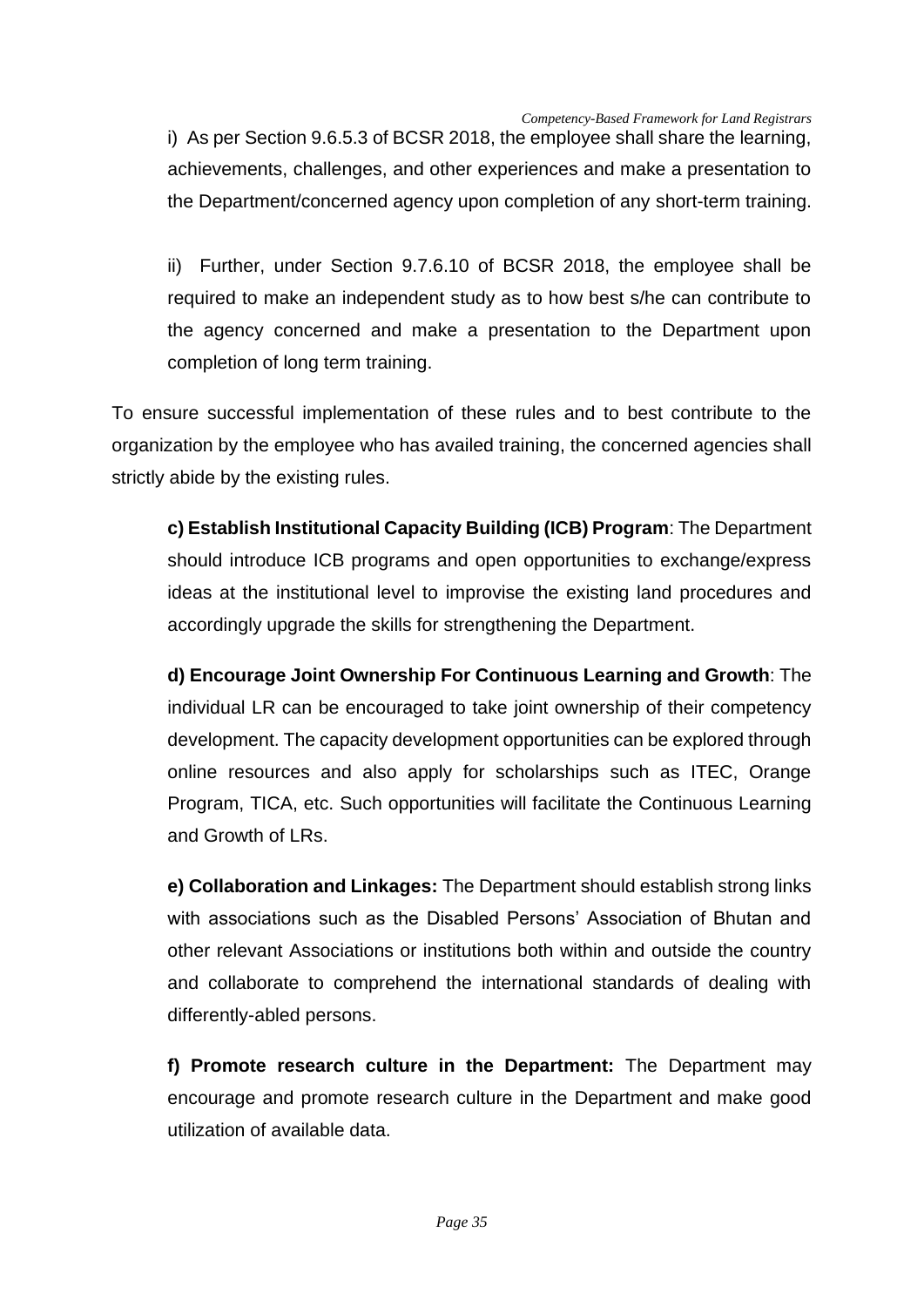i) As per Section 9.6.5.3 of BCSR 2018, the employee shall share the learning, achievements, challenges, and other experiences and make a presentation to the Department/concerned agency upon completion of any short-term training.

ii) Further, under Section 9.7.6.10 of BCSR 2018, the employee shall be required to make an independent study as to how best s/he can contribute to the agency concerned and make a presentation to the Department upon completion of long term training.

To ensure successful implementation of these rules and to best contribute to the organization by the employee who has availed training, the concerned agencies shall strictly abide by the existing rules.

**c) Establish Institutional Capacity Building (ICB) Program**: The Department should introduce ICB programs and open opportunities to exchange/express ideas at the institutional level to improvise the existing land procedures and accordingly upgrade the skills for strengthening the Department.

**d) Encourage Joint Ownership For Continuous Learning and Growth**: The individual LR can be encouraged to take joint ownership of their competency development. The capacity development opportunities can be explored through online resources and also apply for scholarships such as ITEC, Orange Program, TICA, etc. Such opportunities will facilitate the Continuous Learning and Growth of LRs.

**e) Collaboration and Linkages:** The Department should establish strong links with associations such as the Disabled Persons' Association of Bhutan and other relevant Associations or institutions both within and outside the country and collaborate to comprehend the international standards of dealing with differently-abled persons.

**f) Promote research culture in the Department:** The Department may encourage and promote research culture in the Department and make good utilization of available data.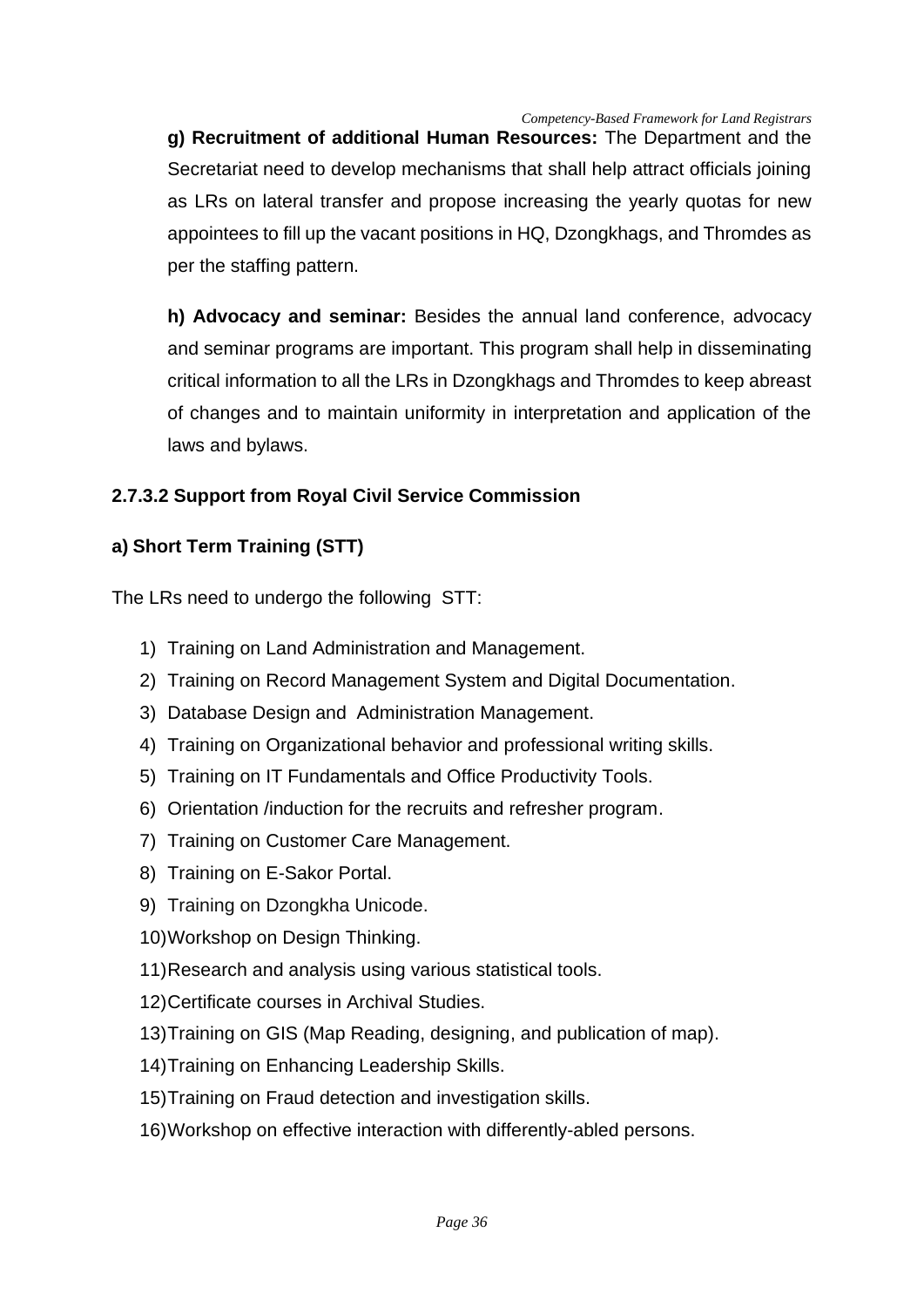**g) Recruitment of additional Human Resources:** The Department and the Secretariat need to develop mechanisms that shall help attract officials joining as LRs on lateral transfer and propose increasing the yearly quotas for new appointees to fill up the vacant positions in HQ, Dzongkhags, and Thromdes as per the staffing pattern.

**h) Advocacy and seminar:** Besides the annual land conference, advocacy and seminar programs are important. This program shall help in disseminating critical information to all the LRs in Dzongkhags and Thromdes to keep abreast of changes and to maintain uniformity in interpretation and application of the laws and bylaws.

#### 2.7.3.2 Support from Royal Civil Service Commission

**a) Short Term Training (STT)**

The LRs need to undergo the following STT:

1) Training on Land Administration and Management.
2) Training on Record Management System and Digital Documentation.
3) Database Design and Administration Management.
4) Training on Organizational behavior and professional writing skills.
5) Training on IT Fundamentals and Office Productivity Tools.
6) Orientation /induction for the recruits and refresher program.
7) Training on Customer Care Management.
8) Training on E-Sakor Portal.
9) Training on Dzongkha Unicode.
10) Workshop on Design Thinking.
11) Research and analysis using various statistical tools.
12) Certificate courses in Archival Studies.
13) Training on GIS (Map Reading, designing, and publication of map).
14) Training on Enhancing Leadership Skills.
15) Training on Fraud detection and investigation skills.
16) Workshop on effective interaction with differently-abled persons.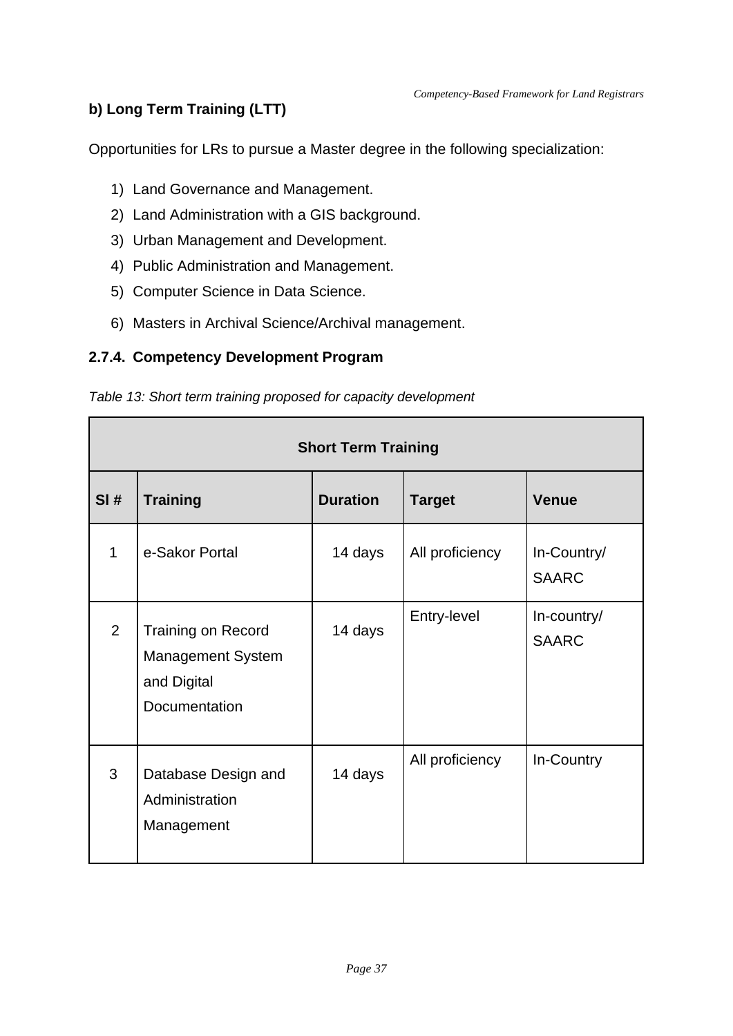**b) Long Term Training (LTT)**

Opportunities for LRs to pursue a Master degree in the following specialization:

1) Land Governance and Management.
2) Land Administration with a GIS background.
3) Urban Management and Development.
4) Public Administration and Management.
5) Computer Science in Data Science.
6) Masters in Archival Science/Archival management.

### 2.7.4. Competency Development Program

*Table 13: Short term training proposed for capacity development*

| Short Term Training | | | | |
|---|---|---|---|---|
| **Sl #** | **Training** | **Duration** | **Target** | **Venue** |
| 1 | e-Sakor Portal | 14 days | All proficiency | In-Country/ SAARC |
| 2 | Training on Record Management System and Digital Documentation | 14 days | Entry-level | In-country/ SAARC |
| 3 | Database Design and Administration Management | 14 days | All proficiency | In-Country |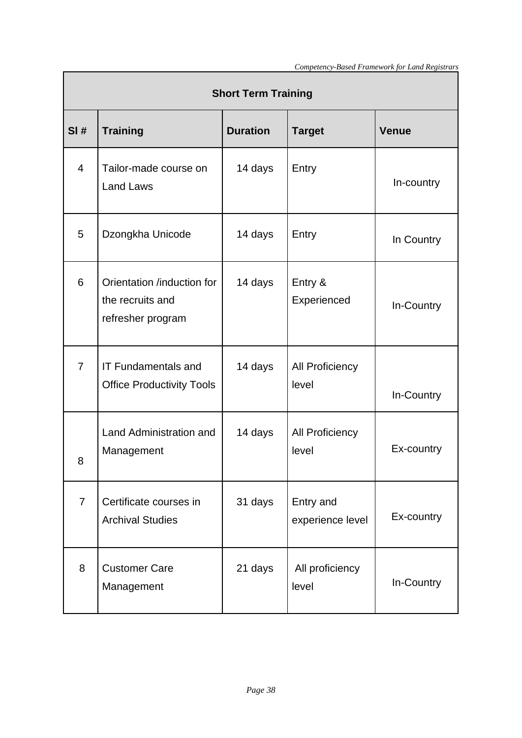| Short Term Training | | | | |
|---|---|---|---|---|
| **Sl #** | **Training** | **Duration** | **Target** | **Venue** |
| 4 | Tailor-made course on Land Laws | 14 days | Entry | In-country |
| 5 | Dzongkha Unicode | 14 days | Entry | In Country |
| 6 | Orientation /induction for the recruits and refresher program | 14 days | Entry & Experienced | In-Country |
| 7 | IT Fundamentals and Office Productivity Tools | 14 days | All Proficiency level | In-Country |
| 8 | Land Administration and Management | 14 days | All Proficiency level | Ex-country |
| 7 | Certificate courses in Archival Studies | 31 days | Entry and experience level | Ex-country |
| 8 | Customer Care Management | 21 days | All proficiency level | In-Country |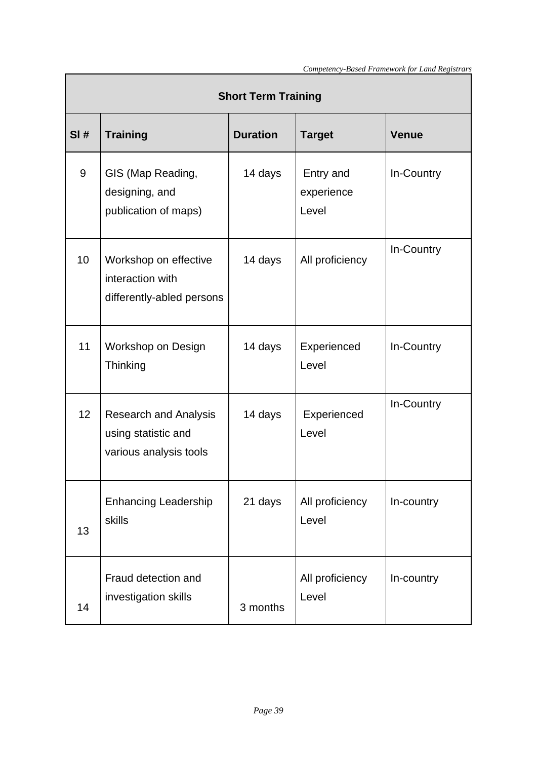| Short Term Training | | | | |
|---|---|---|---|---|
| **Sl #** | **Training** | **Duration** | **Target** | **Venue** |
| 9 | GIS (Map Reading, designing, and publication of maps) | 14 days | Entry and experience Level | In-Country |
| 10 | Workshop on effective interaction with differently-abled persons | 14 days | All proficiency | In-Country |
| 11 | Workshop on Design Thinking | 14 days | Experienced Level | In-Country |
| 12 | Research and Analysis using statistic and various analysis tools | 14 days | Experienced Level | In-Country |
| 13 | Enhancing Leadership skills | 21 days | All proficiency Level | In-country |
| 14 | Fraud detection and investigation skills | 3 months | All proficiency Level | In-country |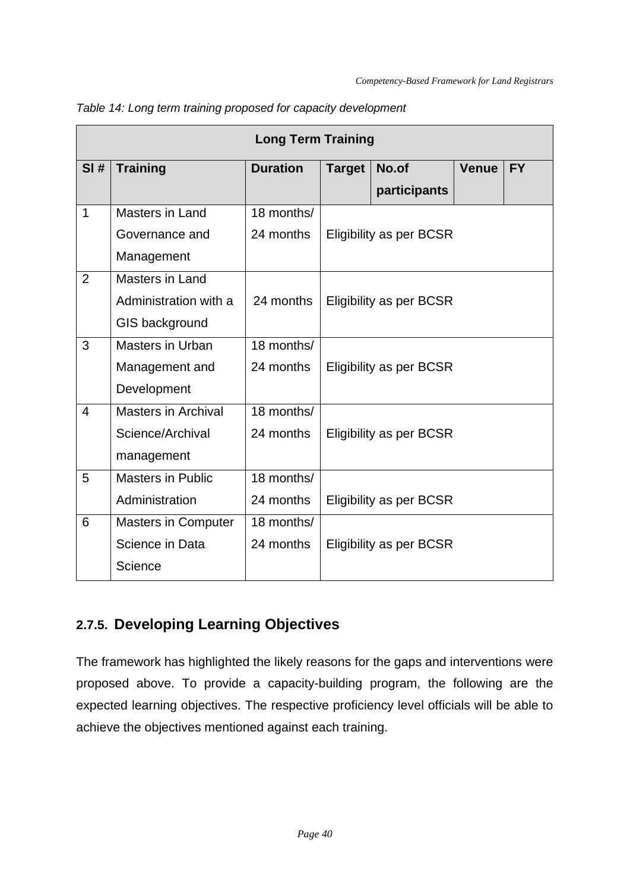*Table 14: Long term training proposed for capacity development*

| Long Term Training | | | | | | |
|---|---|---|---|---|---|---|
| **Sl #** | **Training** | **Duration** | **Target** | **No.of participants** | **Venue** | **FY** |
| 1 | Masters in Land Governance and Management | 18 months/ 24 months | Eligibility as per BCSR | | | |
| 2 | Masters in Land Administration with a GIS background | 24 months | Eligibility as per BCSR | | | |
| 3 | Masters in Urban Management and Development | 18 months/ 24 months | Eligibility as per BCSR | | | |
| 4 | Masters in Archival Science/Archival management | 18 months/ 24 months | Eligibility as per BCSR | | | |
| 5 | Masters in Public Administration | 18 months/ 24 months | Eligibility as per BCSR | | | |
| 6 | Masters in Computer Science in Data Science | 18 months/ 24 months | Eligibility as per BCSR | | | |

### 2.7.5. Developing Learning Objectives

The framework has highlighted the likely reasons for the gaps and interventions were proposed above. To provide a capacity-building program, the following are the expected learning objectives. The respective proficiency level officials will be able to achieve the objectives mentioned against each training.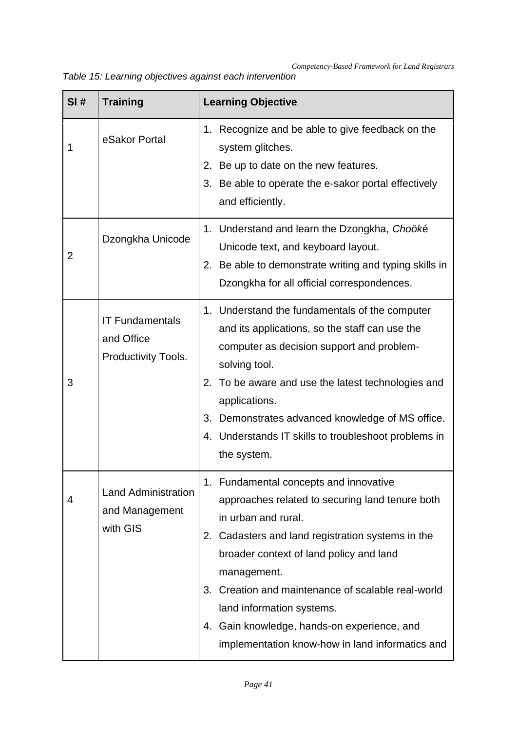*Table 15: Learning objectives against each intervention*

| Sl # | Training | Learning Objective |
|---|---|---|
| 1 | eSakor Portal | 1. Recognize and be able to give feedback on the system glitches.<br>2. Be up to date on the new features.<br>3. Be able to operate the e-sakor portal effectively and efficiently. |
| 2 | Dzongkha Unicode | 1. Understand and learn the Dzongkha, *Choök*é Unicode text, and keyboard layout.<br>2. Be able to demonstrate writing and typing skills in Dzongkha for all official correspondences. |
| 3 | IT Fundamentals and Office Productivity Tools. | 1. Understand the fundamentals of the computer and its applications, so the staff can use the computer as decision support and problem-solving tool.<br>2. To be aware and use the latest technologies and applications.<br>3. Demonstrates advanced knowledge of MS office.<br>4. Understands IT skills to troubleshoot problems in the system. |
| 4 | Land Administration and Management with GIS | 1. Fundamental concepts and innovative approaches related to securing land tenure both in urban and rural.<br>2. Cadasters and land registration systems in the broader context of land policy and land management.<br>3. Creation and maintenance of scalable real-world land information systems.<br>4. Gain knowledge, hands-on experience, and implementation know-how in land informatics and |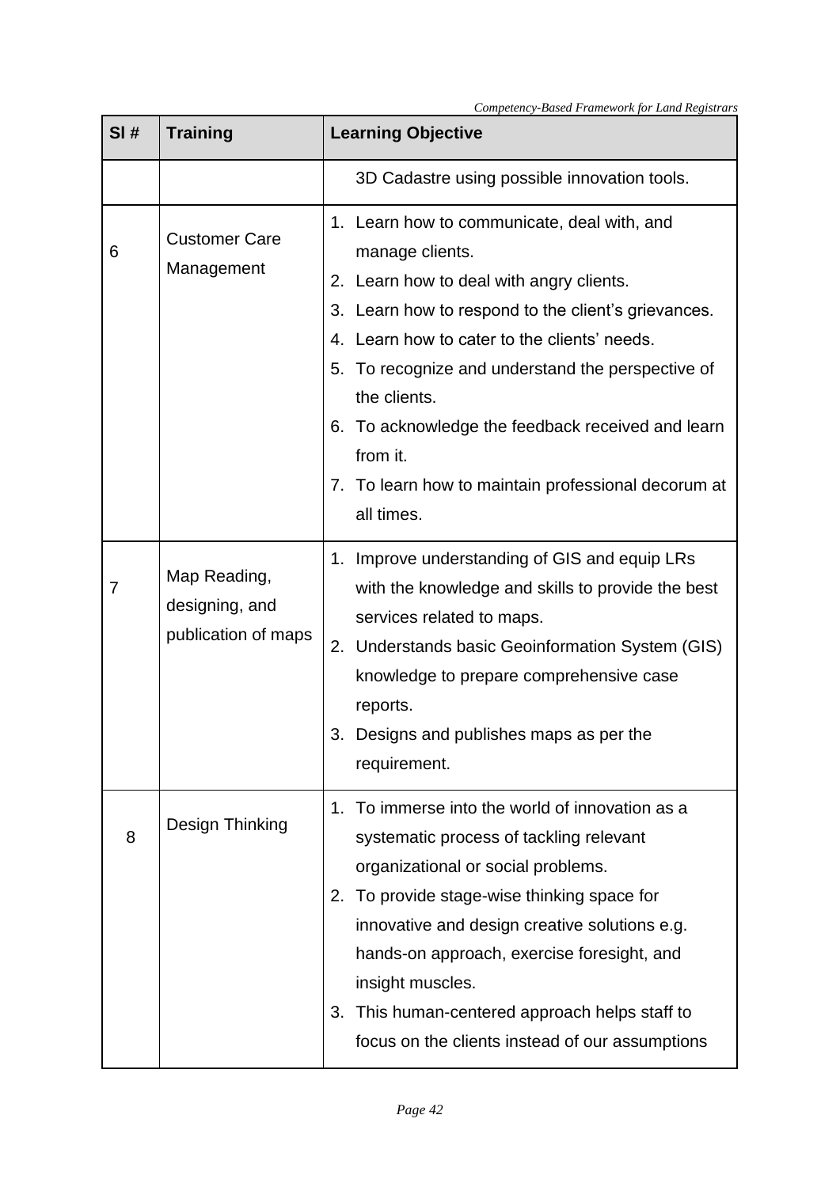| Sl # | Training | Learning Objective |
|---|---|---|
| | | 3D Cadastre using possible innovation tools. |
| 6 | Customer Care Management | 1. Learn how to communicate, deal with, and manage clients.<br>2. Learn how to deal with angry clients.<br>3. Learn how to respond to the client's grievances.<br>4. Learn how to cater to the clients' needs.<br>5. To recognize and understand the perspective of the clients.<br>6. To acknowledge the feedback received and learn from it.<br>7. To learn how to maintain professional decorum at all times. |
| 7 | Map Reading, designing, and publication of maps | 1. Improve understanding of GIS and equip LRs with the knowledge and skills to provide the best services related to maps.<br>2. Understands basic Geoinformation System (GIS) knowledge to prepare comprehensive case reports.<br>3. Designs and publishes maps as per the requirement. |
| 8 | Design Thinking | 1. To immerse into the world of innovation as a systematic process of tackling relevant organizational or social problems.<br>2. To provide stage-wise thinking space for innovative and design creative solutions e.g. hands-on approach, exercise foresight, and insight muscles.<br>3. This human-centered approach helps staff to focus on the clients instead of our assumptions |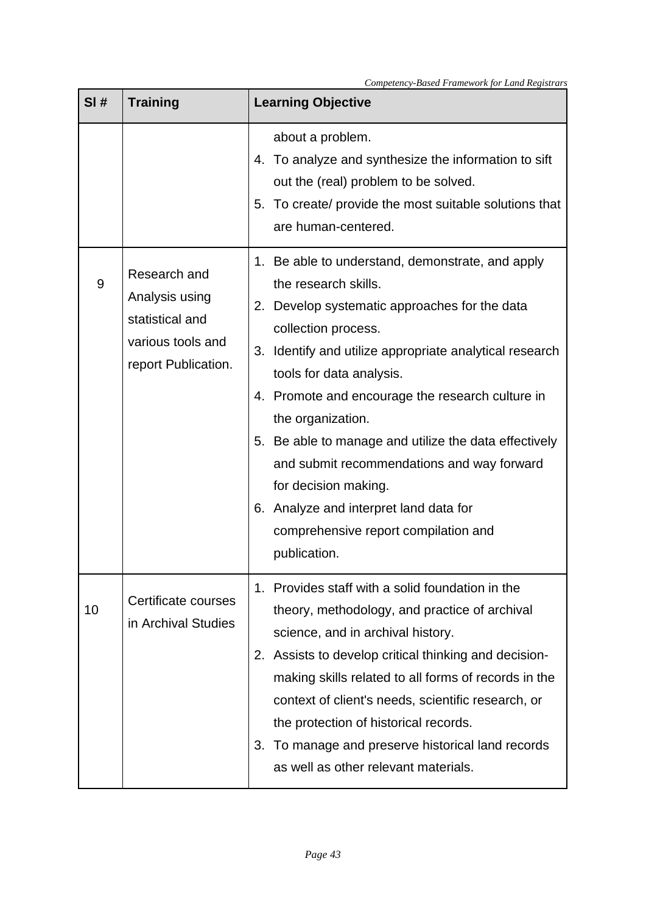| Sl # | Training | Learning Objective |
|---|---|---|
| | | about a problem.<br>4. To analyze and synthesize the information to sift out the (real) problem to be solved.<br>5. To create/ provide the most suitable solutions that are human-centered. |
| 9 | Research and Analysis using statistical and various tools and report Publication. | 1. Be able to understand, demonstrate, and apply the research skills.<br>2. Develop systematic approaches for the data collection process.<br>3. Identify and utilize appropriate analytical research tools for data analysis.<br>4. Promote and encourage the research culture in the organization.<br>5. Be able to manage and utilize the data effectively and submit recommendations and way forward for decision making.<br>6. Analyze and interpret land data for comprehensive report compilation and publication. |
| 10 | Certificate courses in Archival Studies | 1. Provides staff with a solid foundation in the theory, methodology, and practice of archival science, and in archival history.<br>2. Assists to develop critical thinking and decision-making skills related to all forms of records in the context of client's needs, scientific research, or the protection of historical records.<br>3. To manage and preserve historical land records as well as other relevant materials. |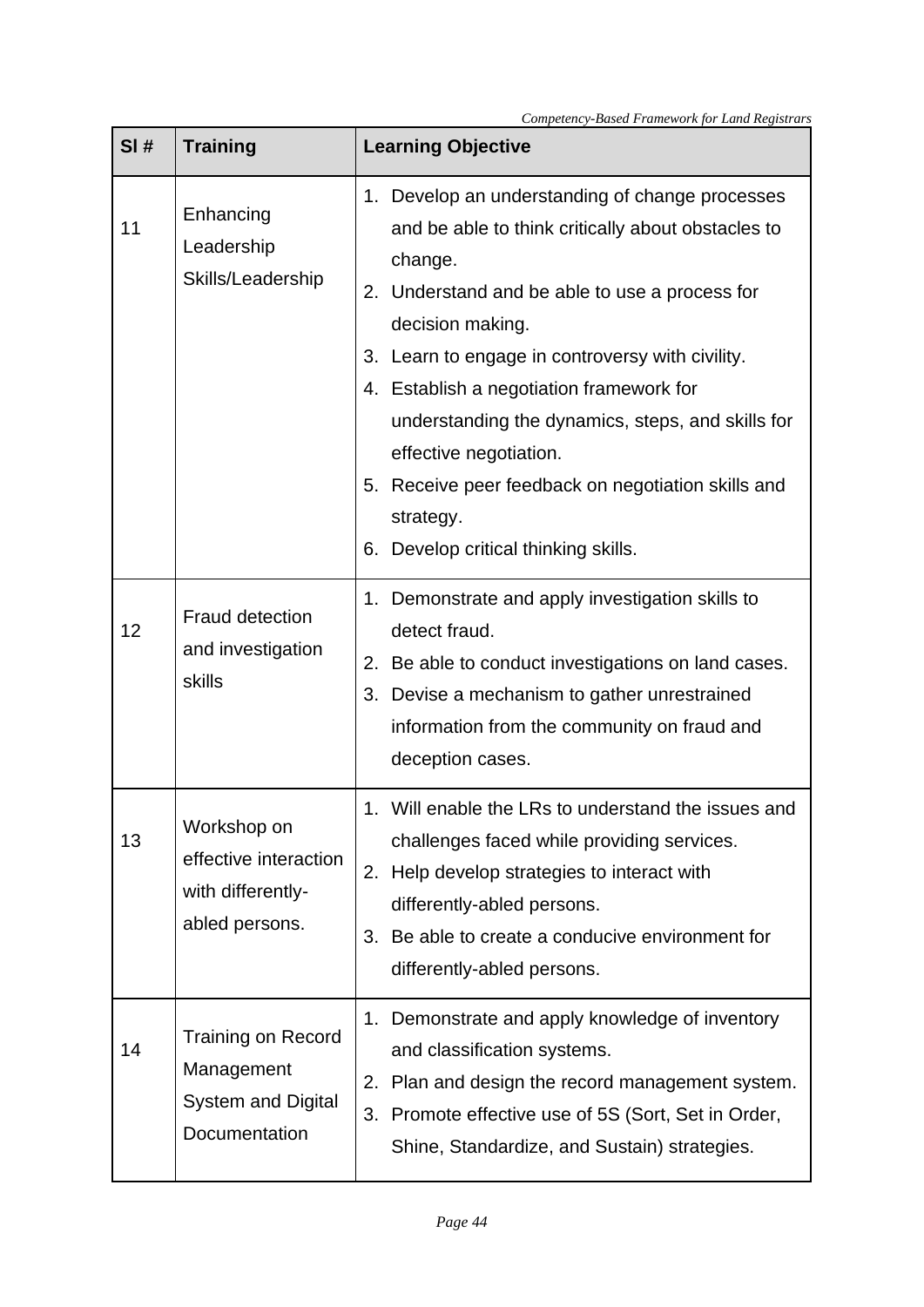| Sl # | Training | Learning Objective |
|---|---|---|
| 11 | Enhancing Leadership Skills/Leadership | 1. Develop an understanding of change processes and be able to think critically about obstacles to change.<br>2. Understand and be able to use a process for decision making.<br>3. Learn to engage in controversy with civility.<br>4. Establish a negotiation framework for understanding the dynamics, steps, and skills for effective negotiation.<br>5. Receive peer feedback on negotiation skills and strategy.<br>6. Develop critical thinking skills. |
| 12 | Fraud detection and investigation skills | 1. Demonstrate and apply investigation skills to detect fraud.<br>2. Be able to conduct investigations on land cases.<br>3. Devise a mechanism to gather unrestrained information from the community on fraud and deception cases. |
| 13 | Workshop on effective interaction with differently-abled persons. | 1. Will enable the LRs to understand the issues and challenges faced while providing services.<br>2. Help develop strategies to interact with differently-abled persons.<br>3. Be able to create a conducive environment for differently-abled persons. |
| 14 | Training on Record Management System and Digital Documentation | 1. Demonstrate and apply knowledge of inventory and classification systems.<br>2. Plan and design the record management system.<br>3. Promote effective use of 5S (Sort, Set in Order, Shine, Standardize, and Sustain) strategies. |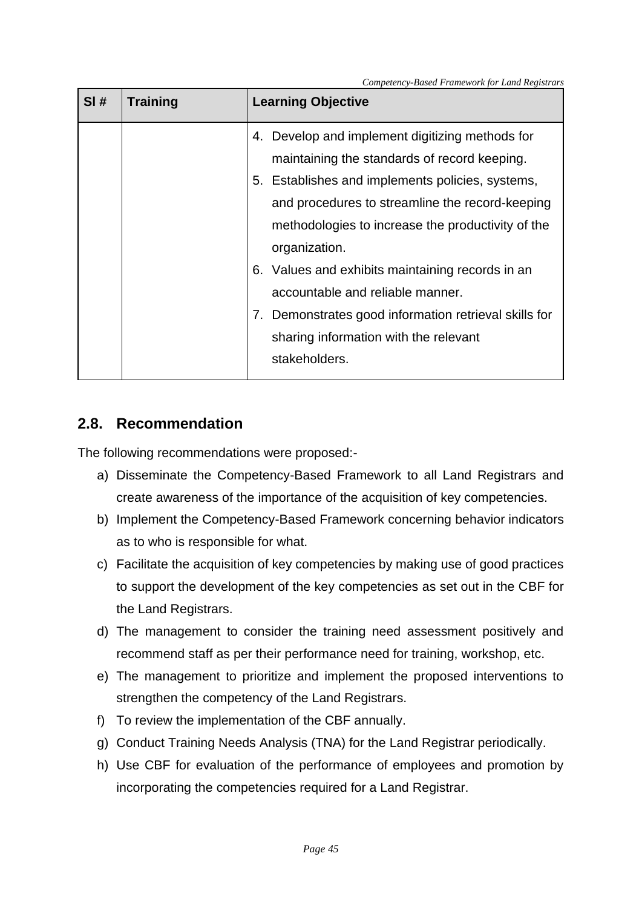| Sl # | Training | Learning Objective |
|---|---|---|
| | | 4. Develop and implement digitizing methods for maintaining the standards of record keeping.<br>5. Establishes and implements policies, systems, and procedures to streamline the record-keeping methodologies to increase the productivity of the organization.<br>6. Values and exhibits maintaining records in an accountable and reliable manner.<br>7. Demonstrates good information retrieval skills for sharing information with the relevant stakeholders. |

## 2.8. Recommendation

The following recommendations were proposed:-

a) Disseminate the Competency-Based Framework to all Land Registrars and create awareness of the importance of the acquisition of key competencies.
b) Implement the Competency-Based Framework concerning behavior indicators as to who is responsible for what.
c) Facilitate the acquisition of key competencies by making use of good practices to support the development of the key competencies as set out in the CBF for the Land Registrars.
d) The management to consider the training need assessment positively and recommend staff as per their performance need for training, workshop, etc.
e) The management to prioritize and implement the proposed interventions to strengthen the competency of the Land Registrars.
f) To review the implementation of the CBF annually.
g) Conduct Training Needs Analysis (TNA) for the Land Registrar periodically.
h) Use CBF for evaluation of the performance of employees and promotion by incorporating the competencies required for a Land Registrar.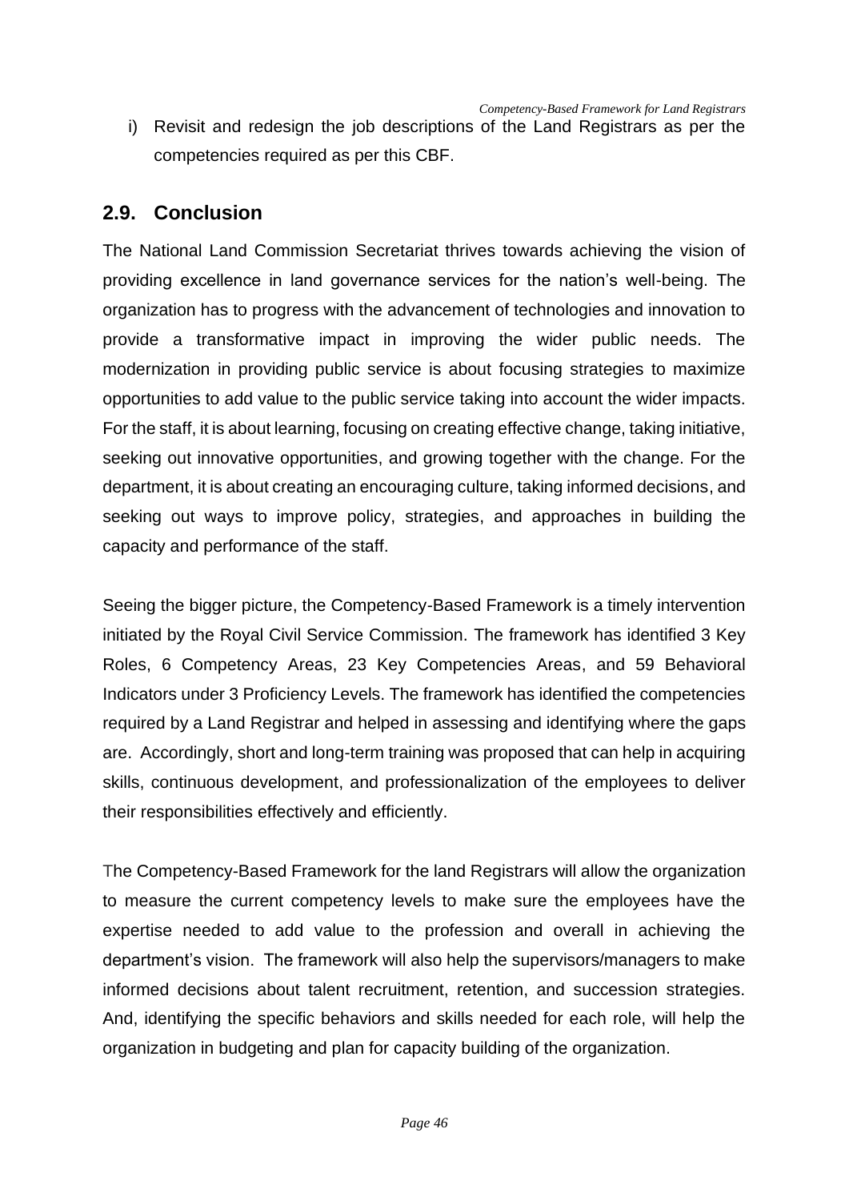i) Revisit and redesign the job descriptions of the Land Registrars as per the competencies required as per this CBF.

## 2.9. Conclusion

The National Land Commission Secretariat thrives towards achieving the vision of providing excellence in land governance services for the nation's well-being. The organization has to progress with the advancement of technologies and innovation to provide a transformative impact in improving the wider public needs. The modernization in providing public service is about focusing strategies to maximize opportunities to add value to the public service taking into account the wider impacts. For the staff, it is about learning, focusing on creating effective change, taking initiative, seeking out innovative opportunities, and growing together with the change. For the department, it is about creating an encouraging culture, taking informed decisions, and seeking out ways to improve policy, strategies, and approaches in building the capacity and performance of the staff.

Seeing the bigger picture, the Competency-Based Framework is a timely intervention initiated by the Royal Civil Service Commission. The framework has identified 3 Key Roles, 6 Competency Areas, 23 Key Competencies Areas, and 59 Behavioral Indicators under 3 Proficiency Levels. The framework has identified the competencies required by a Land Registrar and helped in assessing and identifying where the gaps are. Accordingly, short and long-term training was proposed that can help in acquiring skills, continuous development, and professionalization of the employees to deliver their responsibilities effectively and efficiently.

The Competency-Based Framework for the land Registrars will allow the organization to measure the current competency levels to make sure the employees have the expertise needed to add value to the profession and overall in achieving the department's vision. The framework will also help the supervisors/managers to make informed decisions about talent recruitment, retention, and succession strategies. And, identifying the specific behaviors and skills needed for each role, will help the organization in budgeting and plan for capacity building of the organization.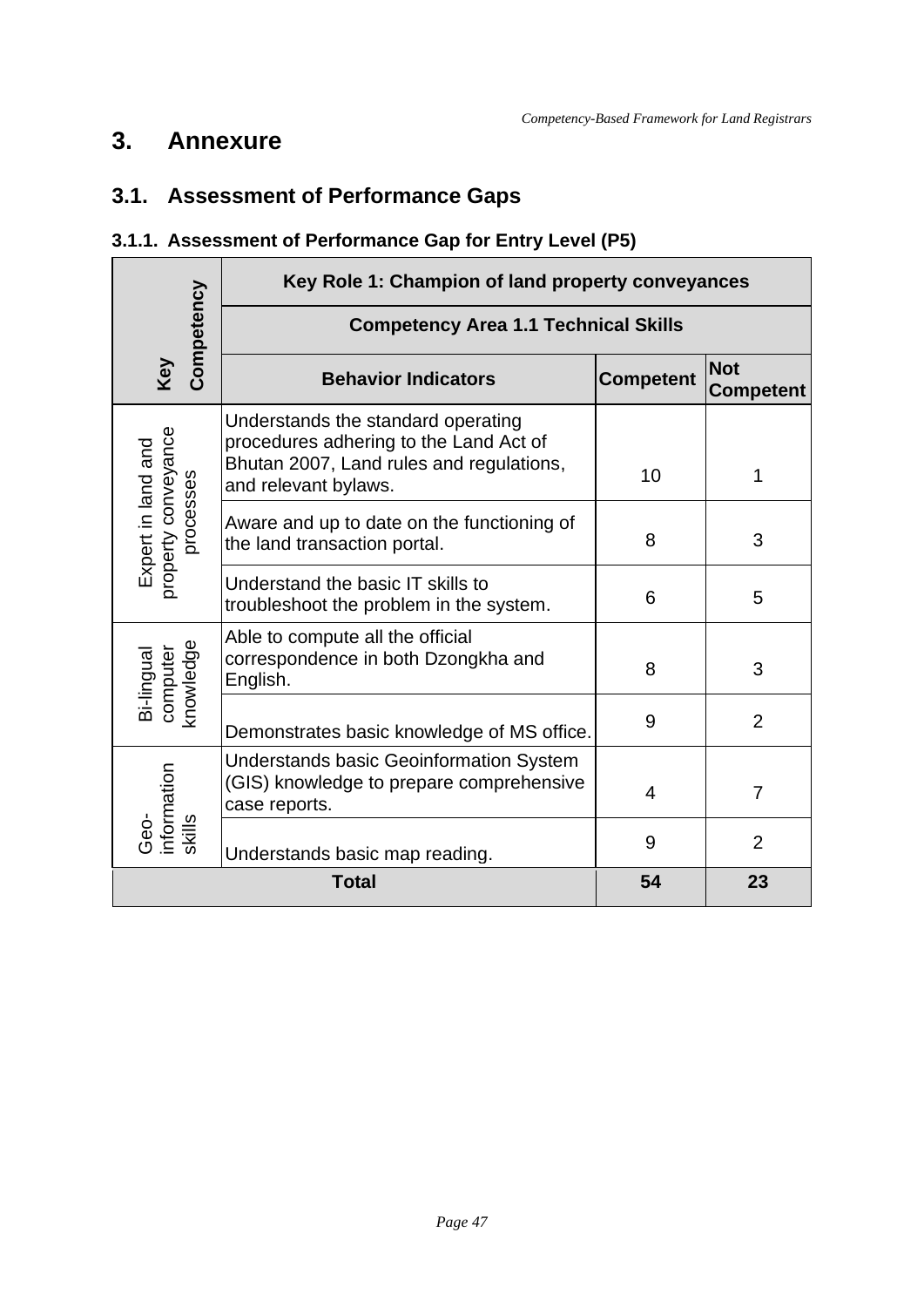# 3. Annexure

## 3.1. Assessment of Performance Gaps

### 3.1.1. Assessment of Performance Gap for Entry Level (P5)

| Key Competency | Key Role 1: Champion of land property conveyances | | |
|---|---|---|---|
| | **Competency Area 1.1 Technical Skills** | | |
| | **Behavior Indicators** | **Competent** | **Not Competent** |
| Expert in land and property conveyance processes | Understands the standard operating procedures adhering to the Land Act of Bhutan 2007, Land rules and regulations, and relevant bylaws. | 10 | 1 |
| | Aware and up to date on the functioning of the land transaction portal. | 8 | 3 |
| | Understand the basic IT skills to troubleshoot the problem in the system. | 6 | 5 |
| Bi-lingual computer knowledge | Able to compute all the official correspondence in both Dzongkha and English. | 8 | 3 |
| | Demonstrates basic knowledge of MS office. | 9 | 2 |
| Geo-information skills | Understands basic Geoinformation System (GIS) knowledge to prepare comprehensive case reports. | 4 | 7 |
| | Understands basic map reading. | 9 | 2 |
| **Total** | | **54** | **23** |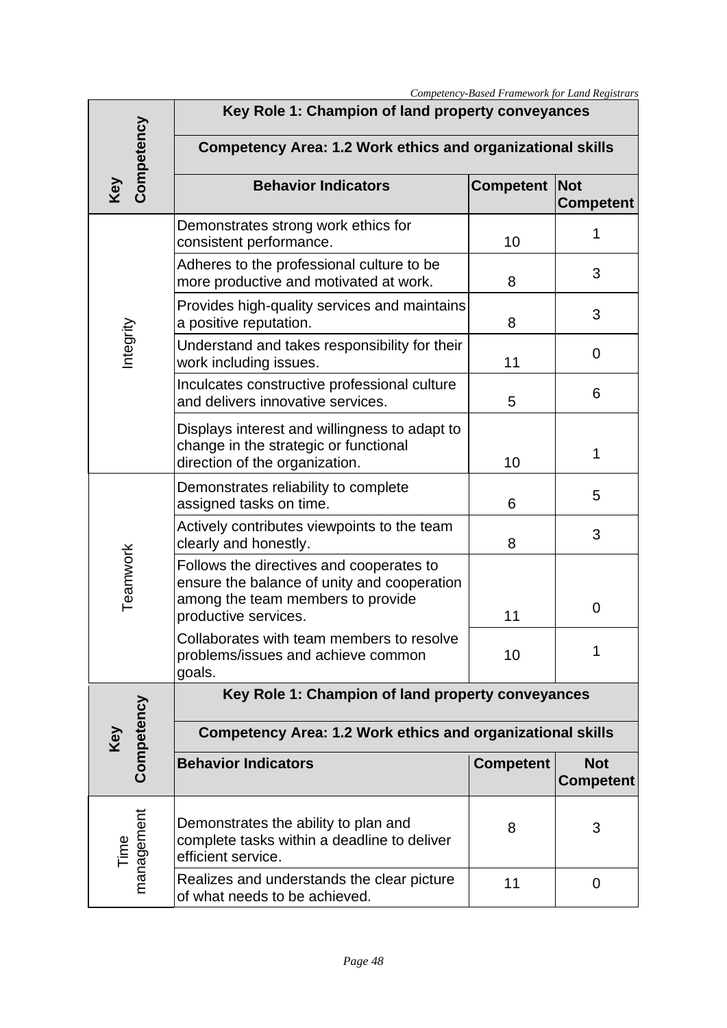| Key Competency | Key Role 1: Champion of land property conveyances | | |
|---|---|---|---|
| | **Competency Area: 1.2 Work ethics and organizational skills** | | |
| | **Behavior Indicators** | **Competent** | **Not Competent** |
| Integrity | Demonstrates strong work ethics for consistent performance. | 10 | 1 |
| | Adheres to the professional culture to be more productive and motivated at work. | 8 | 3 |
| | Provides high-quality services and maintains a positive reputation. | 8 | 3 |
| | Understand and takes responsibility for their work including issues. | 11 | 0 |
| | Inculcates constructive professional culture and delivers innovative services. | 5 | 6 |
| | Displays interest and willingness to adapt to change in the strategic or functional direction of the organization. | 10 | 1 |
| Teamwork | Demonstrates reliability to complete assigned tasks on time. | 6 | 5 |
| | Actively contributes viewpoints to the team clearly and honestly. | 8 | 3 |
| | Follows the directives and cooperates to ensure the balance of unity and cooperation among the team members to provide productive services. | 11 | 0 |
| | Collaborates with team members to resolve problems/issues and achieve common goals. | 10 | 1 |
| **Key Competency** | **Key Role 1: Champion of land property conveyances** | | |
| | **Competency Area: 1.2 Work ethics and organizational skills** | | |
| | **Behavior Indicators** | **Competent** | **Not Competent** |
| Time management | Demonstrates the ability to plan and complete tasks within a deadline to deliver efficient service. | 8 | 3 |
| | Realizes and understands the clear picture of what needs to be achieved. | 11 | 0 |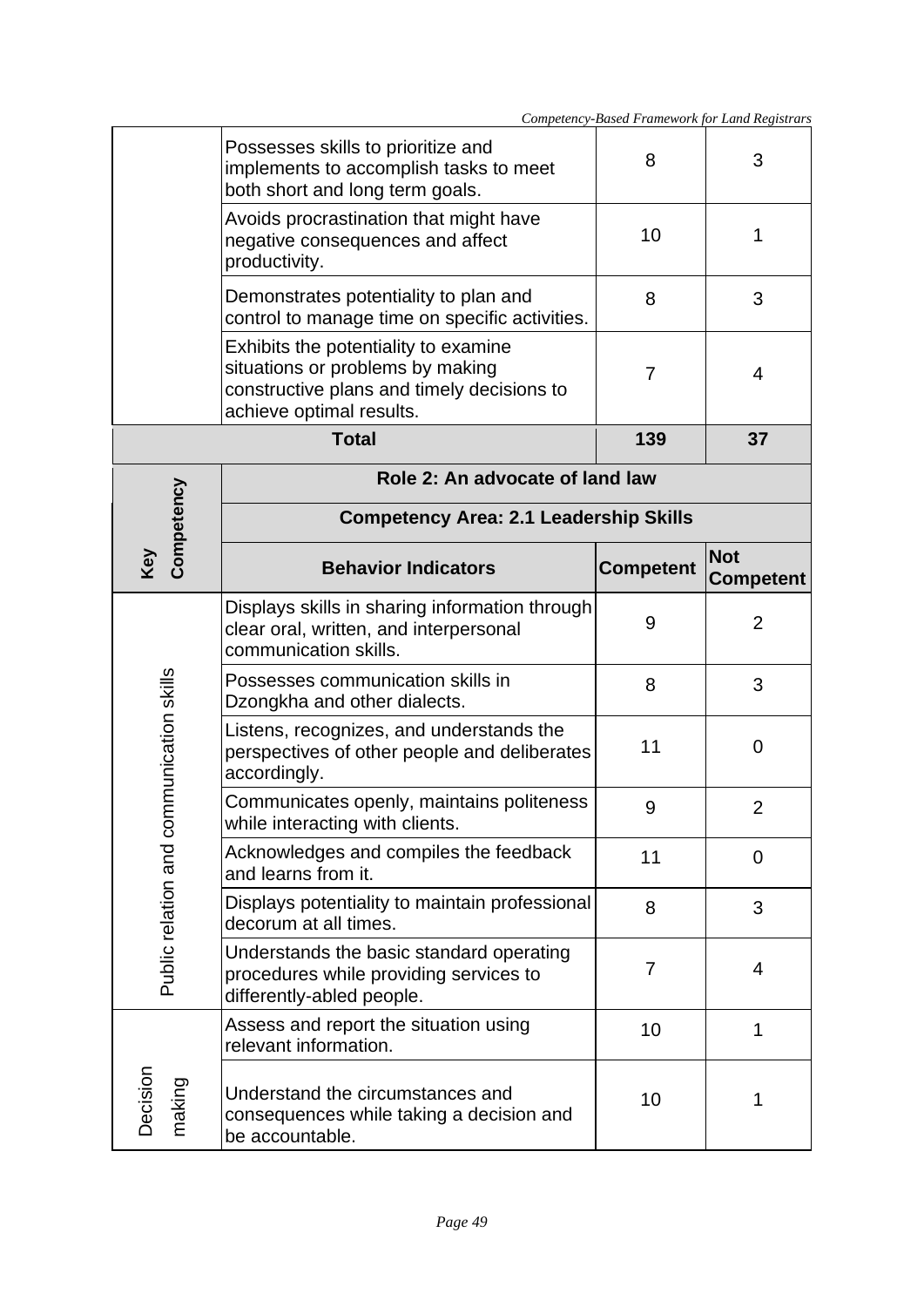| | | | |
|---|---|---|---|
| | Possesses skills to prioritize and implements to accomplish tasks to meet both short and long term goals. | 8 | 3 |
| | Avoids procrastination that might have negative consequences and affect productivity. | 10 | 1 |
| | Demonstrates potentiality to plan and control to manage time on specific activities. | 8 | 3 |
| | Exhibits the potentiality to examine situations or problems by making constructive plans and timely decisions to achieve optimal results. | 7 | 4 |
| **Total** | | **139** | **37** |

| Key Competency | Role 2: An advocate of land law | | |
|---|---|---|---|
| | **Competency Area: 2.1 Leadership Skills** | | |
| | **Behavior Indicators** | **Competent** | **Not Competent** |
| Public relation and communication skills | Displays skills in sharing information through clear oral, written, and interpersonal communication skills. | 9 | 2 |
| | Possesses communication skills in Dzongkha and other dialects. | 8 | 3 |
| | Listens, recognizes, and understands the perspectives of other people and deliberates accordingly. | 11 | 0 |
| | Communicates openly, maintains politeness while interacting with clients. | 9 | 2 |
| | Acknowledges and compiles the feedback and learns from it. | 11 | 0 |
| | Displays potentiality to maintain professional decorum at all times. | 8 | 3 |
| | Understands the basic standard operating procedures while providing services to differently-abled people. | 7 | 4 |
| Decision making | Assess and report the situation using relevant information. | 10 | 1 |
| | Understand the circumstances and consequences while taking a decision and be accountable. | 10 | 1 |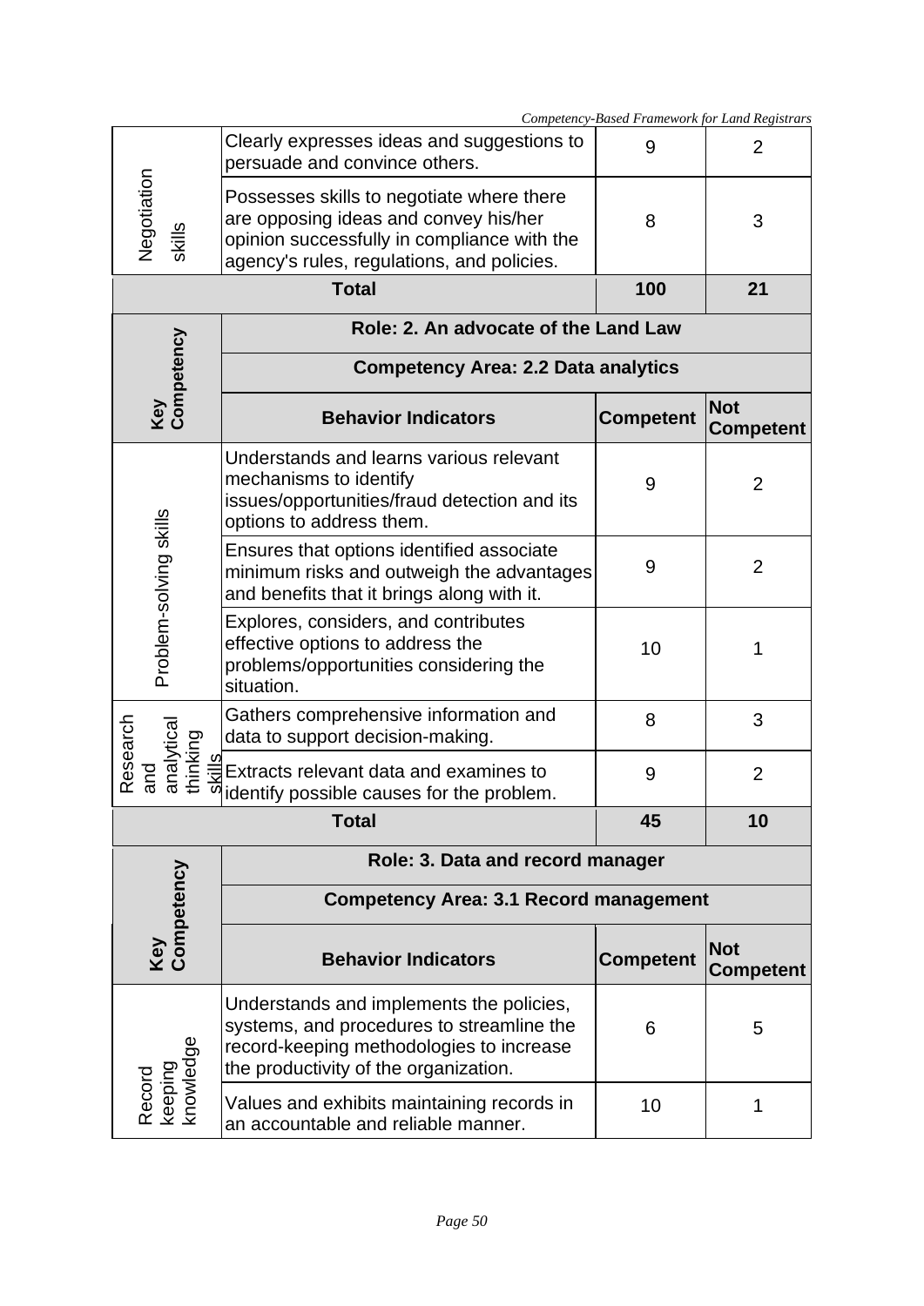| Key Competency | Behavior Indicators | Competent | Not Competent |
|---|---|---|---|
| Negotiation skills | Clearly expresses ideas and suggestions to persuade and convince others. | 9 | 2 |
| | Possesses skills to negotiate where there are opposing ideas and convey his/her opinion successfully in compliance with the agency's rules, regulations, and policies. | 8 | 3 |
| **Total** | | **100** | **21** |

| Key Competency | **Role: 2. An advocate of the Land Law** | | |
|---|---|---|---|
| | **Competency Area: 2.2 Data analytics** | | |
| | **Behavior Indicators** | **Competent** | **Not Competent** |
| Problem-solving skills | Understands and learns various relevant mechanisms to identify issues/opportunities/fraud detection and its options to address them. | 9 | 2 |
| | Ensures that options identified associate minimum risks and outweigh the advantages and benefits that it brings along with it. | 9 | 2 |
| | Explores, considers, and contributes effective options to address the problems/opportunities considering the situation. | 10 | 1 |
| Research and analytical thinking skills | Gathers comprehensive information and data to support decision-making. | 8 | 3 |
| | Extracts relevant data and examines to identify possible causes for the problem. | 9 | 2 |
| **Total** | | **45** | **10** |

| Key Competency | **Role: 3. Data and record manager** | | |
|---|---|---|---|
| | **Competency Area: 3.1 Record management** | | |
| | **Behavior Indicators** | **Competent** | **Not Competent** |
| Record keeping knowledge | Understands and implements the policies, systems, and procedures to streamline the record-keeping methodologies to increase the productivity of the organization. | 6 | 5 |
| | Values and exhibits maintaining records in an accountable and reliable manner. | 10 | 1 |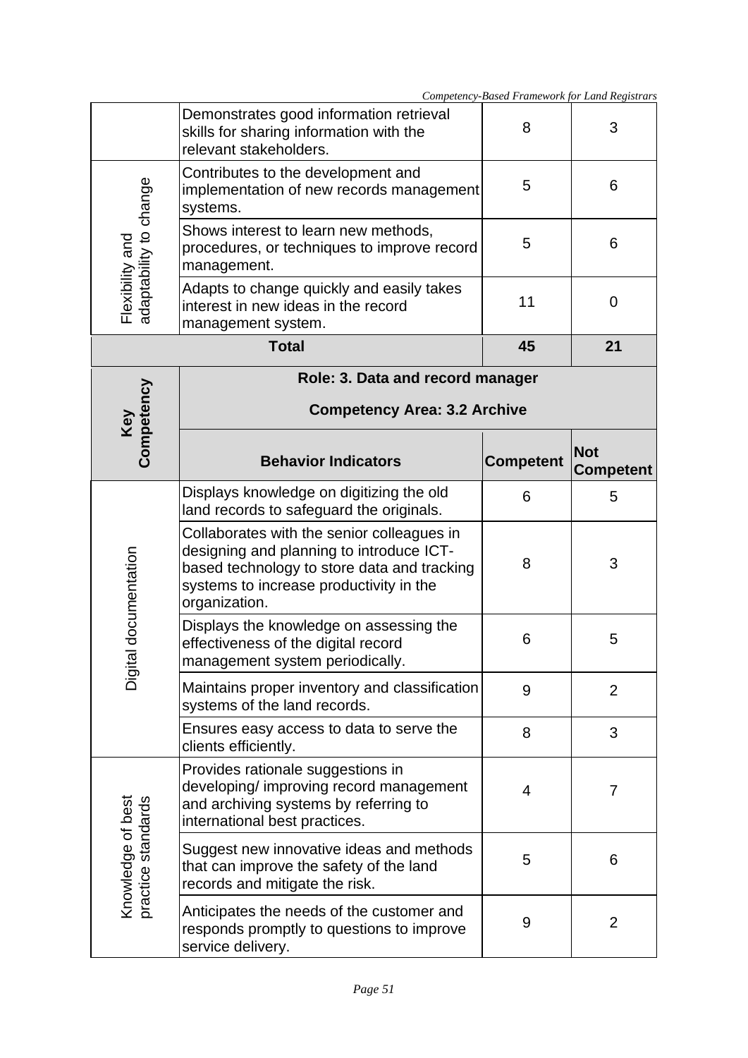| | | | |
|---|---|---|---|
| | Demonstrates good information retrieval skills for sharing information with the relevant stakeholders. | 8 | 3 |
| Flexibility and adaptability to change | Contributes to the development and implementation of new records management systems. | 5 | 6 |
| | Shows interest to learn new methods, procedures, or techniques to improve record management. | 5 | 6 |
| | Adapts to change quickly and easily takes interest in new ideas in the record management system. | 11 | 0 |
| **Total** | | **45** | **21** |

| Key Competency | Role: 3. Data and record manager<br>Competency Area: 3.2 Archive | | |
|---|---|---|---|
| | **Behavior Indicators** | **Competent** | **Not Competent** |
| Digital documentation | Displays knowledge on digitizing the old land records to safeguard the originals. | 6 | 5 |
| | Collaborates with the senior colleagues in designing and planning to introduce ICT-based technology to store data and tracking systems to increase productivity in the organization. | 8 | 3 |
| | Displays the knowledge on assessing the effectiveness of the digital record management system periodically. | 6 | 5 |
| | Maintains proper inventory and classification systems of the land records. | 9 | 2 |
| | Ensures easy access to data to serve the clients efficiently. | 8 | 3 |
| Knowledge of best practice standards | Provides rationale suggestions in developing/ improving record management and archiving systems by referring to international best practices. | 4 | 7 |
| | Suggest new innovative ideas and methods that can improve the safety of the land records and mitigate the risk. | 5 | 6 |
| | Anticipates the needs of the customer and responds promptly to questions to improve service delivery. | 9 | 2 |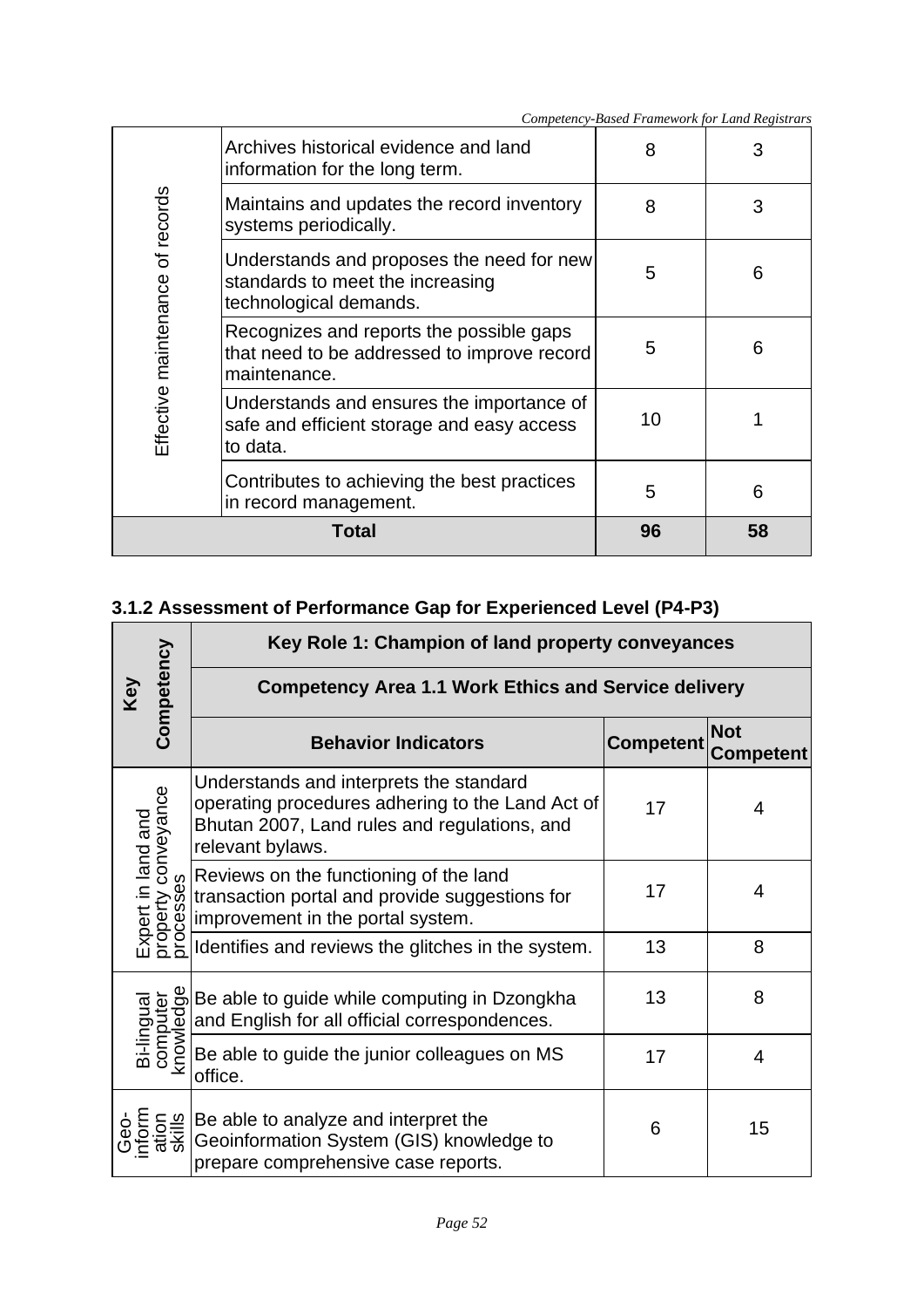| | | | |
|---|---|---|---|
| Effective maintenance of records | Archives historical evidence and land information for the long term. | 8 | 3 |
| | Maintains and updates the record inventory systems periodically. | 8 | 3 |
| | Understands and proposes the need for new standards to meet the increasing technological demands. | 5 | 6 |
| | Recognizes and reports the possible gaps that need to be addressed to improve record maintenance. | 5 | 6 |
| | Understands and ensures the importance of safe and efficient storage and easy access to data. | 10 | 1 |
| | Contributes to achieving the best practices in record management. | 5 | 6 |
| **Total** | | **96** | **58** |

### 3.1.2 Assessment of Performance Gap for Experienced Level (P4-P3)

| Key Competency | Key Role 1: Champion of land property conveyances | | |
|---|---|---|---|
| | **Competency Area 1.1 Work Ethics and Service delivery** | | |
| | **Behavior Indicators** | **Competent** | **Not Competent** |
| Expert in land and property conveyance processes | Understands and interprets the standard operating procedures adhering to the Land Act of Bhutan 2007, Land rules and regulations, and relevant bylaws. | 17 | 4 |
| | Reviews on the functioning of the land transaction portal and provide suggestions for improvement in the portal system. | 17 | 4 |
| | Identifies and reviews the glitches in the system. | 13 | 8 |
| Bi-lingual computer knowledge | Be able to guide while computing in Dzongkha and English for all official correspondences. | 13 | 8 |
| | Be able to guide the junior colleagues on MS office. | 17 | 4 |
| Geo-information skills | Be able to analyze and interpret the Geoinformation System (GIS) knowledge to prepare comprehensive case reports. | 6 | 15 |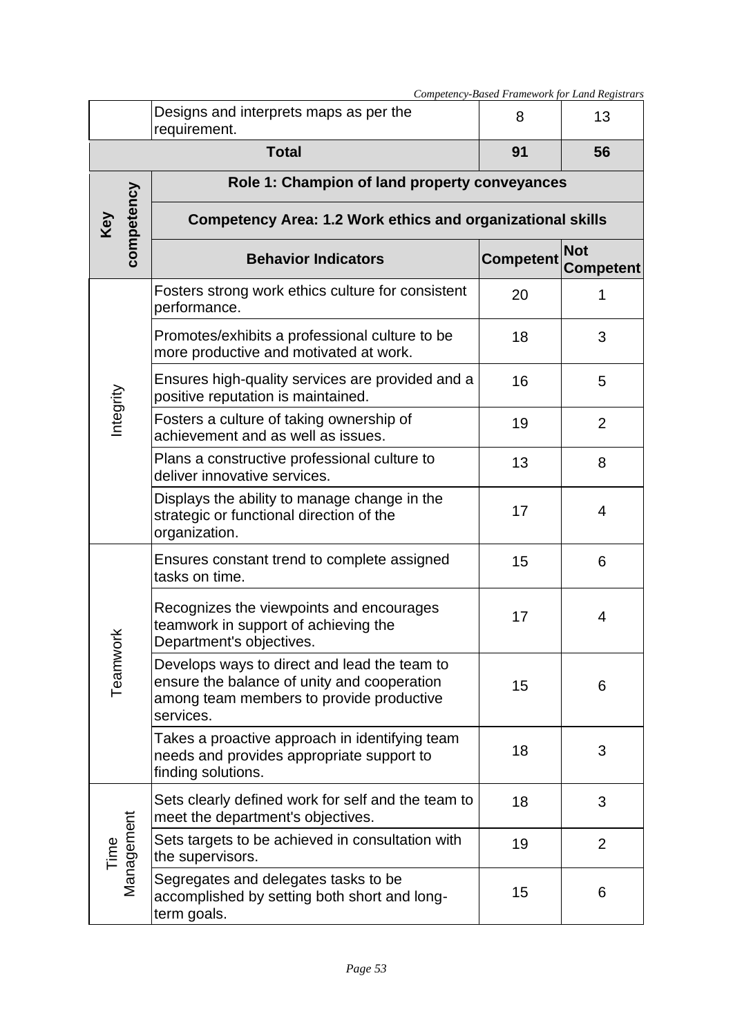|  | Designs and interprets maps as per the requirement. | 8 | 13 |
|---|---|---|---|
| **Total** | | **91** | **56** |

| Key competency | Role 1: Champion of land property conveyances | | |
|---|---|---|---|
| | **Competency Area: 1.2 Work ethics and organizational skills** | | |
| | **Behavior Indicators** | **Competent** | **Not Competent** |
| Integrity | Fosters strong work ethics culture for consistent performance. | 20 | 1 |
| | Promotes/exhibits a professional culture to be more productive and motivated at work. | 18 | 3 |
| | Ensures high-quality services are provided and a positive reputation is maintained. | 16 | 5 |
| | Fosters a culture of taking ownership of achievement and as well as issues. | 19 | 2 |
| | Plans a constructive professional culture to deliver innovative services. | 13 | 8 |
| | Displays the ability to manage change in the strategic or functional direction of the organization. | 17 | 4 |
| Teamwork | Ensures constant trend to complete assigned tasks on time. | 15 | 6 |
| | Recognizes the viewpoints and encourages teamwork in support of achieving the Department's objectives. | 17 | 4 |
| | Develops ways to direct and lead the team to ensure the balance of unity and cooperation among team members to provide productive services. | 15 | 6 |
| | Takes a proactive approach in identifying team needs and provides appropriate support to finding solutions. | 18 | 3 |
| Time Management | Sets clearly defined work for self and the team to meet the department's objectives. | 18 | 3 |
| | Sets targets to be achieved in consultation with the supervisors. | 19 | 2 |
| | Segregates and delegates tasks to be accomplished by setting both short and long-term goals. | 15 | 6 |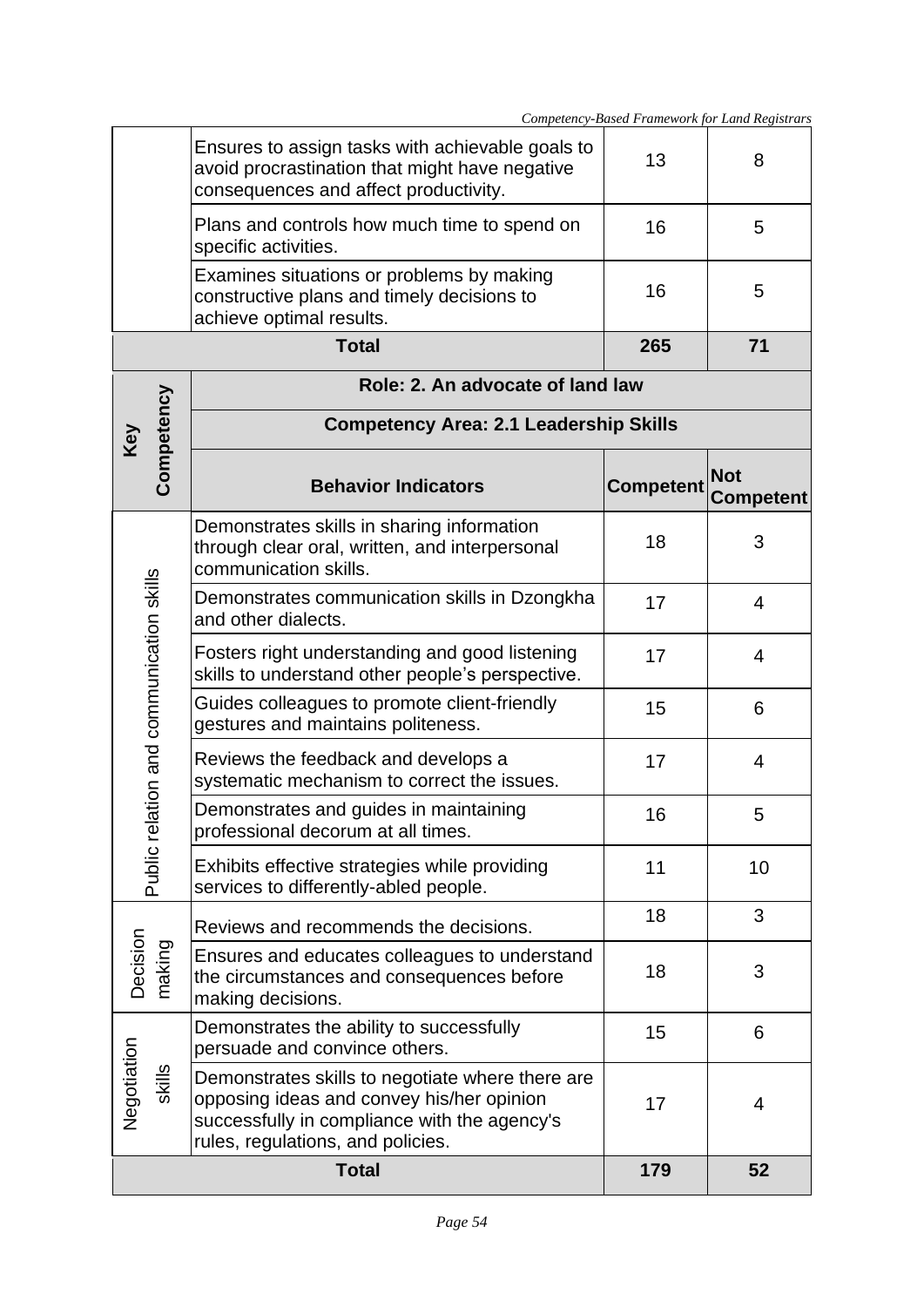| | | | |
|---|---|---|---|
| | Ensures to assign tasks with achievable goals to avoid procrastination that might have negative consequences and affect productivity. | 13 | 8 |
| | Plans and controls how much time to spend on specific activities. | 16 | 5 |
| | Examines situations or problems by making constructive plans and timely decisions to achieve optimal results. | 16 | 5 |
| **Total** | | **265** | **71** |

| **Key Competency** | **Role: 2. An advocate of land law** | | |
|---|---|---|---|
| | **Competency Area: 2.1 Leadership Skills** | | |
| | **Behavior Indicators** | **Competent** | **Not Competent** |
| Public relation and communication skills | Demonstrates skills in sharing information through clear oral, written, and interpersonal communication skills. | 18 | 3 |
| | Demonstrates communication skills in Dzongkha and other dialects. | 17 | 4 |
| | Fosters right understanding and good listening skills to understand other people's perspective. | 17 | 4 |
| | Guides colleagues to promote client-friendly gestures and maintains politeness. | 15 | 6 |
| | Reviews the feedback and develops a systematic mechanism to correct the issues. | 17 | 4 |
| | Demonstrates and guides in maintaining professional decorum at all times. | 16 | 5 |
| | Exhibits effective strategies while providing services to differently-abled people. | 11 | 10 |
| Decision making | Reviews and recommends the decisions. | 18 | 3 |
| | Ensures and educates colleagues to understand the circumstances and consequences before making decisions. | 18 | 3 |
| Negotiation skills | Demonstrates the ability to successfully persuade and convince others. | 15 | 6 |
| | Demonstrates skills to negotiate where there are opposing ideas and convey his/her opinion successfully in compliance with the agency's rules, regulations, and policies. | 17 | 4 |
| **Total** | | **179** | **52** |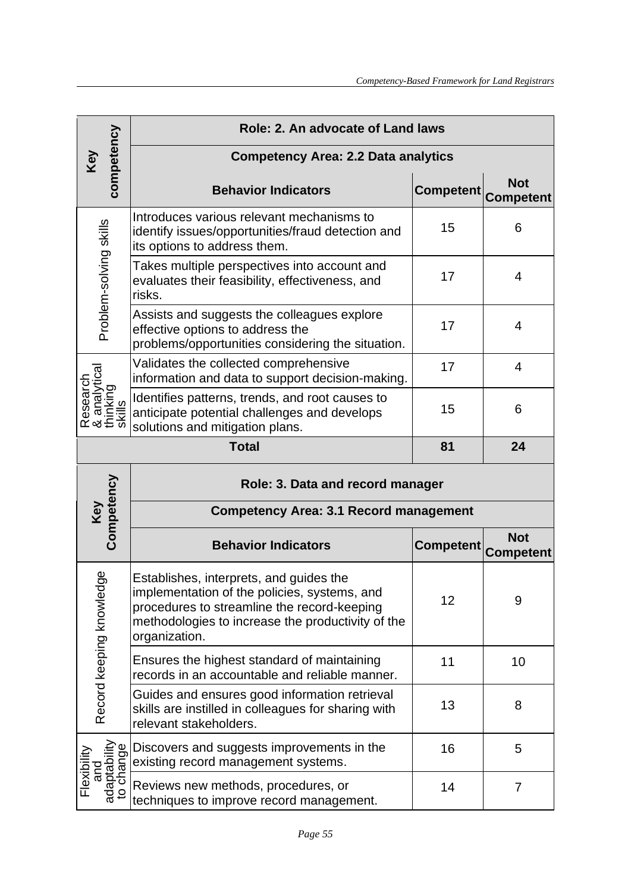| Key competency | Role: 2. An advocate of Land laws | | |
|---|---|---|---|
| | **Competency Area: 2.2 Data analytics** | | |
| | **Behavior Indicators** | **Competent** | **Not Competent** |
| Problem-solving skills | Introduces various relevant mechanisms to identify issues/opportunities/fraud detection and its options to address them. | 15 | 6 |
| | Takes multiple perspectives into account and evaluates their feasibility, effectiveness, and risks. | 17 | 4 |
| | Assists and suggests the colleagues explore effective options to address the problems/opportunities considering the situation. | 17 | 4 |
| Research & analytical thinking skills | Validates the collected comprehensive information and data to support decision-making. | 17 | 4 |
| | Identifies patterns, trends, and root causes to anticipate potential challenges and develops solutions and mitigation plans. | 15 | 6 |
| **Total** | | **81** | **24** |

| Key Competency | Role: 3. Data and record manager | | |
|---|---|---|---|
| | **Competency Area: 3.1 Record management** | | |
| | **Behavior Indicators** | **Competent** | **Not Competent** |
| Record keeping knowledge | Establishes, interprets, and guides the implementation of the policies, systems, and procedures to streamline the record-keeping methodologies to increase the productivity of the organization. | 12 | 9 |
| | Ensures the highest standard of maintaining records in an accountable and reliable manner. | 11 | 10 |
| | Guides and ensures good information retrieval skills are instilled in colleagues for sharing with relevant stakeholders. | 13 | 8 |
| Flexibility and adaptability to change | Discovers and suggests improvements in the existing record management systems. | 16 | 5 |
| | Reviews new methods, procedures, or techniques to improve record management. | 14 | 7 |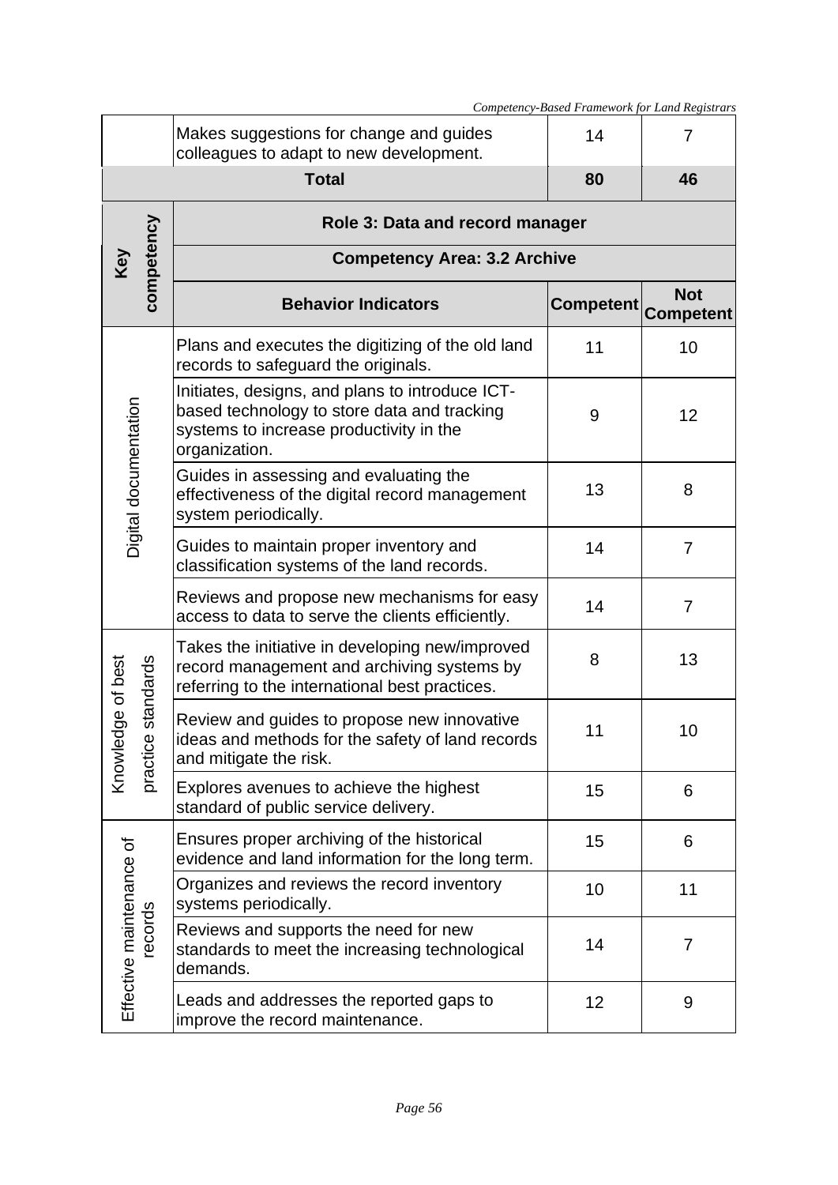| | Makes suggestions for change and guides colleagues to adapt to new development. | 14 | 7 |
|---|---|---|---|
| **Total** | | **80** | **46** |

| Key competency | Role 3: Data and record manager | | |
|---|---|---|---|
| | **Competency Area: 3.2 Archive** | | |
| | **Behavior Indicators** | **Competent** | **Not Competent** |
| Digital documentation | Plans and executes the digitizing of the old land records to safeguard the originals. | 11 | 10 |
| | Initiates, designs, and plans to introduce ICT-based technology to store data and tracking systems to increase productivity in the organization. | 9 | 12 |
| | Guides in assessing and evaluating the effectiveness of the digital record management system periodically. | 13 | 8 |
| | Guides to maintain proper inventory and classification systems of the land records. | 14 | 7 |
| | Reviews and propose new mechanisms for easy access to data to serve the clients efficiently. | 14 | 7 |
| Knowledge of best practice standards | Takes the initiative in developing new/improved record management and archiving systems by referring to the international best practices. | 8 | 13 |
| | Review and guides to propose new innovative ideas and methods for the safety of land records and mitigate the risk. | 11 | 10 |
| | Explores avenues to achieve the highest standard of public service delivery. | 15 | 6 |
| Effective maintenance of records | Ensures proper archiving of the historical evidence and land information for the long term. | 15 | 6 |
| | Organizes and reviews the record inventory systems periodically. | 10 | 11 |
| | Reviews and supports the need for new standards to meet the increasing technological demands. | 14 | 7 |
| | Leads and addresses the reported gaps to improve the record maintenance. | 12 | 9 |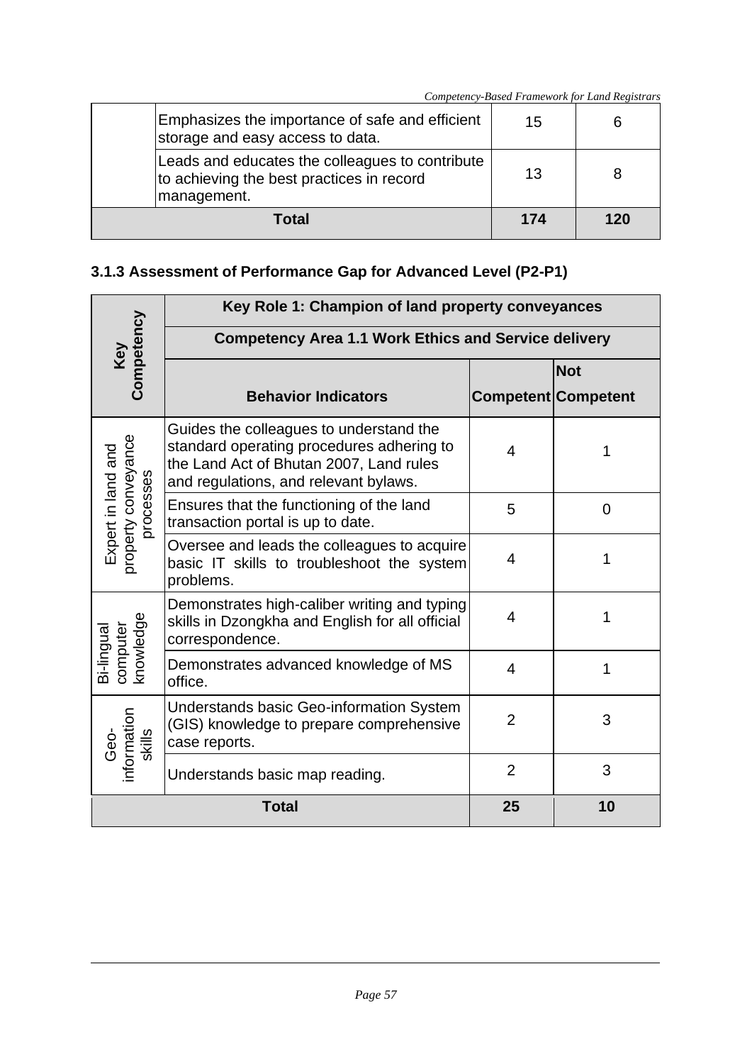| | | | |
|---|---|---|---|
| | Emphasizes the importance of safe and efficient storage and easy access to data. | 15 | 6 |
| | Leads and educates the colleagues to contribute to achieving the best practices in record management. | 13 | 8 |
| **Total** | | **174** | **120** |

### 3.1.3 Assessment of Performance Gap for Advanced Level (P2-P1)

| Key Competency | Key Role 1: Champion of land property conveyances | | |
|---|---|---|---|
| | **Competency Area 1.1 Work Ethics and Service delivery** | | |
| | **Behavior Indicators** | **Competent** | **Not Competent** |
| Expert in land and property conveyance processes | Guides the colleagues to understand the standard operating procedures adhering to the Land Act of Bhutan 2007, Land rules and regulations, and relevant bylaws. | 4 | 1 |
| | Ensures that the functioning of the land transaction portal is up to date. | 5 | 0 |
| | Oversee and leads the colleagues to acquire basic IT skills to troubleshoot the system problems. | 4 | 1 |
| Bi-lingual computer knowledge | Demonstrates high-caliber writing and typing skills in Dzongkha and English for all official correspondence. | 4 | 1 |
| | Demonstrates advanced knowledge of MS office. | 4 | 1 |
| Geo-information skills | Understands basic Geo-information System (GIS) knowledge to prepare comprehensive case reports. | 2 | 3 |
| | Understands basic map reading. | 2 | 3 |
| **Total** | | **25** | **10** |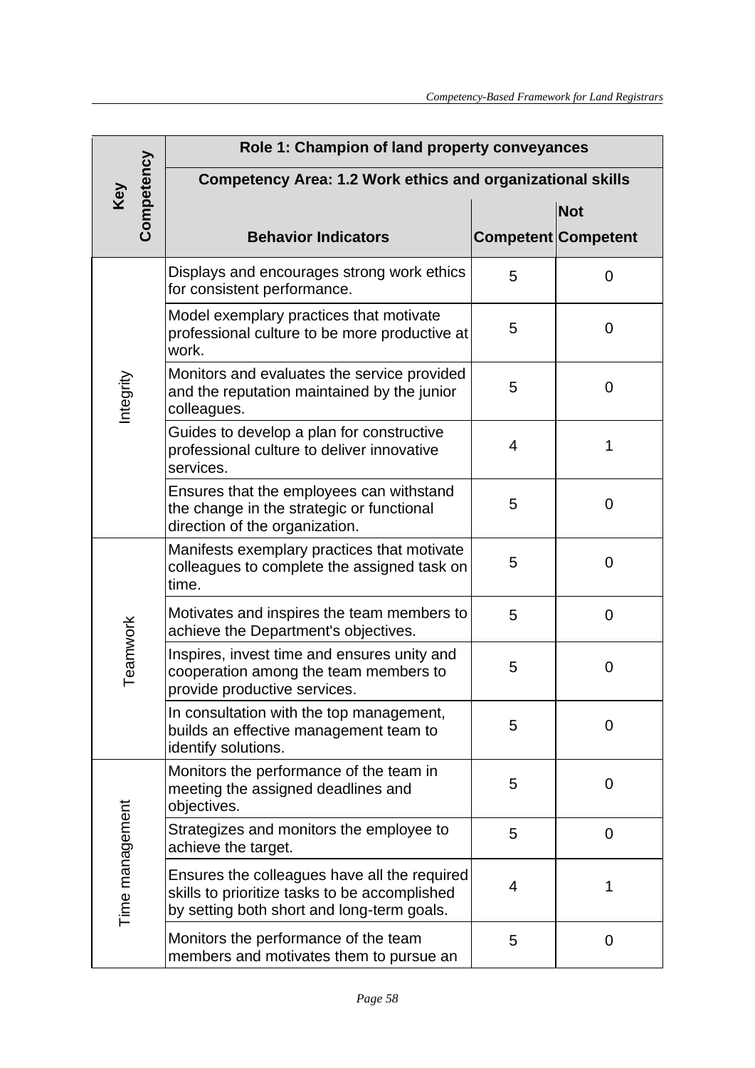| Key Competency | Role 1: Champion of land property conveyances | | |
|---|---|---|---|
| | Competency Area: 1.2 Work ethics and organizational skills | | |
| | Behavior Indicators | Competent | Not Competent |
| Integrity | Displays and encourages strong work ethics for consistent performance. | 5 | 0 |
| | Model exemplary practices that motivate professional culture to be more productive at work. | 5 | 0 |
| | Monitors and evaluates the service provided and the reputation maintained by the junior colleagues. | 5 | 0 |
| | Guides to develop a plan for constructive professional culture to deliver innovative services. | 4 | 1 |
| | Ensures that the employees can withstand the change in the strategic or functional direction of the organization. | 5 | 0 |
| Teamwork | Manifests exemplary practices that motivate colleagues to complete the assigned task on time. | 5 | 0 |
| | Motivates and inspires the team members to achieve the Department's objectives. | 5 | 0 |
| | Inspires, invest time and ensures unity and cooperation among the team members to provide productive services. | 5 | 0 |
| | In consultation with the top management, builds an effective management team to identify solutions. | 5 | 0 |
| Time management | Monitors the performance of the team in meeting the assigned deadlines and objectives. | 5 | 0 |
| | Strategizes and monitors the employee to achieve the target. | 5 | 0 |
| | Ensures the colleagues have all the required skills to prioritize tasks to be accomplished by setting both short and long-term goals. | 4 | 1 |
| | Monitors the performance of the team members and motivates them to pursue an | 5 | 0 |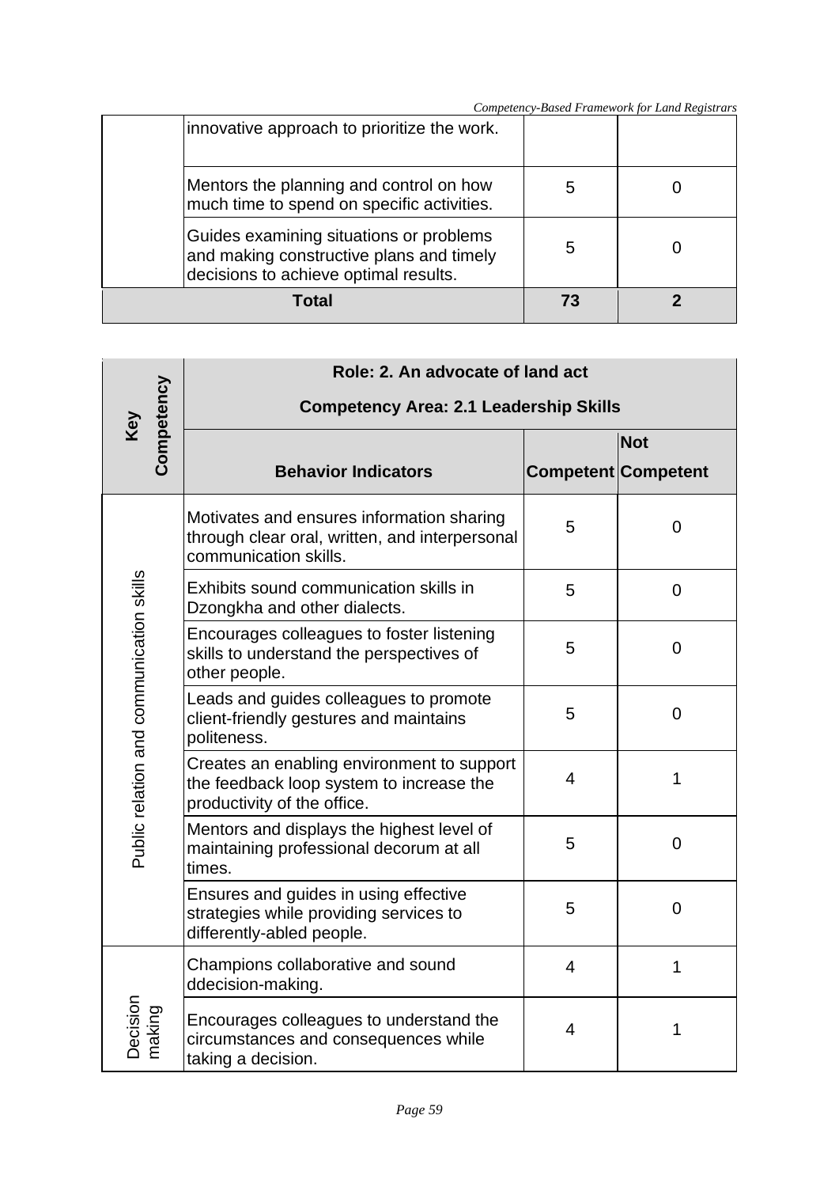| | Behavior Indicators | Competent | Not Competent |
|---|---|---|---|
| | innovative approach to prioritize the work. | | |
| | Mentors the planning and control on how much time to spend on specific activities. | 5 | 0 |
| | Guides examining situations or problems and making constructive plans and timely decisions to achieve optimal results. | 5 | 0 |
| **Total** | | **73** | **2** |

| Key Competency | Role: 2. An advocate of land act<br>Competency Area: 2.1 Leadership Skills | | |
|---|---|---|---|
| | **Behavior Indicators** | **Competent** | **Not Competent** |
| Public relation and communication skills | Motivates and ensures information sharing through clear oral, written, and interpersonal communication skills. | 5 | 0 |
| | Exhibits sound communication skills in Dzongkha and other dialects. | 5 | 0 |
| | Encourages colleagues to foster listening skills to understand the perspectives of other people. | 5 | 0 |
| | Leads and guides colleagues to promote client-friendly gestures and maintains politeness. | 5 | 0 |
| | Creates an enabling environment to support the feedback loop system to increase the productivity of the office. | 4 | 1 |
| | Mentors and displays the highest level of maintaining professional decorum at all times. | 5 | 0 |
| | Ensures and guides in using effective strategies while providing services to differently-abled people. | 5 | 0 |
| Decision making | Champions collaborative and sound ddecision-making. | 4 | 1 |
| | Encourages colleagues to understand the circumstances and consequences while taking a decision. | 4 | 1 |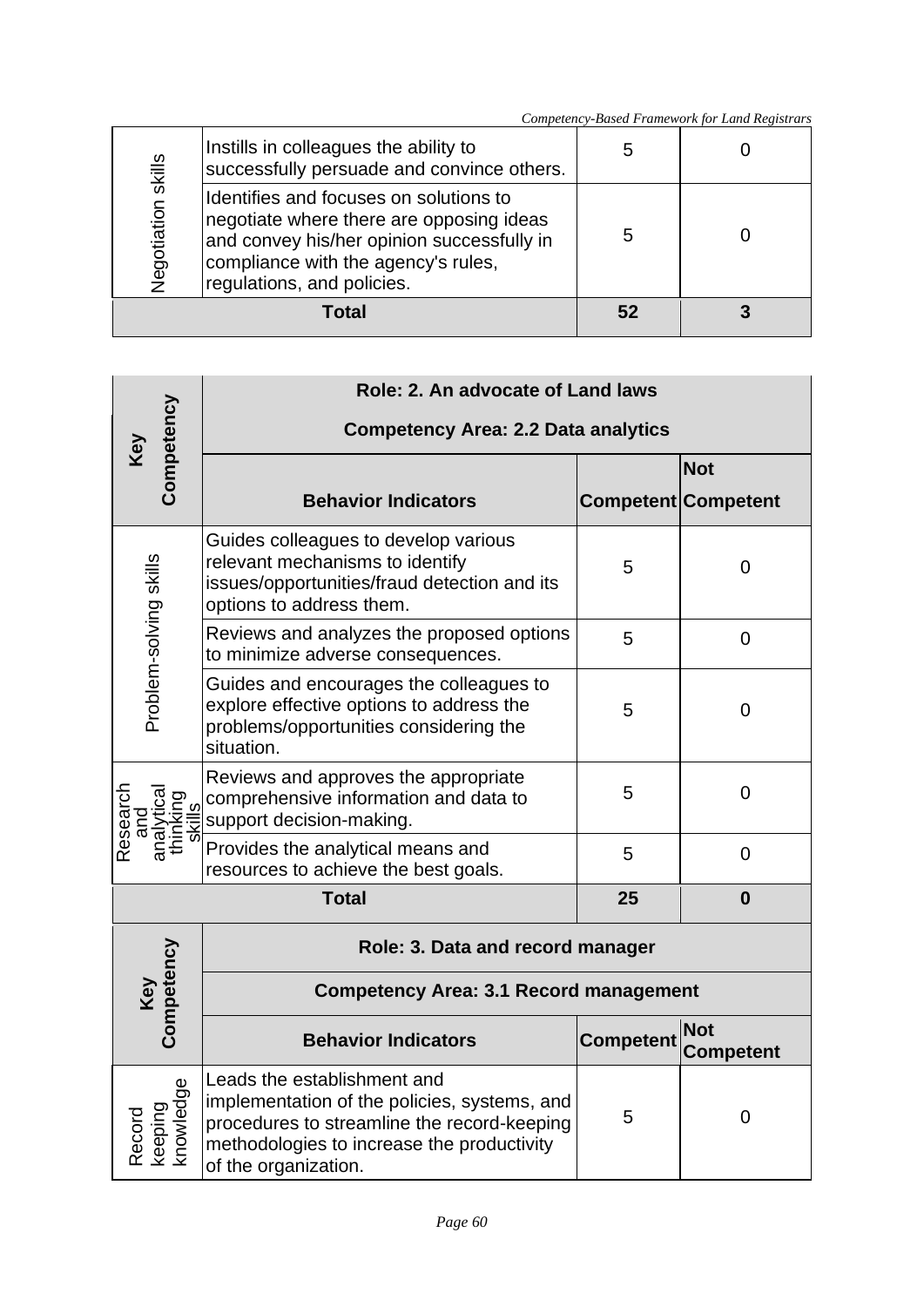| Negotiation skills | Instills in colleagues the ability to successfully persuade and convince others. | 5 | 0 |
|---|---|---|---|
| | Identifies and focuses on solutions to negotiate where there are opposing ideas and convey his/her opinion successfully in compliance with the agency's rules, regulations, and policies. | 5 | 0 |
| **Total** | | **52** | **3** |

| **Key Competency** | **Role: 2. An advocate of Land laws** | | |
|---|---|---|---|
| | **Competency Area: 2.2 Data analytics** | | |
| | **Behavior Indicators** | **Competent** | **Not Competent** |
| Problem-solving skills | Guides colleagues to develop various relevant mechanisms to identify issues/opportunities/fraud detection and its options to address them. | 5 | 0 |
| | Reviews and analyzes the proposed options to minimize adverse consequences. | 5 | 0 |
| | Guides and encourages the colleagues to explore effective options to address the problems/opportunities considering the situation. | 5 | 0 |
| Research and analytical thinking skills | Reviews and approves the appropriate comprehensive information and data to support decision-making. | 5 | 0 |
| | Provides the analytical means and resources to achieve the best goals. | 5 | 0 |
| **Total** | | **25** | **0** |

| **Key Competency** | **Role: 3. Data and record manager** | | |
|---|---|---|---|
| | **Competency Area: 3.1 Record management** | | |
| | **Behavior Indicators** | **Competent** | **Not Competent** |
| Record keeping knowledge | Leads the establishment and implementation of the policies, systems, and procedures to streamline the record-keeping methodologies to increase the productivity of the organization. | 5 | 0 |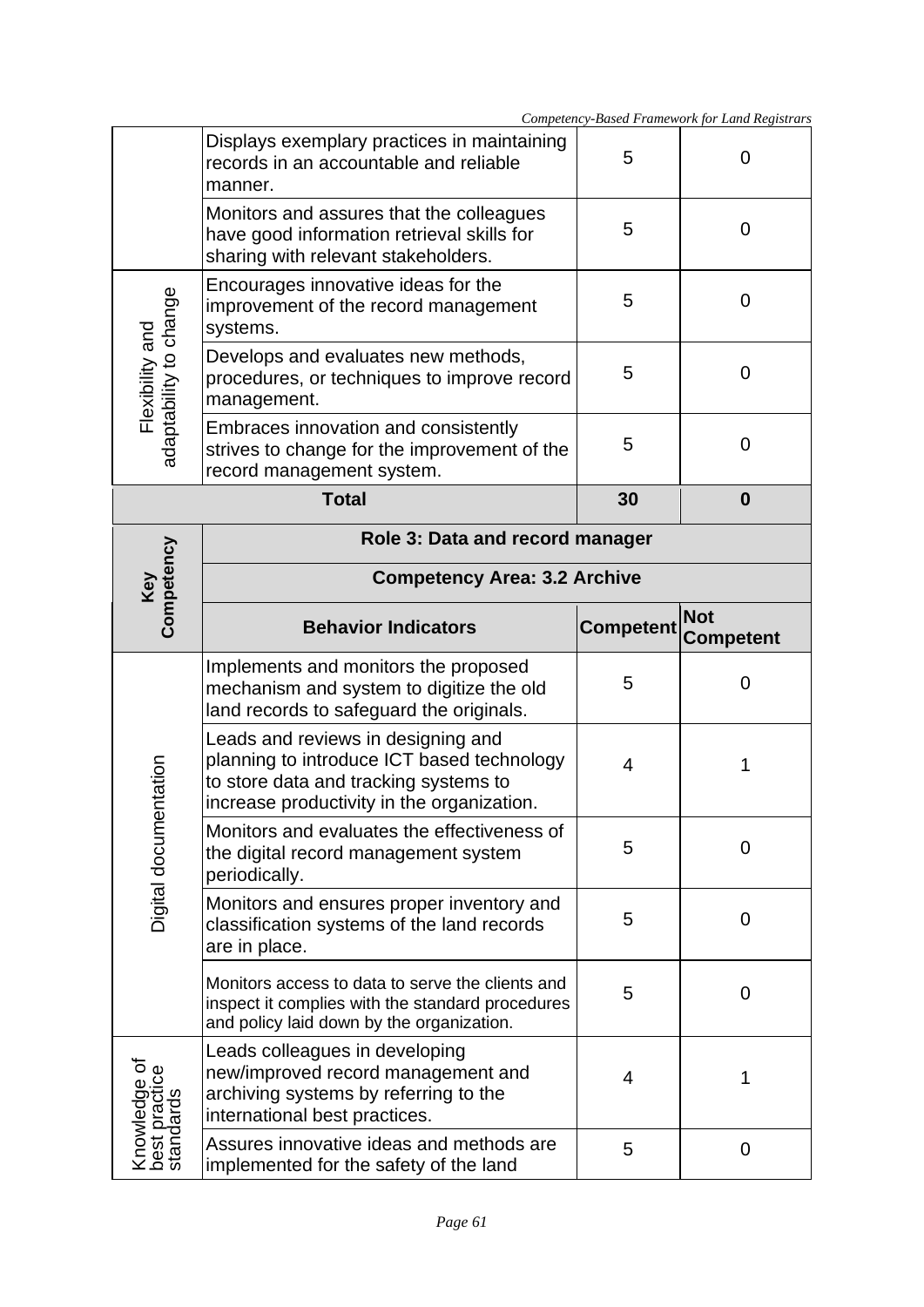| | | | |
|---|---|---|---|
| | Displays exemplary practices in maintaining records in an accountable and reliable manner. | 5 | 0 |
| | Monitors and assures that the colleagues have good information retrieval skills for sharing with relevant stakeholders. | 5 | 0 |
| Flexibility and adaptability to change | Encourages innovative ideas for the improvement of the record management systems. | 5 | 0 |
| | Develops and evaluates new methods, procedures, or techniques to improve record management. | 5 | 0 |
| | Embraces innovation and consistently strives to change for the improvement of the record management system. | 5 | 0 |
| **Total** | | **30** | **0** |

| **Key Competency** | **Role 3: Data and record manager** | | |
|---|---|---|---|
| | **Competency Area: 3.2 Archive** | | |
| | **Behavior Indicators** | **Competent** | **Not Competent** |
| Digital documentation | Implements and monitors the proposed mechanism and system to digitize the old land records to safeguard the originals. | 5 | 0 |
| | Leads and reviews in designing and planning to introduce ICT based technology to store data and tracking systems to increase productivity in the organization. | 4 | 1 |
| | Monitors and evaluates the effectiveness of the digital record management system periodically. | 5 | 0 |
| | Monitors and ensures proper inventory and classification systems of the land records are in place. | 5 | 0 |
| | Monitors access to data to serve the clients and inspect it complies with the standard procedures and policy laid down by the organization. | 5 | 0 |
| Knowledge of best practice standards | Leads colleagues in developing new/improved record management and archiving systems by referring to the international best practices. | 4 | 1 |
| | Assures innovative ideas and methods are implemented for the safety of the land | 5 | 0 |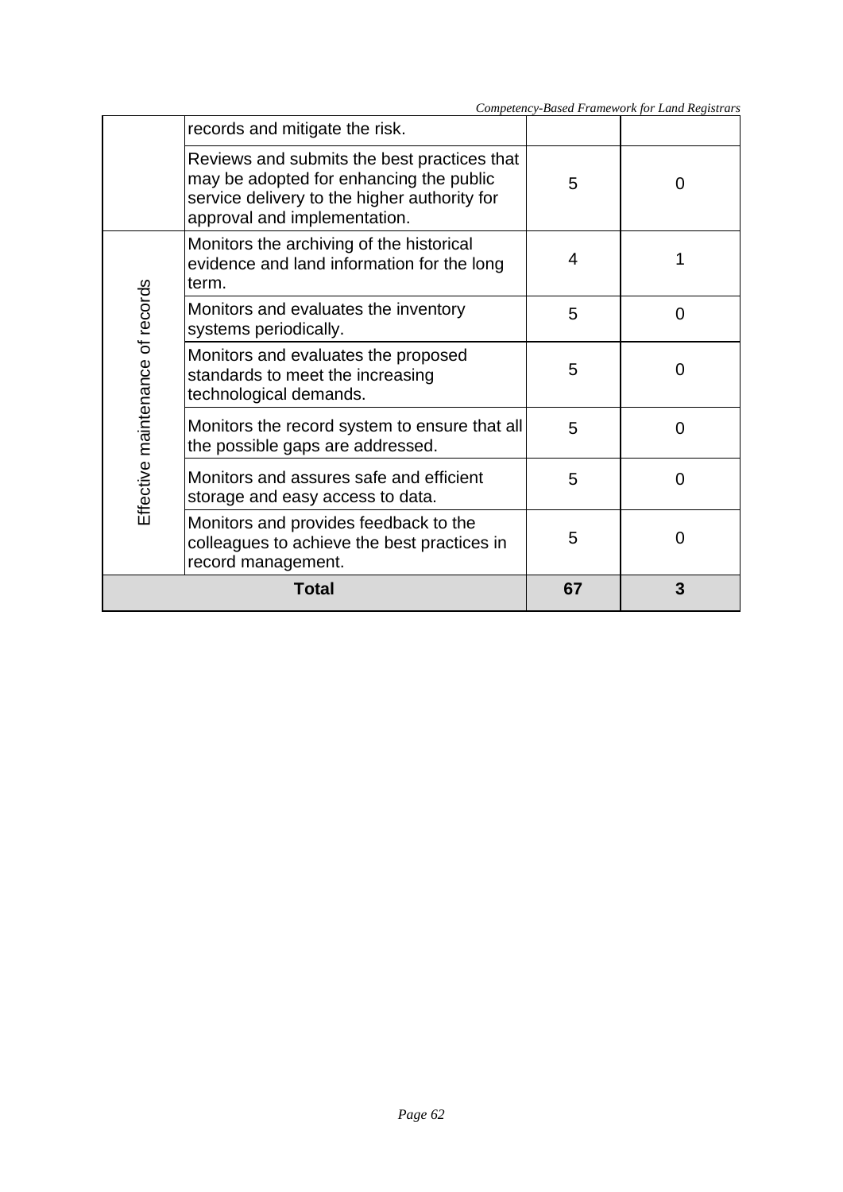| | | | |
|---|---|---|---|
| | records and mitigate the risk. | | |
| | Reviews and submits the best practices that may be adopted for enhancing the public service delivery to the higher authority for approval and implementation. | 5 | 0 |
| Effective maintenance of records | Monitors the archiving of the historical evidence and land information for the long term. | 4 | 1 |
| | Monitors and evaluates the inventory systems periodically. | 5 | 0 |
| | Monitors and evaluates the proposed standards to meet the increasing technological demands. | 5 | 0 |
| | Monitors the record system to ensure that all the possible gaps are addressed. | 5 | 0 |
| | Monitors and assures safe and efficient storage and easy access to data. | 5 | 0 |
| | Monitors and provides feedback to the colleagues to achieve the best practices in record management. | 5 | 0 |
| **Total** | | **67** | **3** |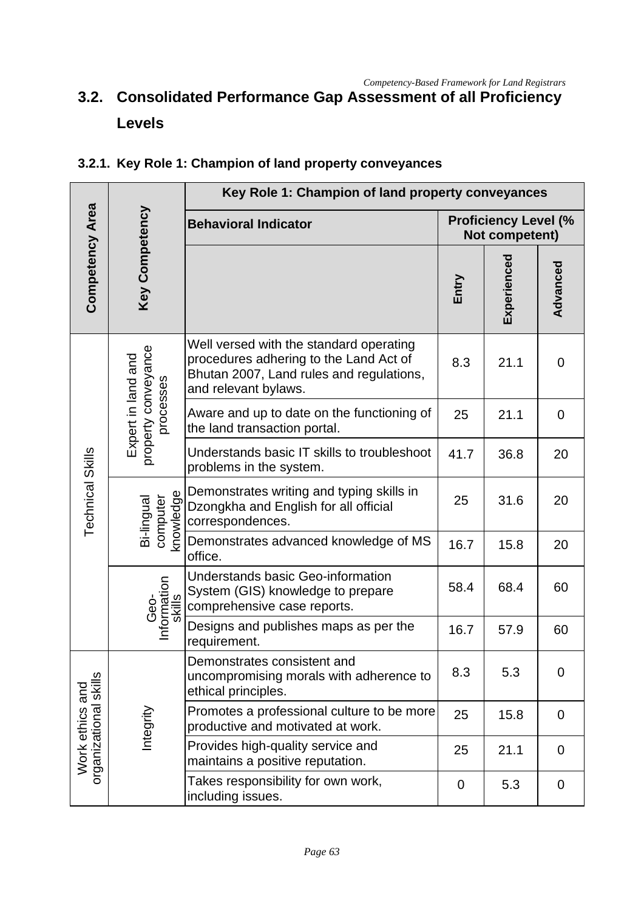## 3.2. Consolidated Performance Gap Assessment of all Proficiency Levels

### 3.2.1. Key Role 1: Champion of land property conveyances

| Competency Area | Key Competency | Key Role 1: Champion of land property conveyances | | | |
|---|---|---|---|---|---|
| | | Behavioral Indicator | Proficiency Level (% Not competent) | | |
| | | | Entry | Experienced | Advanced |
| Technical Skills | Expert in land and property conveyance processes | Well versed with the standard operating procedures adhering to the Land Act of Bhutan 2007, Land rules and regulations, and relevant bylaws. | 8.3 | 21.1 | 0 |
| | | Aware and up to date on the functioning of the land transaction portal. | 25 | 21.1 | 0 |
| | | Understands basic IT skills to troubleshoot problems in the system. | 41.7 | 36.8 | 20 |
| | Bi-lingual computer knowledge | Demonstrates writing and typing skills in Dzongkha and English for all official correspondences. | 25 | 31.6 | 20 |
| | | Demonstrates advanced knowledge of MS office. | 16.7 | 15.8 | 20 |
| | Geo-Information skills | Understands basic Geo-information System (GIS) knowledge to prepare comprehensive case reports. | 58.4 | 68.4 | 60 |
| | | Designs and publishes maps as per the requirement. | 16.7 | 57.9 | 60 |
| Work ethics and organizational skills | Integrity | Demonstrates consistent and uncompromising morals with adherence to ethical principles. | 8.3 | 5.3 | 0 |
| | | Promotes a professional culture to be more productive and motivated at work. | 25 | 15.8 | 0 |
| | | Provides high-quality service and maintains a positive reputation. | 25 | 21.1 | 0 |
| | | Takes responsibility for own work, including issues. | 0 | 5.3 | 0 |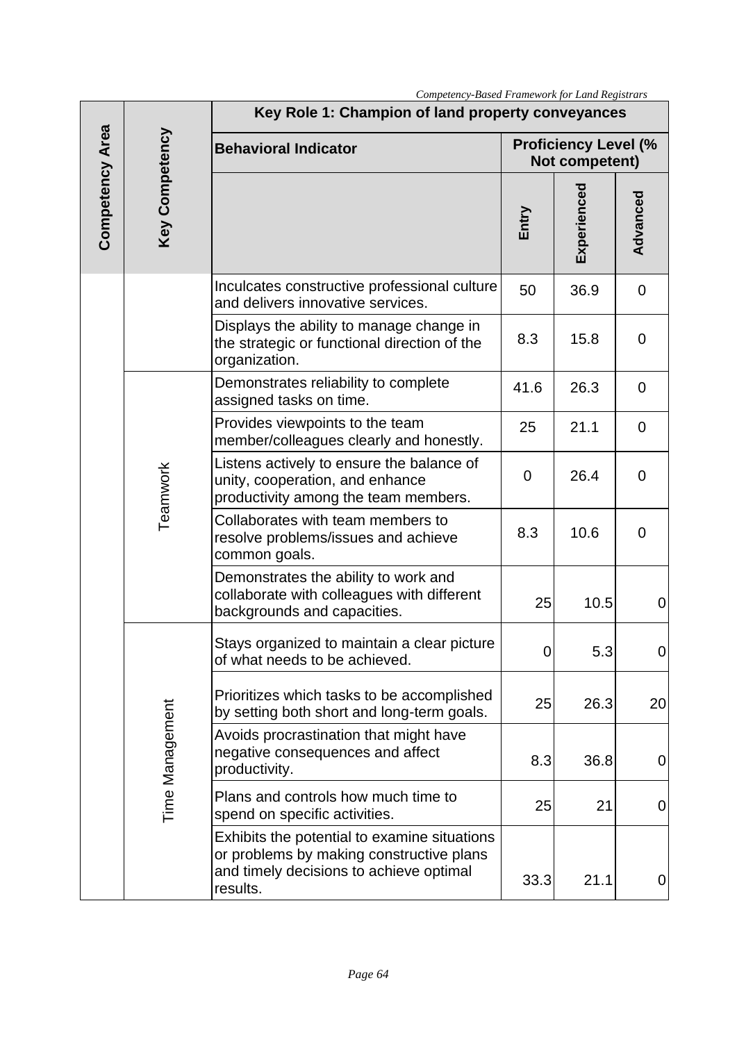| Competency Area | Key Competency | Key Role 1: Champion of land property conveyances | | | |
|---|---|---|---|---|---|
| | | **Behavioral Indicator** | **Proficiency Level (% Not competent)** | | |
| | | | **Entry** | **Experienced** | **Advanced** |
| | | Inculcates constructive professional culture and delivers innovative services. | 50 | 36.9 | 0 |
| | | Displays the ability to manage change in the strategic or functional direction of the organization. | 8.3 | 15.8 | 0 |
| | Teamwork | Demonstrates reliability to complete assigned tasks on time. | 41.6 | 26.3 | 0 |
| | | Provides viewpoints to the team member/colleagues clearly and honestly. | 25 | 21.1 | 0 |
| | | Listens actively to ensure the balance of unity, cooperation, and enhance productivity among the team members. | 0 | 26.4 | 0 |
| | | Collaborates with team members to resolve problems/issues and achieve common goals. | 8.3 | 10.6 | 0 |
| | | Demonstrates the ability to work and collaborate with colleagues with different backgrounds and capacities. | 25 | 10.5 | 0 |
| | Time Management | Stays organized to maintain a clear picture of what needs to be achieved. | 0 | 5.3 | 0 |
| | | Prioritizes which tasks to be accomplished by setting both short and long-term goals. | 25 | 26.3 | 20 |
| | | Avoids procrastination that might have negative consequences and affect productivity. | 8.3 | 36.8 | 0 |
| | | Plans and controls how much time to spend on specific activities. | 25 | 21 | 0 |
| | | Exhibits the potential to examine situations or problems by making constructive plans and timely decisions to achieve optimal results. | 33.3 | 21.1 | 0 |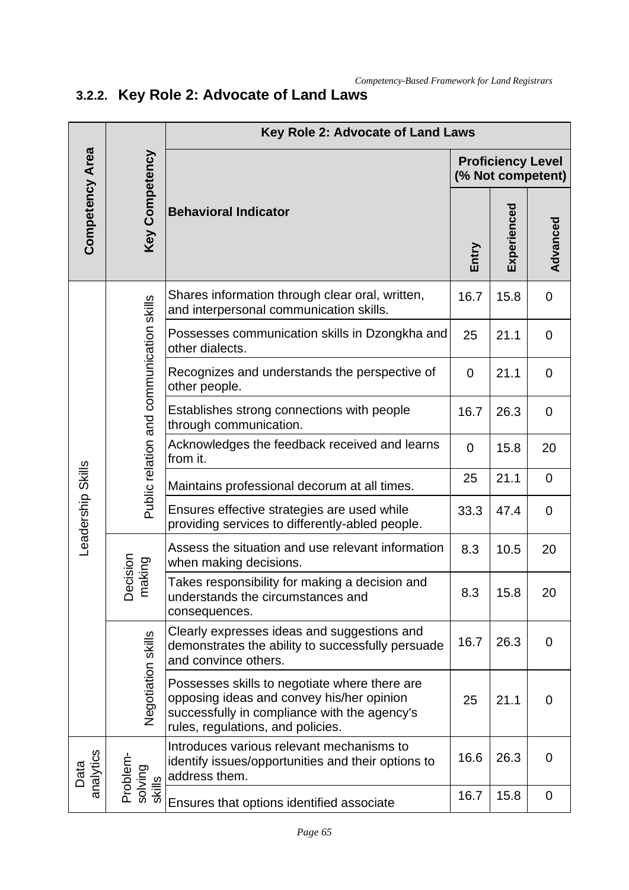### 3.2.2. Key Role 2: Advocate of Land Laws

| Competency Area | Key Competency | Key Role 2: Advocate of Land Laws | | | |
|---|---|---|---|---|---|
| | | Behavioral Indicator | Proficiency Level (% Not competent) | | |
| | | | Entry | Experienced | Advanced |
| Leadership Skills | Public relation and communication skills | Shares information through clear oral, written, and interpersonal communication skills. | 16.7 | 15.8 | 0 |
| | | Possesses communication skills in Dzongkha and other dialects. | 25 | 21.1 | 0 |
| | | Recognizes and understands the perspective of other people. | 0 | 21.1 | 0 |
| | | Establishes strong connections with people through communication. | 16.7 | 26.3 | 0 |
| | | Acknowledges the feedback received and learns from it. | 0 | 15.8 | 20 |
| | | Maintains professional decorum at all times. | 25 | 21.1 | 0 |
| | | Ensures effective strategies are used while providing services to differently-abled people. | 33.3 | 47.4 | 0 |
| | Decision making | Assess the situation and use relevant information when making decisions. | 8.3 | 10.5 | 20 |
| | | Takes responsibility for making a decision and understands the circumstances and consequences. | 8.3 | 15.8 | 20 |
| | Negotiation skills | Clearly expresses ideas and suggestions and demonstrates the ability to successfully persuade and convince others. | 16.7 | 26.3 | 0 |
| | | Possesses skills to negotiate where there are opposing ideas and convey his/her opinion successfully in compliance with the agency's rules, regulations, and policies. | 25 | 21.1 | 0 |
| Data analytics | Problem-solving skills | Introduces various relevant mechanisms to identify issues/opportunities and their options to address them. | 16.6 | 26.3 | 0 |
| | | Ensures that options identified associate | 16.7 | 15.8 | 0 |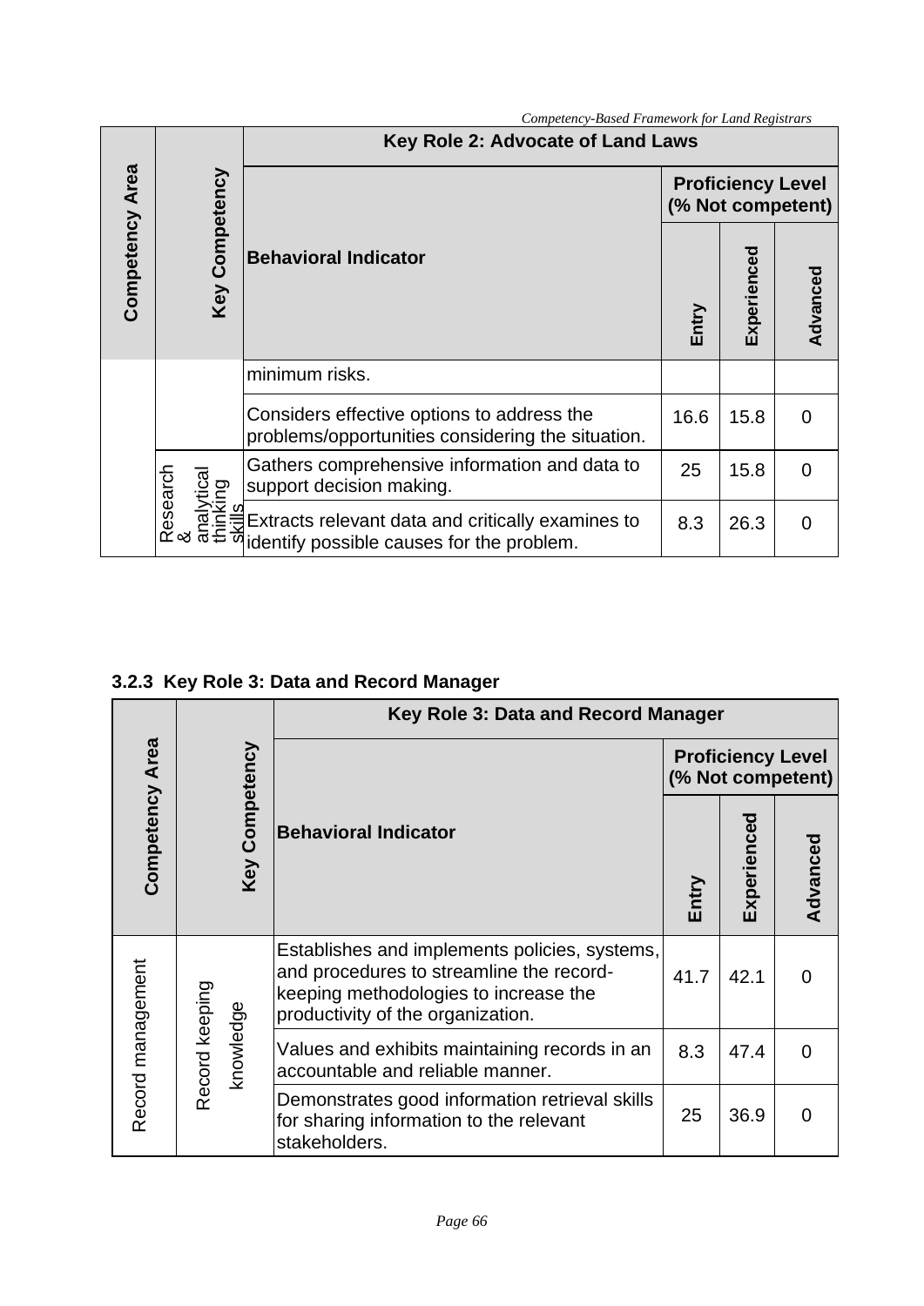| Competency Area | Key Competency | Key Role 2: Advocate of Land Laws | | | |
|---|---|---|---|---|---|
| | | Behavioral Indicator | Proficiency Level (% Not competent) | | |
| | | | Entry | Experienced | Advanced |
| | | minimum risks. | | | |
| | | Considers effective options to address the problems/opportunities considering the situation. | 16.6 | 15.8 | 0 |
| | Research & analytical thinking skills | Gathers comprehensive information and data to support decision making. | 25 | 15.8 | 0 |
| | | Extracts relevant data and critically examines to identify possible causes for the problem. | 8.3 | 26.3 | 0 |

### 3.2.3 Key Role 3: Data and Record Manager

| Competency Area | Key Competency | Key Role 3: Data and Record Manager | | | |
|---|---|---|---|---|---|
| | | Behavioral Indicator | Proficiency Level (% Not competent) | | |
| | | | Entry | Experienced | Advanced |
| Record management | Record keeping knowledge | Establishes and implements policies, systems, and procedures to streamline the record-keeping methodologies to increase the productivity of the organization. | 41.7 | 42.1 | 0 |
| | | Values and exhibits maintaining records in an accountable and reliable manner. | 8.3 | 47.4 | 0 |
| | | Demonstrates good information retrieval skills for sharing information to the relevant stakeholders. | 25 | 36.9 | 0 |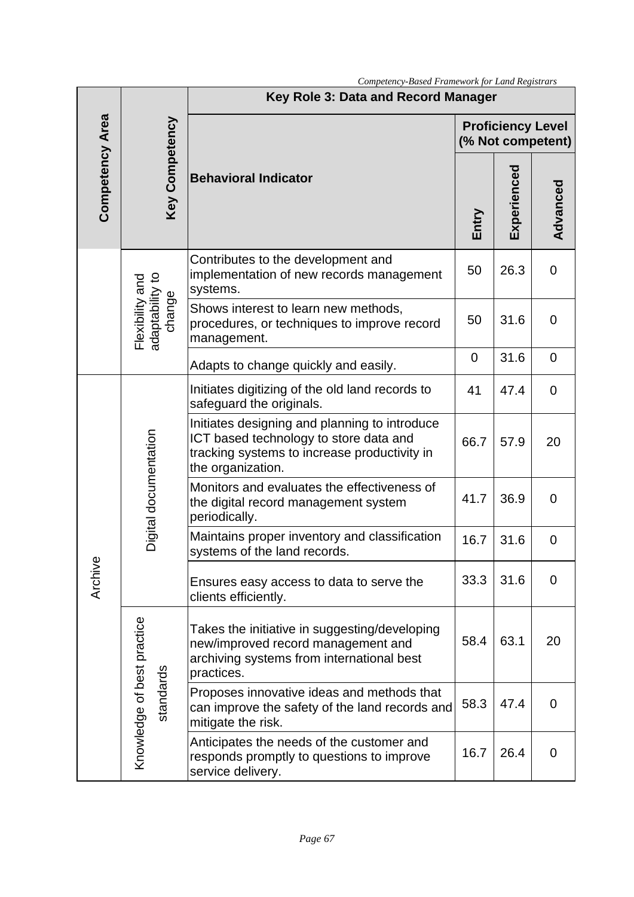| Competency Area | Key Competency | Key Role 3: Data and Record Manager | | | |
|---|---|---|---|---|---|
| | | Behavioral Indicator | Proficiency Level (% Not competent) | | |
| | | | Entry | Experienced | Advanced |
| | Flexibility and adaptability to change | Contributes to the development and implementation of new records management systems. | 50 | 26.3 | 0 |
| | | Shows interest to learn new methods, procedures, or techniques to improve record management. | 50 | 31.6 | 0 |
| | | Adapts to change quickly and easily. | 0 | 31.6 | 0 |
| Archive | Digital documentation | Initiates digitizing of the old land records to safeguard the originals. | 41 | 47.4 | 0 |
| | | Initiates designing and planning to introduce ICT based technology to store data and tracking systems to increase productivity in the organization. | 66.7 | 57.9 | 20 |
| | | Monitors and evaluates the effectiveness of the digital record management system periodically. | 41.7 | 36.9 | 0 |
| | | Maintains proper inventory and classification systems of the land records. | 16.7 | 31.6 | 0 |
| | | Ensures easy access to data to serve the clients efficiently. | 33.3 | 31.6 | 0 |
| | Knowledge of best practice standards | Takes the initiative in suggesting/developing new/improved record management and archiving systems from international best practices. | 58.4 | 63.1 | 20 |
| | | Proposes innovative ideas and methods that can improve the safety of the land records and mitigate the risk. | 58.3 | 47.4 | 0 |
| | | Anticipates the needs of the customer and responds promptly to questions to improve service delivery. | 16.7 | 26.4 | 0 |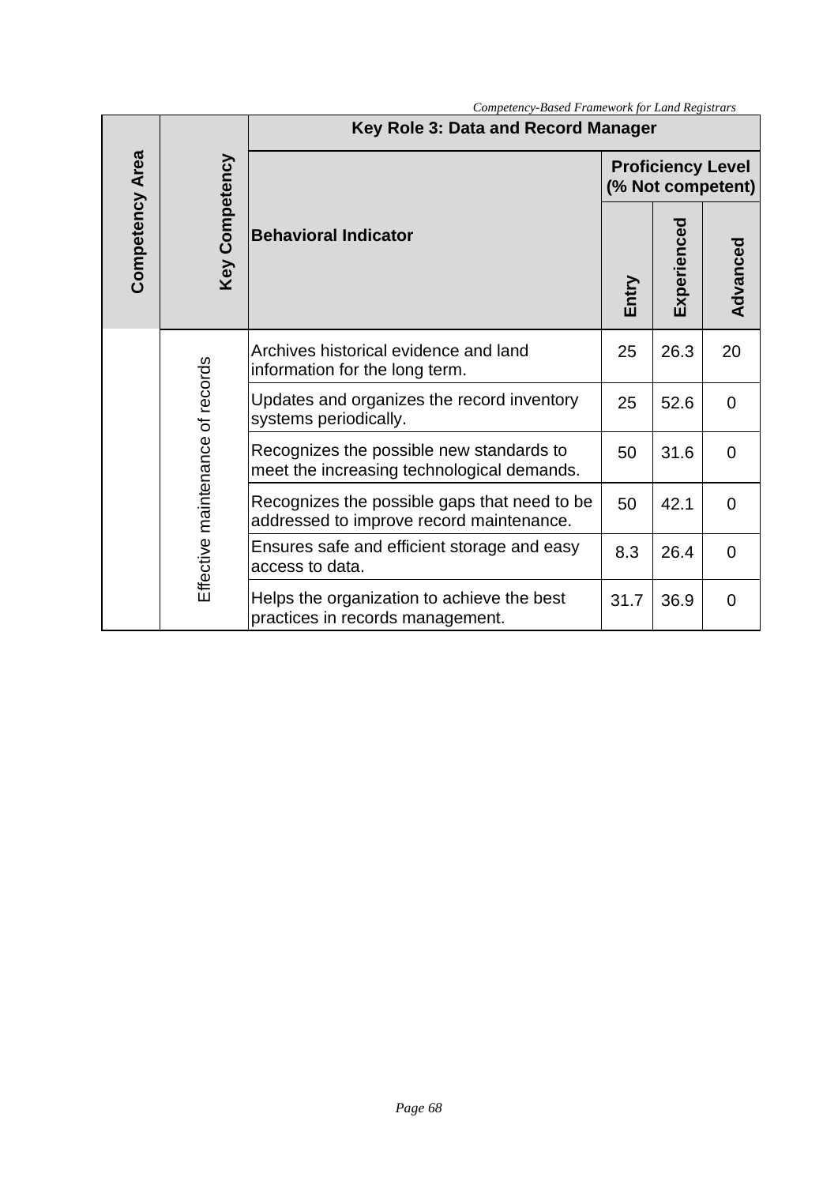| Competency Area | Key Competency | Key Role 3: Data and Record Manager | | | |
|---|---|---|---|---|---|
| | | Behavioral Indicator | Proficiency Level (% Not competent) | | |
| | | | Entry | Experienced | Advanced |
| | Effective maintenance of records | Archives historical evidence and land information for the long term. | 25 | 26.3 | 20 |
| | | Updates and organizes the record inventory systems periodically. | 25 | 52.6 | 0 |
| | | Recognizes the possible new standards to meet the increasing technological demands. | 50 | 31.6 | 0 |
| | | Recognizes the possible gaps that need to be addressed to improve record maintenance. | 50 | 42.1 | 0 |
| | | Ensures safe and efficient storage and easy access to data. | 8.3 | 26.4 | 0 |
| | | Helps the organization to achieve the best practices in records management. | 31.7 | 36.9 | 0 |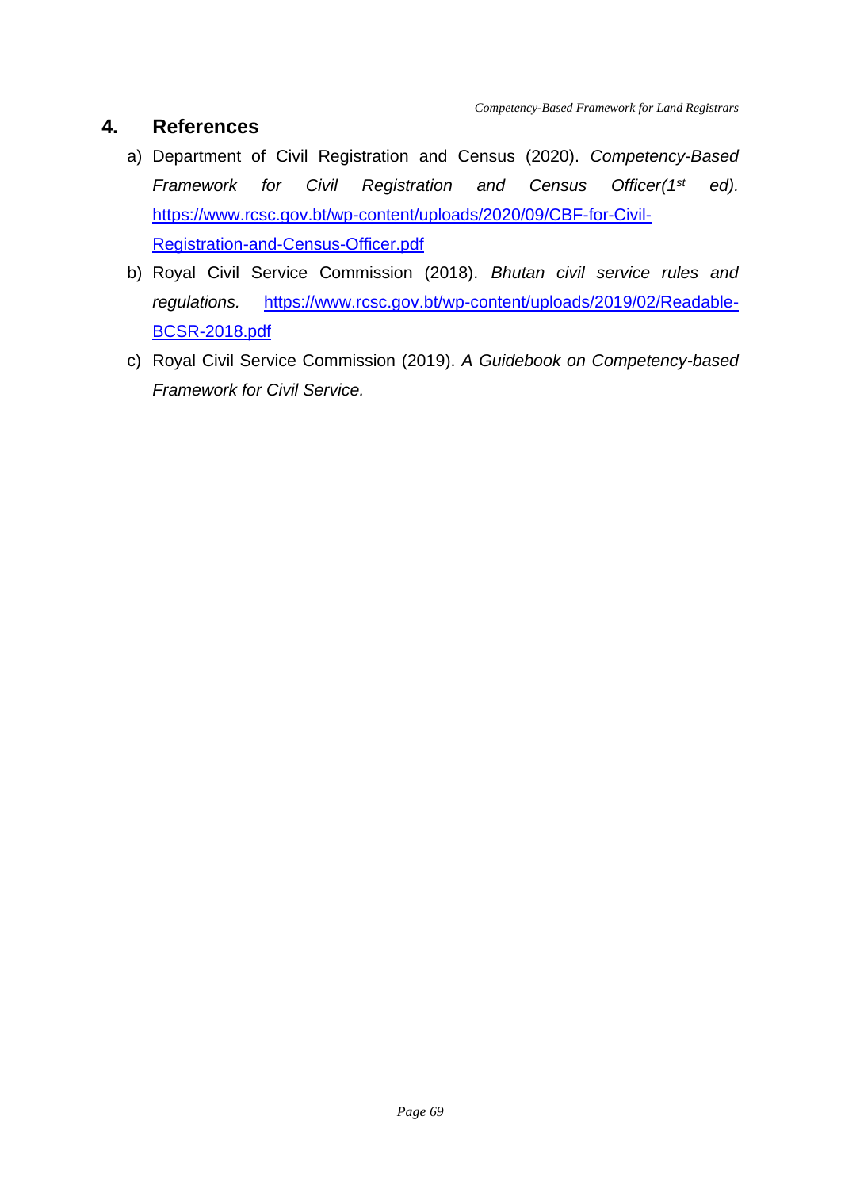## 4. References

a) Department of Civil Registration and Census (2020). *Competency-Based Framework for Civil Registration and Census Officer(1st ed).* [https://www.rcsc.gov.bt/wp-content/uploads/2020/09/CBF-for-Civil-Registration-and-Census-Officer.pdf](https://www.rcsc.gov.bt/wp-content/uploads/2020/09/CBF-for-Civil-Registration-and-Census-Officer.pdf)

b) Royal Civil Service Commission (2018). *Bhutan civil service rules and regulations.* [https://www.rcsc.gov.bt/wp-content/uploads/2019/02/Readable-BCSR-2018.pdf](https://www.rcsc.gov.bt/wp-content/uploads/2019/02/Readable-BCSR-2018.pdf)

c) Royal Civil Service Commission (2019). *A Guidebook on Competency-based Framework for Civil Service.*